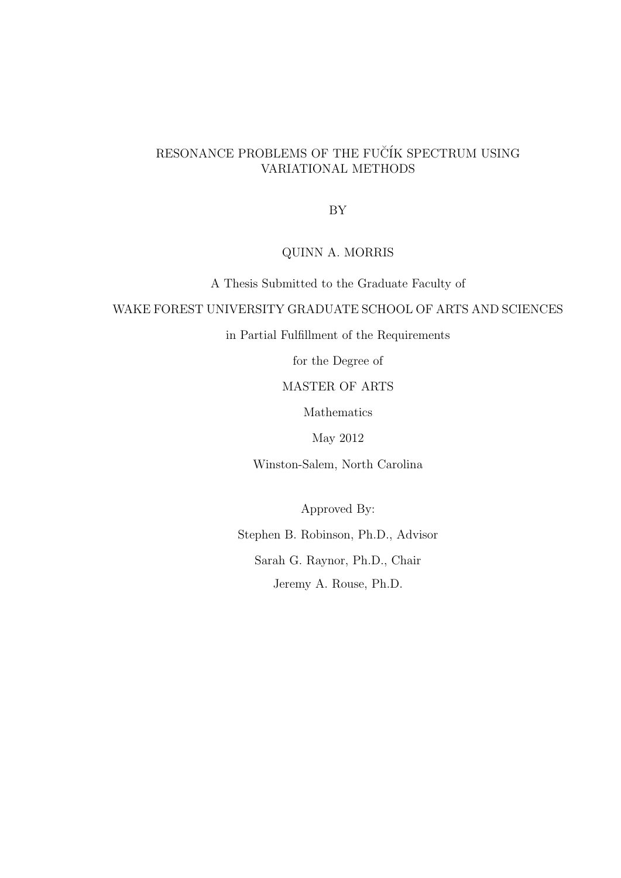# RESONANCE PROBLEMS OF THE FUČÍK SPECTRUM USING VARIATIONAL METHODS

BY

QUINN A. MORRIS

A Thesis Submitted to the Graduate Faculty of

WAKE FOREST UNIVERSITY GRADUATE SCHOOL OF ARTS AND SCIENCES

in Partial Fulfillment of the Requirements

for the Degree of

MASTER OF ARTS

Mathematics

May 2012

Winston-Salem, North Carolina

Approved By:

Stephen B. Robinson, Ph.D., Advisor

Sarah G. Raynor, Ph.D., Chair

Jeremy A. Rouse, Ph.D.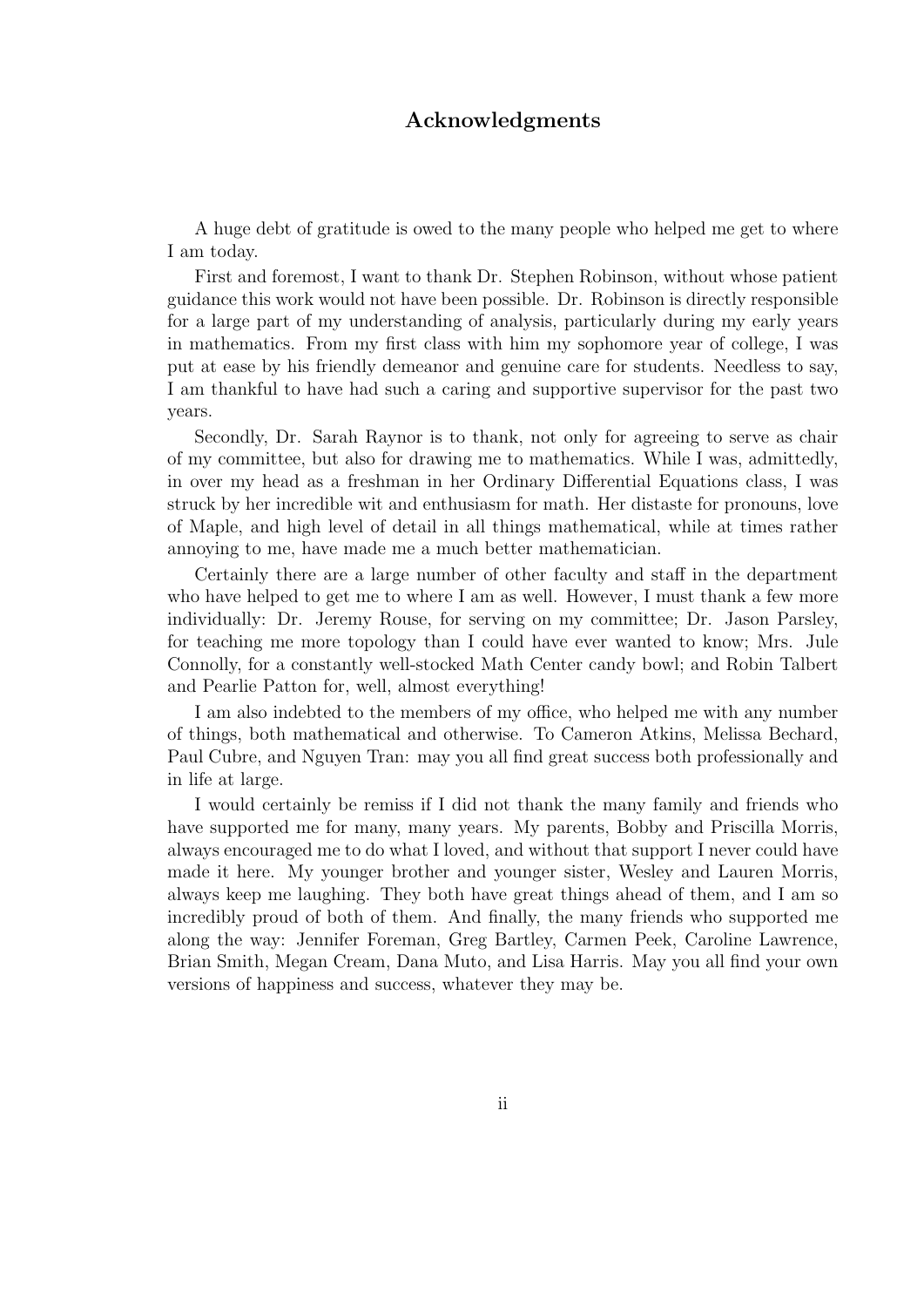## Acknowledgments

A huge debt of gratitude is owed to the many people who helped me get to where I am today.

First and foremost, I want to thank Dr. Stephen Robinson, without whose patient guidance this work would not have been possible. Dr. Robinson is directly responsible for a large part of my understanding of analysis, particularly during my early years in mathematics. From my first class with him my sophomore year of college, I was put at ease by his friendly demeanor and genuine care for students. Needless to say, I am thankful to have had such a caring and supportive supervisor for the past two years.

Secondly, Dr. Sarah Raynor is to thank, not only for agreeing to serve as chair of my committee, but also for drawing me to mathematics. While I was, admittedly, in over my head as a freshman in her Ordinary Differential Equations class, I was struck by her incredible wit and enthusiasm for math. Her distaste for pronouns, love of Maple, and high level of detail in all things mathematical, while at times rather annoying to me, have made me a much better mathematician.

Certainly there are a large number of other faculty and staff in the department who have helped to get me to where I am as well. However, I must thank a few more individually: Dr. Jeremy Rouse, for serving on my committee; Dr. Jason Parsley, for teaching me more topology than I could have ever wanted to know; Mrs. Jule Connolly, for a constantly well-stocked Math Center candy bowl; and Robin Talbert and Pearlie Patton for, well, almost everything!

I am also indebted to the members of my office, who helped me with any number of things, both mathematical and otherwise. To Cameron Atkins, Melissa Bechard, Paul Cubre, and Nguyen Tran: may you all find great success both professionally and in life at large.

I would certainly be remiss if I did not thank the many family and friends who have supported me for many, many years. My parents, Bobby and Priscilla Morris, always encouraged me to do what I loved, and without that support I never could have made it here. My younger brother and younger sister, Wesley and Lauren Morris, always keep me laughing. They both have great things ahead of them, and I am so incredibly proud of both of them. And finally, the many friends who supported me along the way: Jennifer Foreman, Greg Bartley, Carmen Peek, Caroline Lawrence, Brian Smith, Megan Cream, Dana Muto, and Lisa Harris. May you all find your own versions of happiness and success, whatever they may be.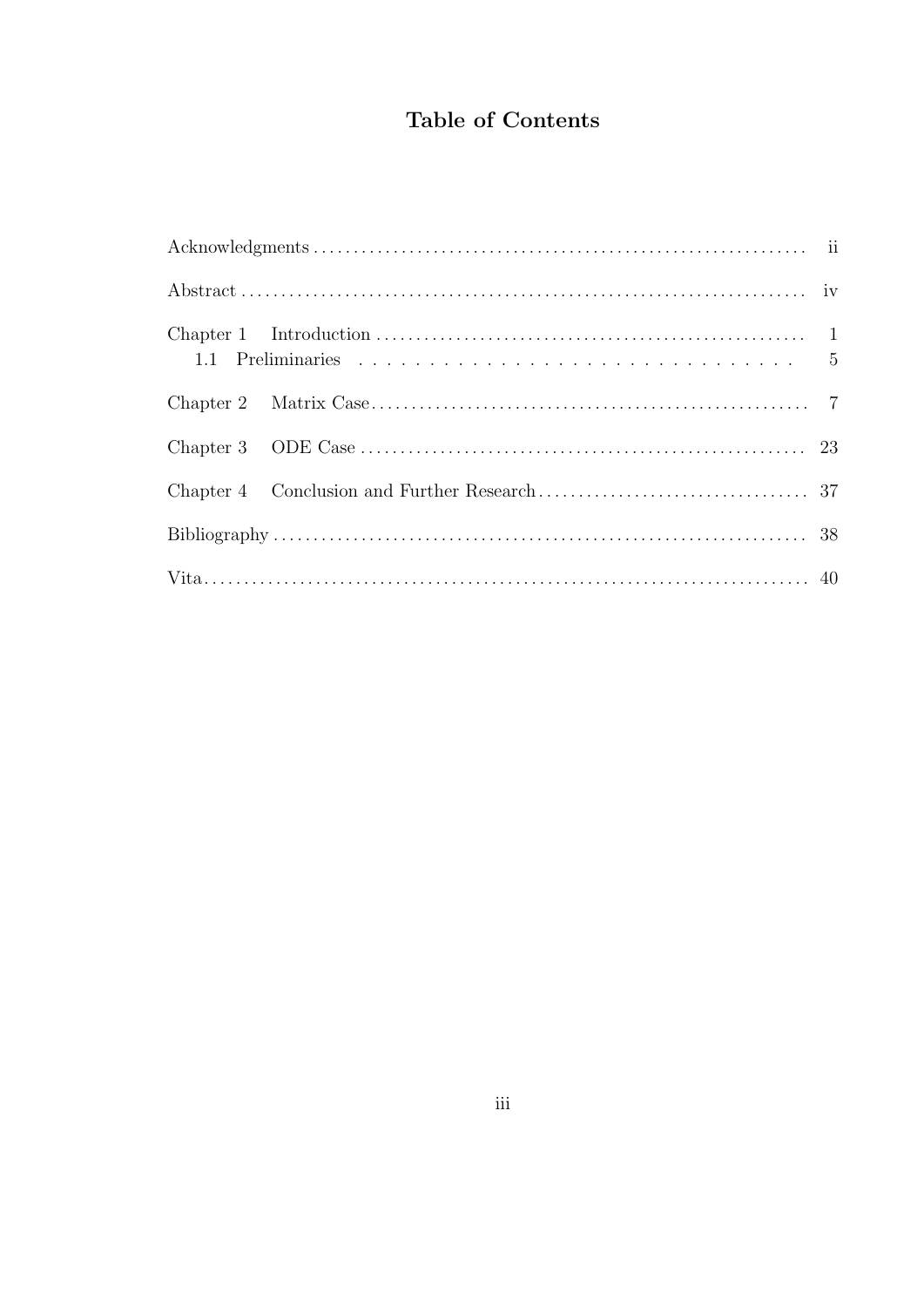# Table of Contents

| | |
|---|---|
| Acknowledgments | ii |
| Abstract | iv |
| Chapter 1 Introduction | 1 |
| 1.1 Preliminaries | 5 |
| Chapter 2 Matrix Case | 7 |
| Chapter 3 ODE Case | 23 |
| Chapter 4 Conclusion and Further Research | 37 |
| Bibliography | 38 |
| Vita | 40 |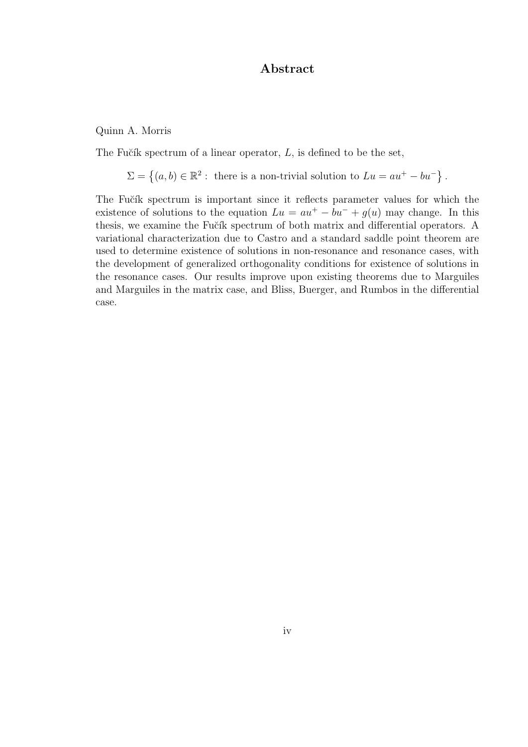# Abstract

Quinn A. Morris

The Fučík spectrum of a linear operator, $L$, is defined to be the set,

$$\Sigma = \left\{(a, b) \in \mathbb{R}^2 : \text{ there is a non-trivial solution to } Lu = au^+ - bu^-\right\}.$$

The Fučík spectrum is important since it reflects parameter values for which the existence of solutions to the equation $Lu = au^+ - bu^- + g(u)$ may change. In this thesis, we examine the Fučík spectrum of both matrix and differential operators. A variational characterization due to Castro and a standard saddle point theorem are used to determine existence of solutions in non-resonance and resonance cases, with the development of generalized orthogonality conditions for existence of solutions in the resonance cases. Our results improve upon existing theorems due to Marguiles and Marguiles in the matrix case, and Bliss, Buerger, and Rumbos in the differential case.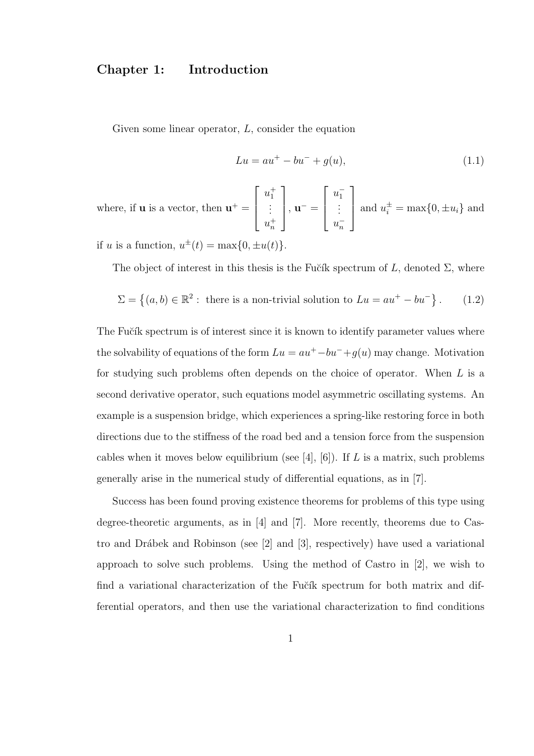# Chapter 1: Introduction

Given some linear operator, $L$, consider the equation

$$Lu = au^+ - bu^- + g(u), \tag{1.1}$$

where, if $\mathbf{u}$ is a vector, then $\mathbf{u}^+ = \begin{bmatrix} u_1^+ \\ \vdots \\ u_n^+ \end{bmatrix}$, $\mathbf{u}^- = \begin{bmatrix} u_1^- \\ \vdots \\ u_n^- \end{bmatrix}$ and $u_i^\pm = \max\{0, \pm u_i\}$ and if $u$ is a function, $u^\pm(t) = \max\{0, \pm u(t)\}$.

The object of interest in this thesis is the Fučík spectrum of $L$, denoted $\Sigma$, where

$$\Sigma = \left\{(a, b) \in \mathbb{R}^2 : \text{ there is a non-trivial solution to } Lu = au^+ - bu^-\right\}. \tag{1.2}$$

The Fučík spectrum is of interest since it is known to identify parameter values where the solvability of equations of the form $Lu = au^+ - bu^- + g(u)$ may change. Motivation for studying such problems often depends on the choice of operator. When $L$ is a second derivative operator, such equations model asymmetric oscillating systems. An example is a suspension bridge, which experiences a spring-like restoring force in both directions due to the stiffness of the road bed and a tension force from the suspension cables when it moves below equilibrium (see [4], [6]). If $L$ is a matrix, such problems generally arise in the numerical study of differential equations, as in [7].

Success has been found proving existence theorems for problems of this type using degree-theoretic arguments, as in [4] and [7]. More recently, theorems due to Castro and Drábek and Robinson (see [2] and [3], respectively) have used a variational approach to solve such problems. Using the method of Castro in [2], we wish to find a variational characterization of the Fučík spectrum for both matrix and differential operators, and then use the variational characterization to find conditions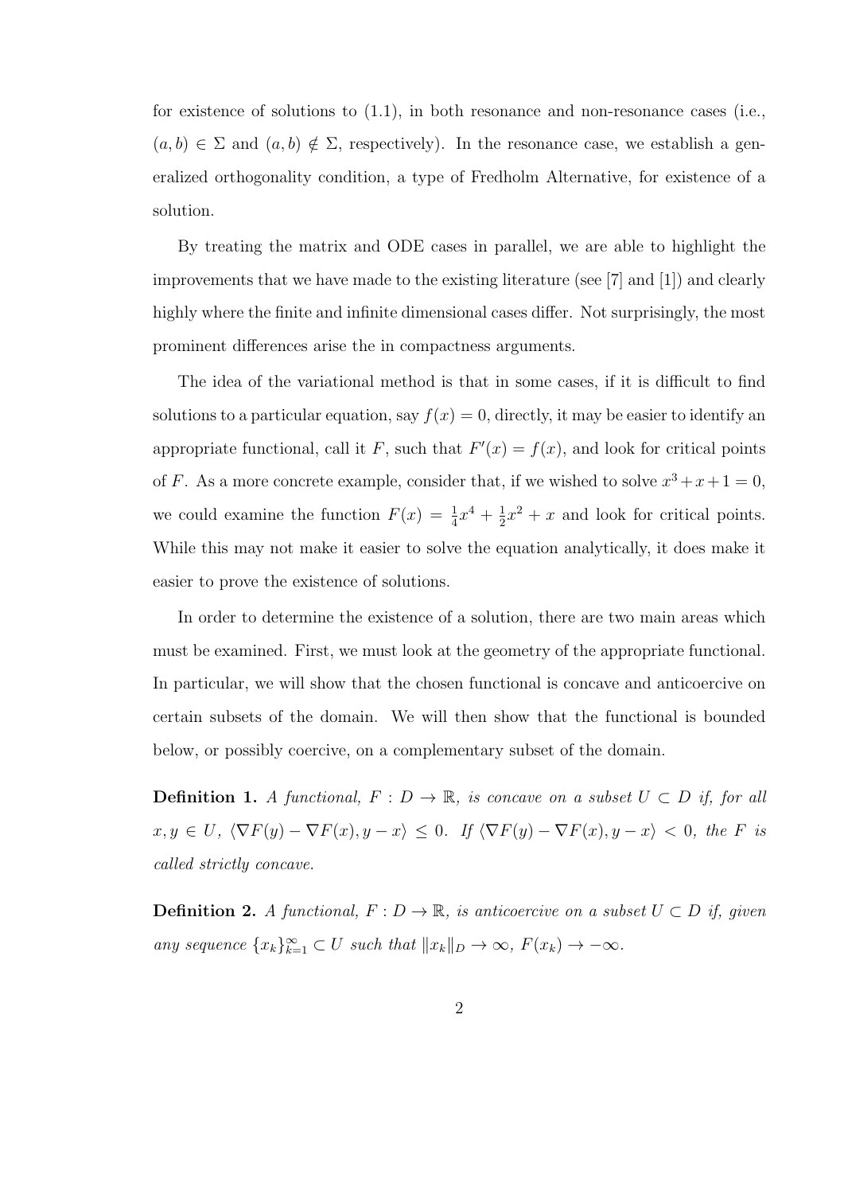for existence of solutions to (1.1), in both resonance and non-resonance cases (i.e., $(a, b) \in \Sigma$ and $(a, b) \notin \Sigma$, respectively). In the resonance case, we establish a generalized orthogonality condition, a type of Fredholm Alternative, for existence of a solution.

By treating the matrix and ODE cases in parallel, we are able to highlight the improvements that we have made to the existing literature (see [7] and [1]) and clearly highly where the finite and infinite dimensional cases differ. Not surprisingly, the most prominent differences arise the in compactness arguments.

The idea of the variational method is that in some cases, if it is difficult to find solutions to a particular equation, say $f(x) = 0$, directly, it may be easier to identify an appropriate functional, call it $F$, such that $F'(x) = f(x)$, and look for critical points of $F$. As a more concrete example, consider that, if we wished to solve $x^3 + x + 1 = 0$, we could examine the function $F(x) = \frac{1}{4}x^4 + \frac{1}{2}x^2 + x$ and look for critical points. While this may not make it easier to solve the equation analytically, it does make it easier to prove the existence of solutions.

In order to determine the existence of a solution, there are two main areas which must be examined. First, we must look at the geometry of the appropriate functional. In particular, we will show that the chosen functional is concave and anticoercive on certain subsets of the domain. We will then show that the functional is bounded below, or possibly coercive, on a complementary subset of the domain.

**Definition 1.** *A functional, $F : D \to \mathbb{R}$, is concave on a subset $U \subset D$ if, for all $x, y \in U$, $\langle \nabla F(y) - \nabla F(x), y - x \rangle \leq 0$. If $\langle \nabla F(y) - \nabla F(x), y - x \rangle < 0$, the $F$ is called strictly concave.*

**Definition 2.** *A functional, $F : D \to \mathbb{R}$, is anticoercive on a subset $U \subset D$ if, given any sequence $\{x_k\}_{k=1}^{\infty} \subset U$ such that $\|x_k\|_D \to \infty$, $F(x_k) \to -\infty$.*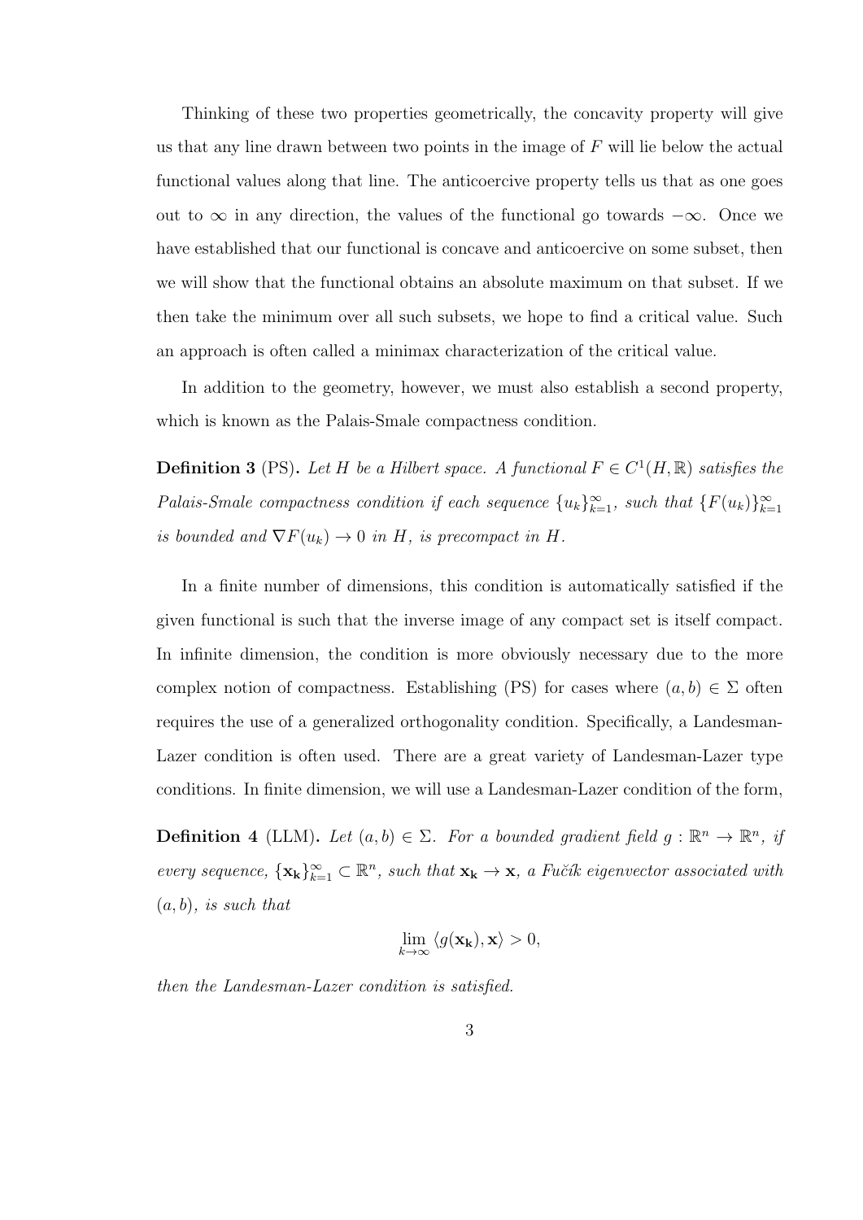Thinking of these two properties geometrically, the concavity property will give us that any line drawn between two points in the image of $F$ will lie below the actual functional values along that line. The anticoercive property tells us that as one goes out to $\infty$ in any direction, the values of the functional go towards $-\infty$. Once we have established that our functional is concave and anticoercive on some subset, then we will show that the functional obtains an absolute maximum on that subset. If we then take the minimum over all such subsets, we hope to find a critical value. Such an approach is often called a minimax characterization of the critical value.

In addition to the geometry, however, we must also establish a second property, which is known as the Palais-Smale compactness condition.

**Definition 3** (PS)**.** *Let $H$ be a Hilbert space. A functional $F \in C^1(H, \mathbb{R})$ satisfies the Palais-Smale compactness condition if each sequence $\{u_k\}_{k=1}^{\infty}$, such that $\{F(u_k)\}_{k=1}^{\infty}$ is bounded and $\nabla F(u_k) \to 0$ in $H$, is precompact in $H$.*

In a finite number of dimensions, this condition is automatically satisfied if the given functional is such that the inverse image of any compact set is itself compact. In infinite dimension, the condition is more obviously necessary due to the more complex notion of compactness. Establishing (PS) for cases where $(a, b) \in \Sigma$ often requires the use of a generalized orthogonality condition. Specifically, a Landesman-Lazer condition is often used. There are a great variety of Landesman-Lazer type conditions. In finite dimension, we will use a Landesman-Lazer condition of the form,

**Definition 4** (LLM)**.** *Let $(a, b) \in \Sigma$. For a bounded gradient field $g : \mathbb{R}^n \to \mathbb{R}^n$, if every sequence, $\{\mathbf{x_k}\}_{k=1}^{\infty} \subset \mathbb{R}^n$, such that $\mathbf{x_k} \to \mathbf{x}$, a Fučík eigenvector associated with $(a, b)$, is such that*

$$\lim_{k \to \infty} \langle g(\mathbf{x_k}), \mathbf{x} \rangle > 0,$$

*then the Landesman-Lazer condition is satisfied.*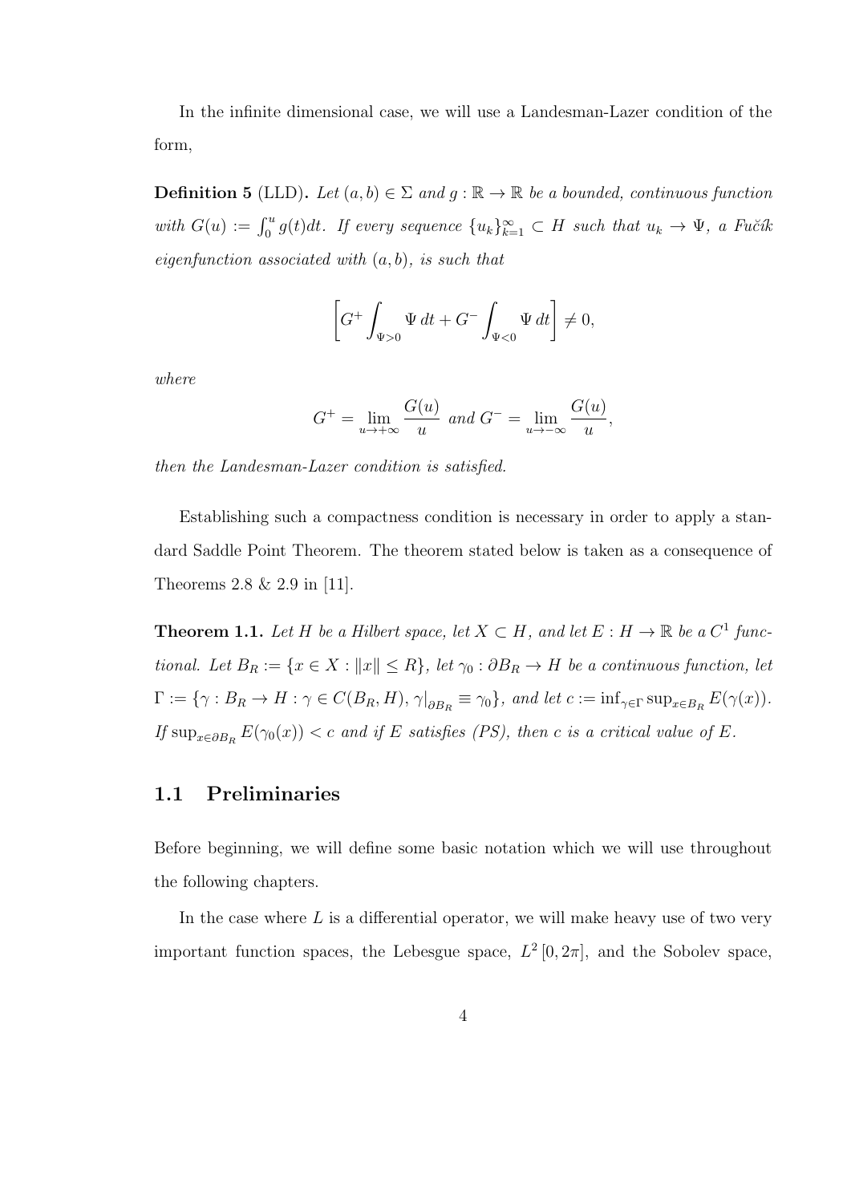In the infinite dimensional case, we will use a Landesman-Lazer condition of the form,

**Definition 5** (LLD)**.** *Let $(a, b) \in \Sigma$ and $g : \mathbb{R} \to \mathbb{R}$ be a bounded, continuous function with $G(u) := \int_0^u g(t)dt$. If every sequence $\{u_k\}_{k=1}^{\infty} \subset H$ such that $u_k \to \Psi$, a Fučík eigenfunction associated with $(a, b)$, is such that*

$$\left[ G^+ \int_{\Psi > 0} \Psi \, dt + G^- \int_{\Psi < 0} \Psi \, dt \right] \neq 0,$$

*where*

$$G^+ = \lim_{u \to +\infty} \frac{G(u)}{u} \text{ and } G^- = \lim_{u \to -\infty} \frac{G(u)}{u},$$

*then the Landesman-Lazer condition is satisfied.*

Establishing such a compactness condition is necessary in order to apply a standard Saddle Point Theorem. The theorem stated below is taken as a consequence of Theorems 2.8 & 2.9 in [11].

**Theorem 1.1.** *Let $H$ be a Hilbert space, let $X \subset H$, and let $E : H \to \mathbb{R}$ be a $C^1$ functional. Let $B_R := \{x \in X : \|x\| \leq R\}$, let $\gamma_0 : \partial B_R \to H$ be a continuous function, let $\Gamma := \{\gamma : B_R \to H : \gamma \in C(B_R, H), \gamma|_{\partial B_R} \equiv \gamma_0\}$, and let $c := \inf_{\gamma \in \Gamma} \sup_{x \in B_R} E(\gamma(x))$. If $\sup_{x \in \partial B_R} E(\gamma_0(x)) < c$ and if $E$ satisfies (PS), then $c$ is a critical value of $E$.*

## 1.1 Preliminaries

Before beginning, we will define some basic notation which we will use throughout the following chapters.

In the case where $L$ is a differential operator, we will make heavy use of two very important function spaces, the Lebesgue space, $L^2[0, 2\pi]$, and the Sobolev space,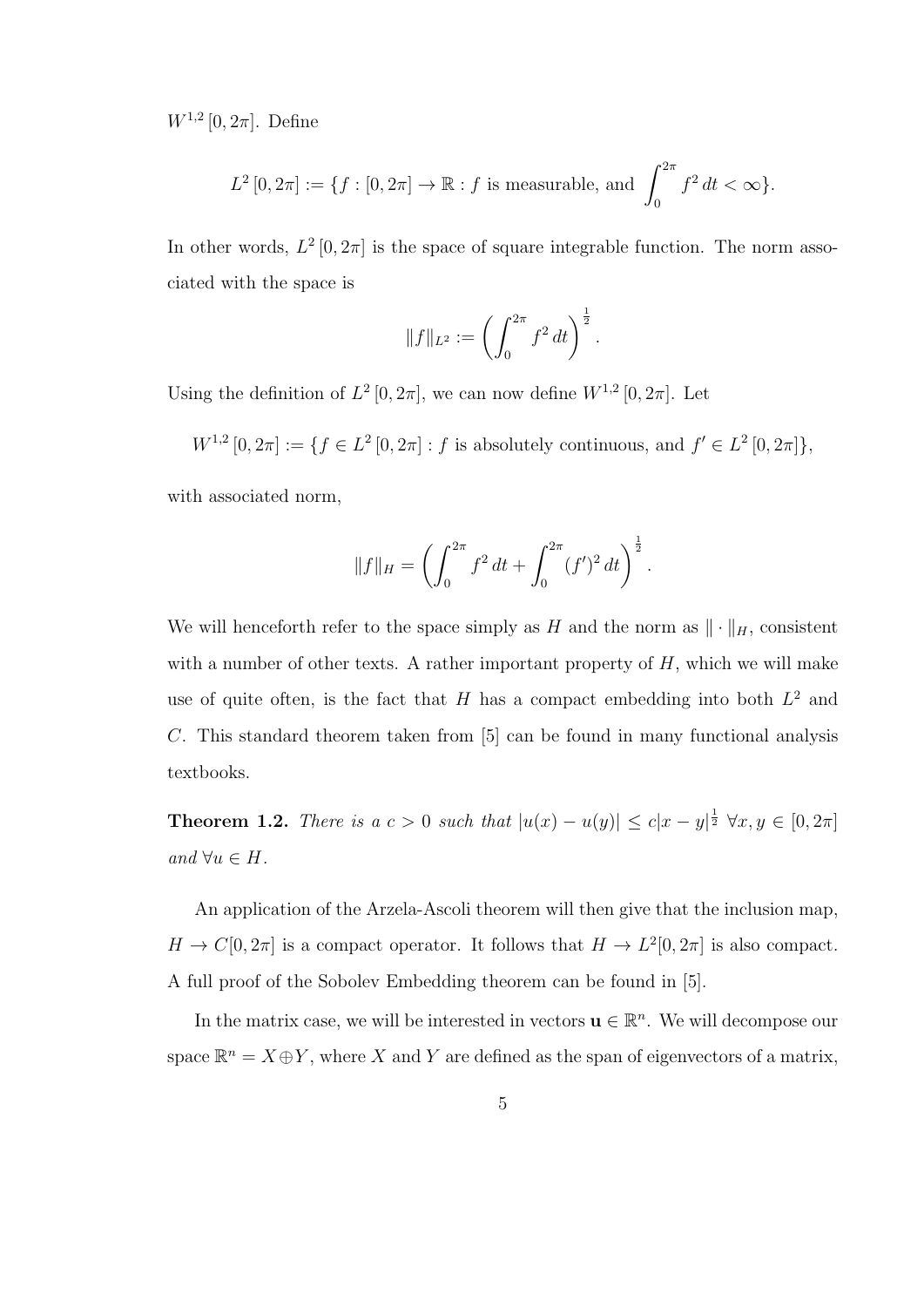$W^{1,2}[0, 2\pi]$. Define

$$L^2[0, 2\pi] := \{f : [0, 2\pi] \to \mathbb{R} : f \text{ is measurable, and } \int_0^{2\pi} f^2 \, dt < \infty\}.$$

In other words, $L^2[0, 2\pi]$ is the space of square integrable function. The norm associated with the space is

$$\|f\|_{L^2} := \left( \int_0^{2\pi} f^2 \, dt \right)^{\frac{1}{2}}.$$

Using the definition of $L^2[0, 2\pi]$, we can now define $W^{1,2}[0, 2\pi]$. Let

$$W^{1,2}[0, 2\pi] := \{f \in L^2[0, 2\pi] : f \text{ is absolutely continuous, and } f' \in L^2[0, 2\pi]\},$$

with associated norm,

$$\|f\|_H = \left( \int_0^{2\pi} f^2 \, dt + \int_0^{2\pi} (f')^2 \, dt \right)^{\frac{1}{2}}.$$

We will henceforth refer to the space simply as $H$ and the norm as $\| \cdot \|_H$, consistent with a number of other texts. A rather important property of $H$, which we will make use of quite often, is the fact that $H$ has a compact embedding into both $L^2$ and $C$. This standard theorem taken from [5] can be found in many functional analysis textbooks.

**Theorem 1.2.** *There is a $c > 0$ such that $|u(x) - u(y)| \leq c|x - y|^{\frac{1}{2}}$ $\forall x, y \in [0, 2\pi]$ and $\forall u \in H$.*

An application of the Arzela-Ascoli theorem will then give that the inclusion map, $H \to C[0, 2\pi]$ is a compact operator. It follows that $H \to L^2[0, 2\pi]$ is also compact. A full proof of the Sobolev Embedding theorem can be found in [5].

In the matrix case, we will be interested in vectors $\mathbf{u} \in \mathbb{R}^n$. We will decompose our space $\mathbb{R}^n = X \oplus Y$, where $X$ and $Y$ are defined as the span of eigenvectors of a matrix,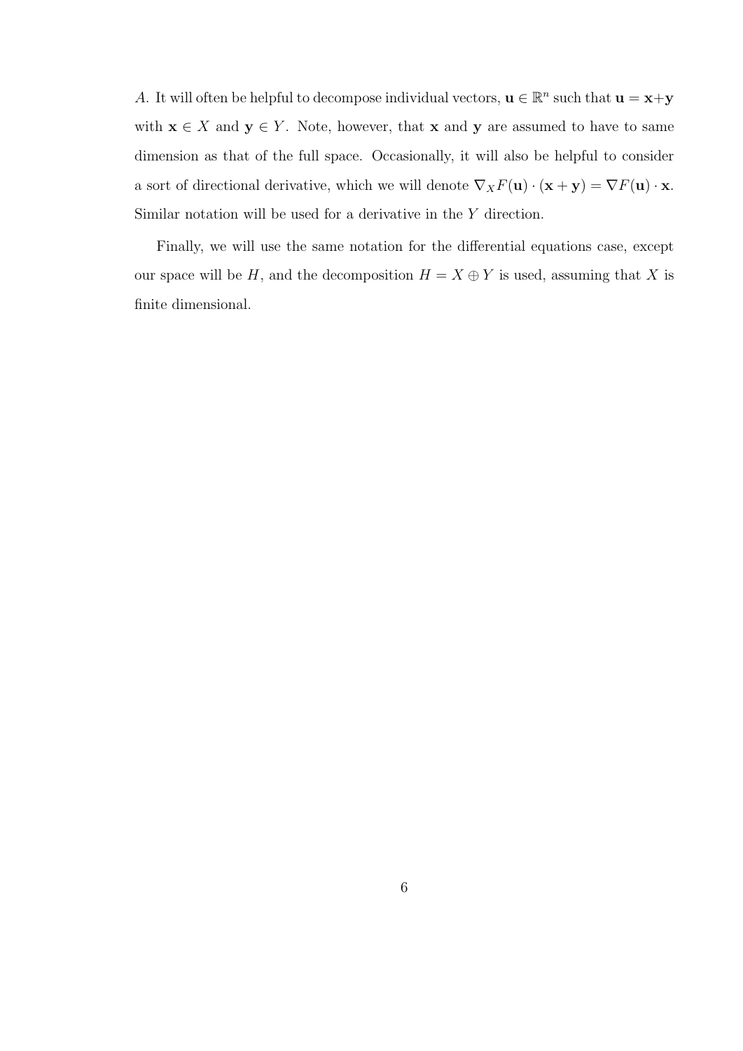$A$. It will often be helpful to decompose individual vectors, $\mathbf{u} \in \mathbb{R}^n$ such that $\mathbf{u} = \mathbf{x}+\mathbf{y}$ with $\mathbf{x} \in X$ and $\mathbf{y} \in Y$. Note, however, that $\mathbf{x}$ and $\mathbf{y}$ are assumed to have to same dimension as that of the full space. Occasionally, it will also be helpful to consider a sort of directional derivative, which we will denote $\nabla_X F(\mathbf{u}) \cdot (\mathbf{x} + \mathbf{y}) = \nabla F(\mathbf{u}) \cdot \mathbf{x}$. Similar notation will be used for a derivative in the $Y$ direction.

Finally, we will use the same notation for the differential equations case, except our space will be $H$, and the decomposition $H = X \oplus Y$ is used, assuming that $X$ is finite dimensional.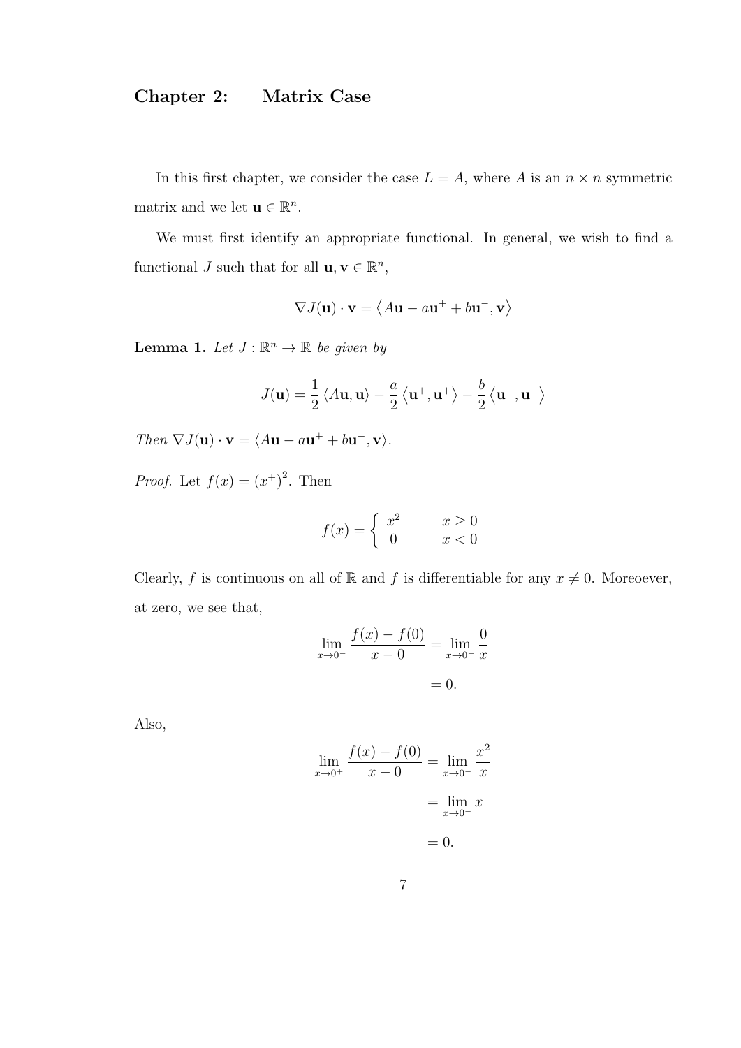## Chapter 2: Matrix Case

In this first chapter, we consider the case $L = A$, where $A$ is an $n \times n$ symmetric matrix and we let $\mathbf{u} \in \mathbb{R}^n$.

We must first identify an appropriate functional. In general, we wish to find a functional $J$ such that for all $\mathbf{u}, \mathbf{v} \in \mathbb{R}^n$,

$$\nabla J(\mathbf{u}) \cdot \mathbf{v} = \left\langle A\mathbf{u} - a\mathbf{u}^+ + b\mathbf{u}^-, \mathbf{v} \right\rangle$$

**Lemma 1.** *Let $J : \mathbb{R}^n \to \mathbb{R}$ be given by*

$$J(\mathbf{u}) = \frac{1}{2} \left\langle A\mathbf{u}, \mathbf{u} \right\rangle - \frac{a}{2} \left\langle \mathbf{u}^+, \mathbf{u}^+ \right\rangle - \frac{b}{2} \left\langle \mathbf{u}^-, \mathbf{u}^- \right\rangle$$

*Then $\nabla J(\mathbf{u}) \cdot \mathbf{v} = \langle A\mathbf{u} - a\mathbf{u}^+ + b\mathbf{u}^-, \mathbf{v} \rangle$.*

*Proof.* Let $f(x) = (x^+)^2$. Then

$$f(x) = \begin{cases} x^2 & x \geq 0 \\ 0 & x < 0 \end{cases}$$

Clearly, $f$ is continuous on all of $\mathbb{R}$ and $f$ is differentiable for any $x \neq 0$. Moreoever, at zero, we see that,

$$\begin{aligned} \lim_{x \to 0^-} \frac{f(x) - f(0)}{x - 0} &= \lim_{x \to 0^-} \frac{0}{x} \\ &= 0. \end{aligned}$$

Also,

$$\begin{aligned} \lim_{x \to 0^+} \frac{f(x) - f(0)}{x - 0} &= \lim_{x \to 0^-} \frac{x^2}{x} \\ &= \lim_{x \to 0^-} x \\ &= 0. \end{aligned}$$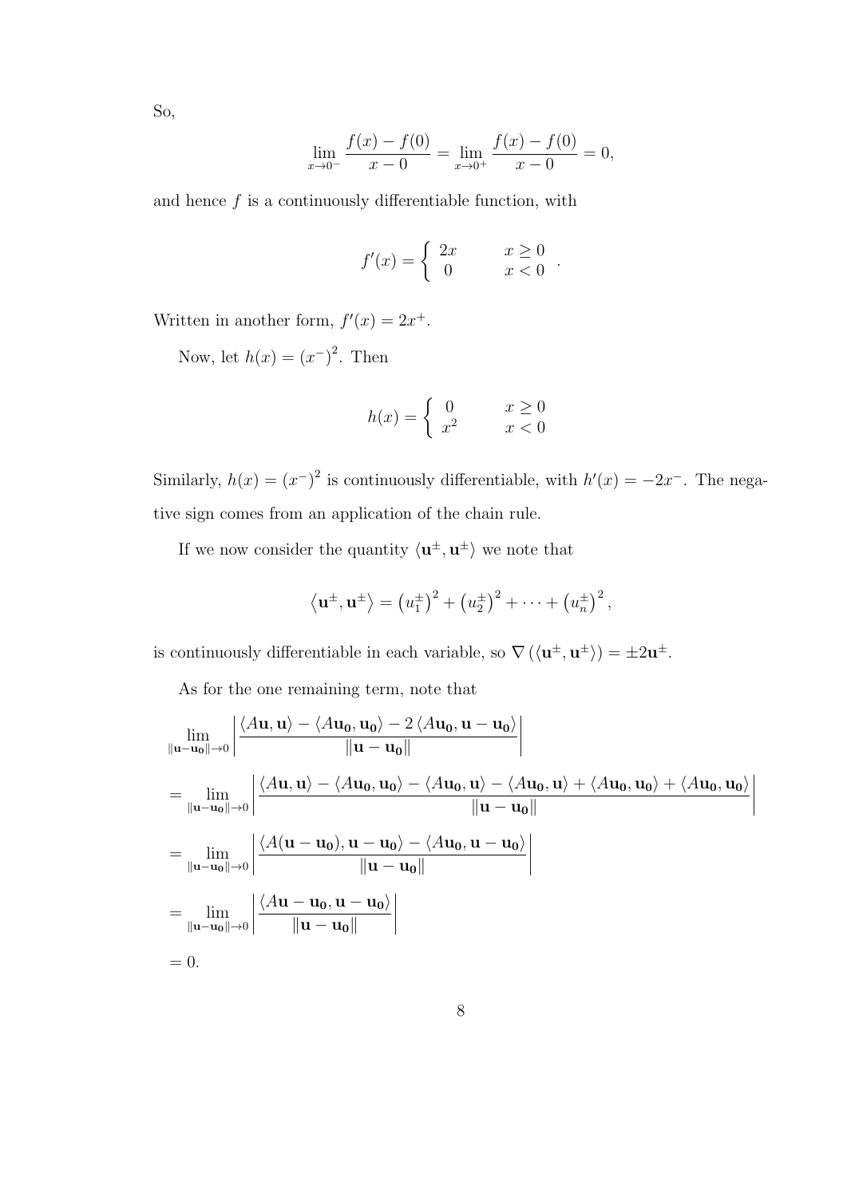So,

$$\lim_{x \to 0^-} \frac{f(x) - f(0)}{x - 0} = \lim_{x \to 0^+} \frac{f(x) - f(0)}{x - 0} = 0,$$

and hence $f$ is a continuously differentiable function, with

$$f'(x) = \begin{cases} 2x & x \geq 0 \\ 0 & x < 0 \end{cases}.$$

Written in another form, $f'(x) = 2x^+$.

Now, let $h(x) = (x^-)^2$. Then

$$h(x) = \begin{cases} 0 & x \geq 0 \\ x^2 & x < 0 \end{cases}$$

Similarly, $h(x) = (x^-)^2$ is continuously differentiable, with $h'(x) = -2x^-$. The negative sign comes from an application of the chain rule.

If we now consider the quantity $\langle \mathbf{u}^\pm, \mathbf{u}^\pm \rangle$ we note that

$$\langle \mathbf{u}^\pm, \mathbf{u}^\pm \rangle = \left(u_1^\pm\right)^2 + \left(u_2^\pm\right)^2 + \cdots + \left(u_n^\pm\right)^2,$$

is continuously differentiable in each variable, so $\nabla \left( \langle \mathbf{u}^\pm, \mathbf{u}^\pm \rangle \right) = \pm 2\mathbf{u}^\pm$.

As for the one remaining term, note that

$$\lim_{\|\mathbf{u}-\mathbf{u_0}\| \to 0} \left| \frac{\langle A\mathbf{u}, \mathbf{u} \rangle - \langle A\mathbf{u_0}, \mathbf{u_0} \rangle - 2 \langle A\mathbf{u_0}, \mathbf{u} - \mathbf{u_0} \rangle}{\|\mathbf{u} - \mathbf{u_0}\|} \right|$$

$$= \lim_{\|\mathbf{u}-\mathbf{u_0}\| \to 0} \left| \frac{\langle A\mathbf{u}, \mathbf{u} \rangle - \langle A\mathbf{u_0}, \mathbf{u_0} \rangle - \langle A\mathbf{u_0}, \mathbf{u} \rangle - \langle A\mathbf{u_0}, \mathbf{u} \rangle + \langle A\mathbf{u_0}, \mathbf{u_0} \rangle + \langle A\mathbf{u_0}, \mathbf{u_0} \rangle}{\|\mathbf{u} - \mathbf{u_0}\|} \right|$$

$$= \lim_{\|\mathbf{u}-\mathbf{u_0}\| \to 0} \left| \frac{\langle A(\mathbf{u} - \mathbf{u_0}), \mathbf{u} - \mathbf{u_0} \rangle - \langle A\mathbf{u_0}, \mathbf{u} - \mathbf{u_0} \rangle}{\|\mathbf{u} - \mathbf{u_0}\|} \right|$$

$$= \lim_{\|\mathbf{u}-\mathbf{u_0}\| \to 0} \left| \frac{\langle A\mathbf{u} - \mathbf{u_0}, \mathbf{u} - \mathbf{u_0} \rangle}{\|\mathbf{u} - \mathbf{u_0}\|} \right|$$

$$= 0.$$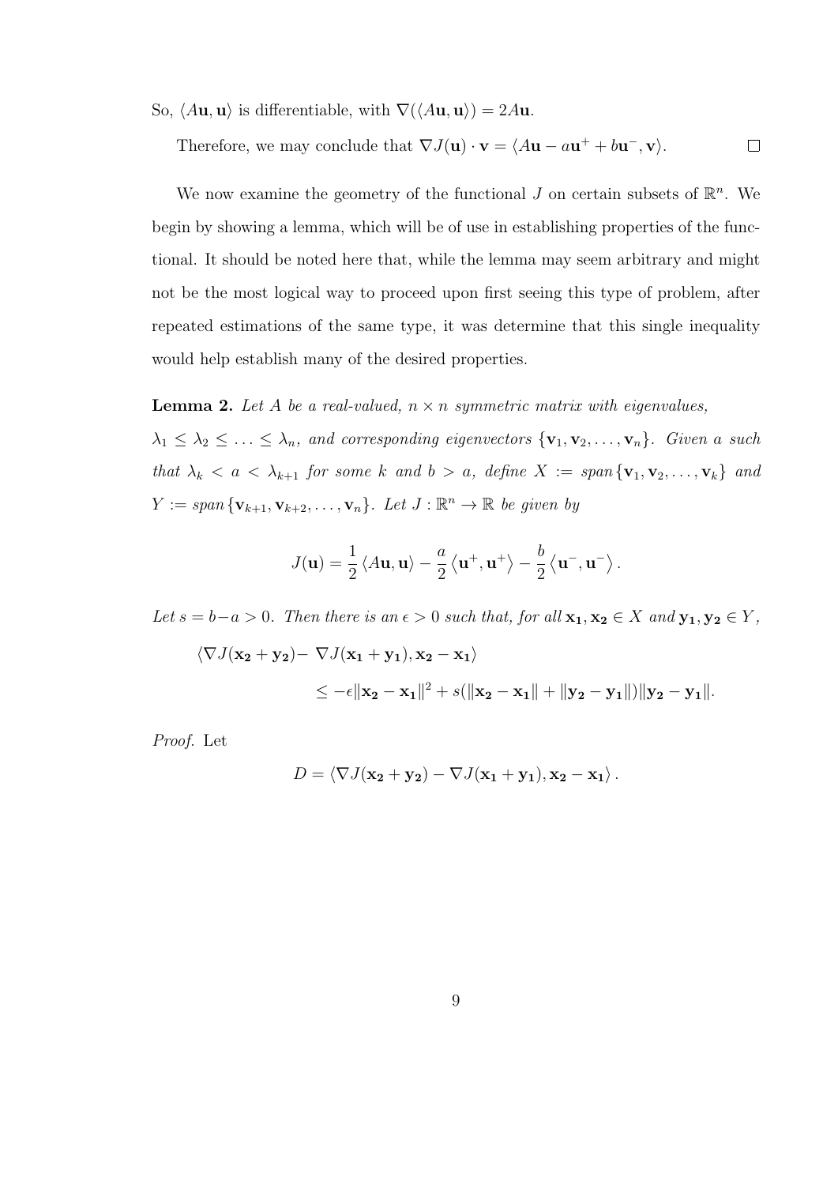So, $\langle A\mathbf{u}, \mathbf{u}\rangle$ is differentiable, with $\nabla(\langle A\mathbf{u}, \mathbf{u}\rangle) = 2A\mathbf{u}$.

Therefore, we may conclude that $\nabla J(\mathbf{u}) \cdot \mathbf{v} = \langle A\mathbf{u} - a\mathbf{u}^+ + b\mathbf{u}^-, \mathbf{v}\rangle$. $\square$

We now examine the geometry of the functional $J$ on certain subsets of $\mathbb{R}^n$. We begin by showing a lemma, which will be of use in establishing properties of the functional. It should be noted here that, while the lemma may seem arbitrary and might not be the most logical way to proceed upon first seeing this type of problem, after repeated estimations of the same type, it was determine that this single inequality would help establish many of the desired properties.

**Lemma 2.** *Let $A$ be a real-valued, $n \times n$ symmetric matrix with eigenvalues, $\lambda_1 \leq \lambda_2 \leq \ldots \leq \lambda_n$, and corresponding eigenvectors $\{\mathbf{v}_1, \mathbf{v}_2, \ldots, \mathbf{v}_n\}$. Given $a$ such that $\lambda_k < a < \lambda_{k+1}$ for some $k$ and $b > a$, define $X := span\{\mathbf{v}_1, \mathbf{v}_2, \ldots, \mathbf{v}_k\}$ and $Y := span\{\mathbf{v}_{k+1}, \mathbf{v}_{k+2}, \ldots, \mathbf{v}_n\}$. Let $J : \mathbb{R}^n \to \mathbb{R}$ be given by*

$$J(\mathbf{u}) = \frac{1}{2}\langle A\mathbf{u}, \mathbf{u}\rangle - \frac{a}{2}\langle \mathbf{u}^+, \mathbf{u}^+\rangle - \frac{b}{2}\langle \mathbf{u}^-, \mathbf{u}^-\rangle .$$

*Let $s = b - a > 0$. Then there is an $\epsilon > 0$ such that, for all $\mathbf{x_1}, \mathbf{x_2} \in X$ and $\mathbf{y_1}, \mathbf{y_2} \in Y$,*

$$\begin{aligned}\langle \nabla J(\mathbf{x_2} + \mathbf{y_2}) - & \nabla J(\mathbf{x_1} + \mathbf{y_1}), \mathbf{x_2} - \mathbf{x_1}\rangle \\ & \leq -\epsilon\|\mathbf{x_2} - \mathbf{x_1}\|^2 + s(\|\mathbf{x_2} - \mathbf{x_1}\| + \|\mathbf{y_2} - \mathbf{y_1}\|)\|\mathbf{y_2} - \mathbf{y_1}\|.\end{aligned}$$

*Proof.* Let

$$D = \langle \nabla J(\mathbf{x_2} + \mathbf{y_2}) - \nabla J(\mathbf{x_1} + \mathbf{y_1}), \mathbf{x_2} - \mathbf{x_1}\rangle .$$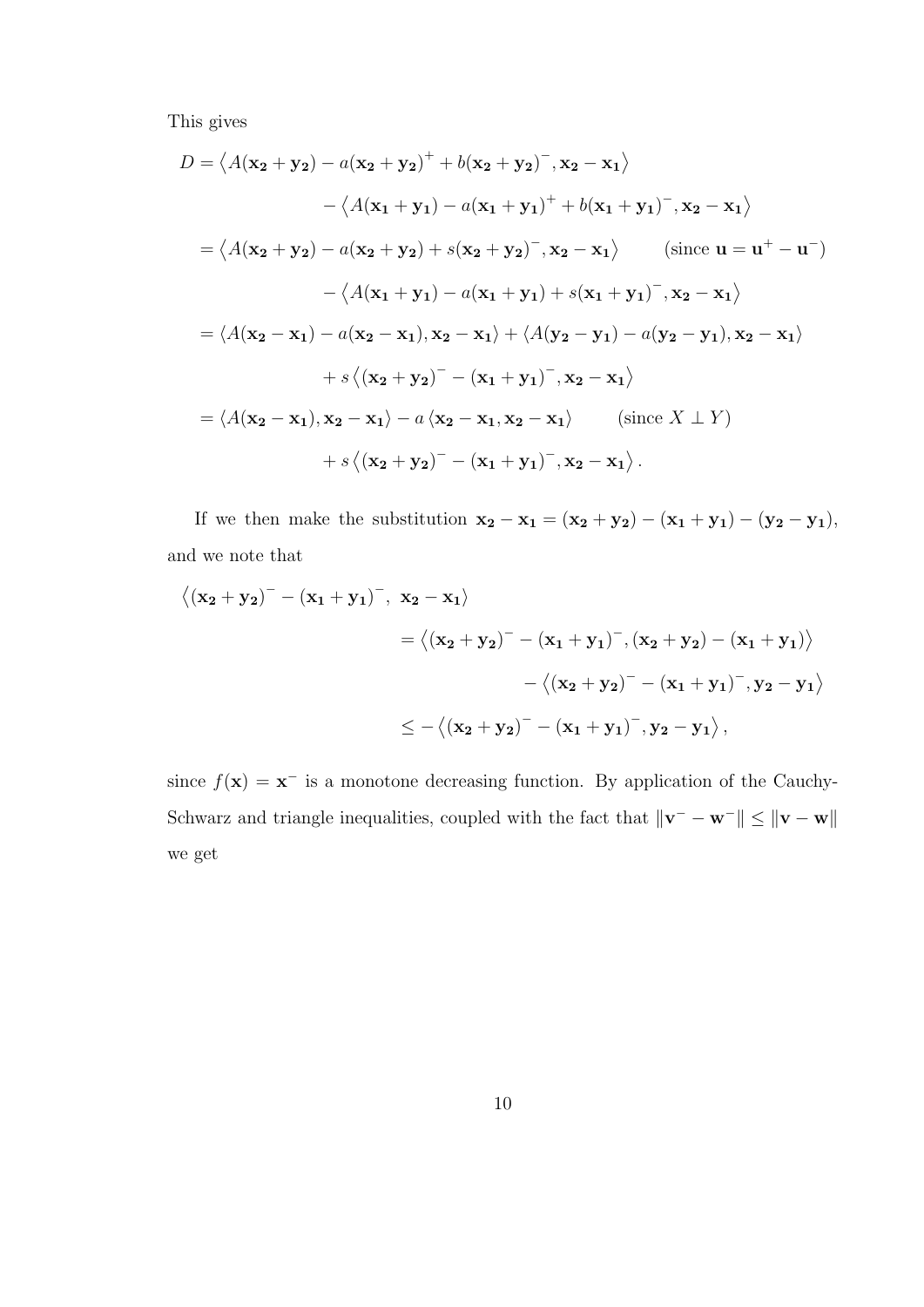This gives

$$
\begin{aligned}
D &= \left\langle A(\mathbf{x_2}+\mathbf{y_2}) - a(\mathbf{x_2}+\mathbf{y_2})^+ + b(\mathbf{x_2}+\mathbf{y_2})^-, \mathbf{x_2}-\mathbf{x_1}\right\rangle \\
&\qquad - \left\langle A(\mathbf{x_1}+\mathbf{y_1}) - a(\mathbf{x_1}+\mathbf{y_1})^+ + b(\mathbf{x_1}+\mathbf{y_1})^-, \mathbf{x_2}-\mathbf{x_1}\right\rangle \\
&= \left\langle A(\mathbf{x_2}+\mathbf{y_2}) - a(\mathbf{x_2}+\mathbf{y_2}) + s(\mathbf{x_2}+\mathbf{y_2})^-, \mathbf{x_2}-\mathbf{x_1}\right\rangle \qquad (\text{since } \mathbf{u}=\mathbf{u}^+-\mathbf{u}^-) \\
&\qquad - \left\langle A(\mathbf{x_1}+\mathbf{y_1}) - a(\mathbf{x_1}+\mathbf{y_1}) + s(\mathbf{x_1}+\mathbf{y_1})^-, \mathbf{x_2}-\mathbf{x_1}\right\rangle \\
&= \left\langle A(\mathbf{x_2}-\mathbf{x_1}) - a(\mathbf{x_2}-\mathbf{x_1}), \mathbf{x_2}-\mathbf{x_1}\right\rangle + \left\langle A(\mathbf{y_2}-\mathbf{y_1}) - a(\mathbf{y_2}-\mathbf{y_1}), \mathbf{x_2}-\mathbf{x_1}\right\rangle \\
&\qquad + s\left\langle (\mathbf{x_2}+\mathbf{y_2})^- - (\mathbf{x_1}+\mathbf{y_1})^-, \mathbf{x_2}-\mathbf{x_1}\right\rangle \\
&= \left\langle A(\mathbf{x_2}-\mathbf{x_1}), \mathbf{x_2}-\mathbf{x_1}\right\rangle - a\left\langle \mathbf{x_2}-\mathbf{x_1}, \mathbf{x_2}-\mathbf{x_1}\right\rangle \qquad (\text{since } X \perp Y) \\
&\qquad + s\left\langle (\mathbf{x_2}+\mathbf{y_2})^- - (\mathbf{x_1}+\mathbf{y_1})^-, \mathbf{x_2}-\mathbf{x_1}\right\rangle.
\end{aligned}
$$

If we then make the substitution $\mathbf{x_2}-\mathbf{x_1} = (\mathbf{x_2}+\mathbf{y_2}) - (\mathbf{x_1}+\mathbf{y_1}) - (\mathbf{y_2}-\mathbf{y_1})$, and we note that

$$
\begin{aligned}
&\left\langle (\mathbf{x_2}+\mathbf{y_2})^- - (\mathbf{x_1}+\mathbf{y_1})^-,\ \mathbf{x_2}-\mathbf{x_1}\right\rangle \\
&\qquad\qquad = \left\langle (\mathbf{x_2}+\mathbf{y_2})^- - (\mathbf{x_1}+\mathbf{y_1})^-, (\mathbf{x_2}+\mathbf{y_2}) - (\mathbf{x_1}+\mathbf{y_1})\right\rangle \\
&\qquad\qquad\qquad - \left\langle (\mathbf{x_2}+\mathbf{y_2})^- - (\mathbf{x_1}+\mathbf{y_1})^-, \mathbf{y_2}-\mathbf{y_1}\right\rangle \\
&\qquad\qquad \leq -\left\langle (\mathbf{x_2}+\mathbf{y_2})^- - (\mathbf{x_1}+\mathbf{y_1})^-, \mathbf{y_2}-\mathbf{y_1}\right\rangle,
\end{aligned}
$$

since $f(\mathbf{x}) = \mathbf{x}^-$ is a monotone decreasing function. By application of the Cauchy-Schwarz and triangle inequalities, coupled with the fact that $\|\mathbf{v}^- - \mathbf{w}^-\| \leq \|\mathbf{v}-\mathbf{w}\|$ we get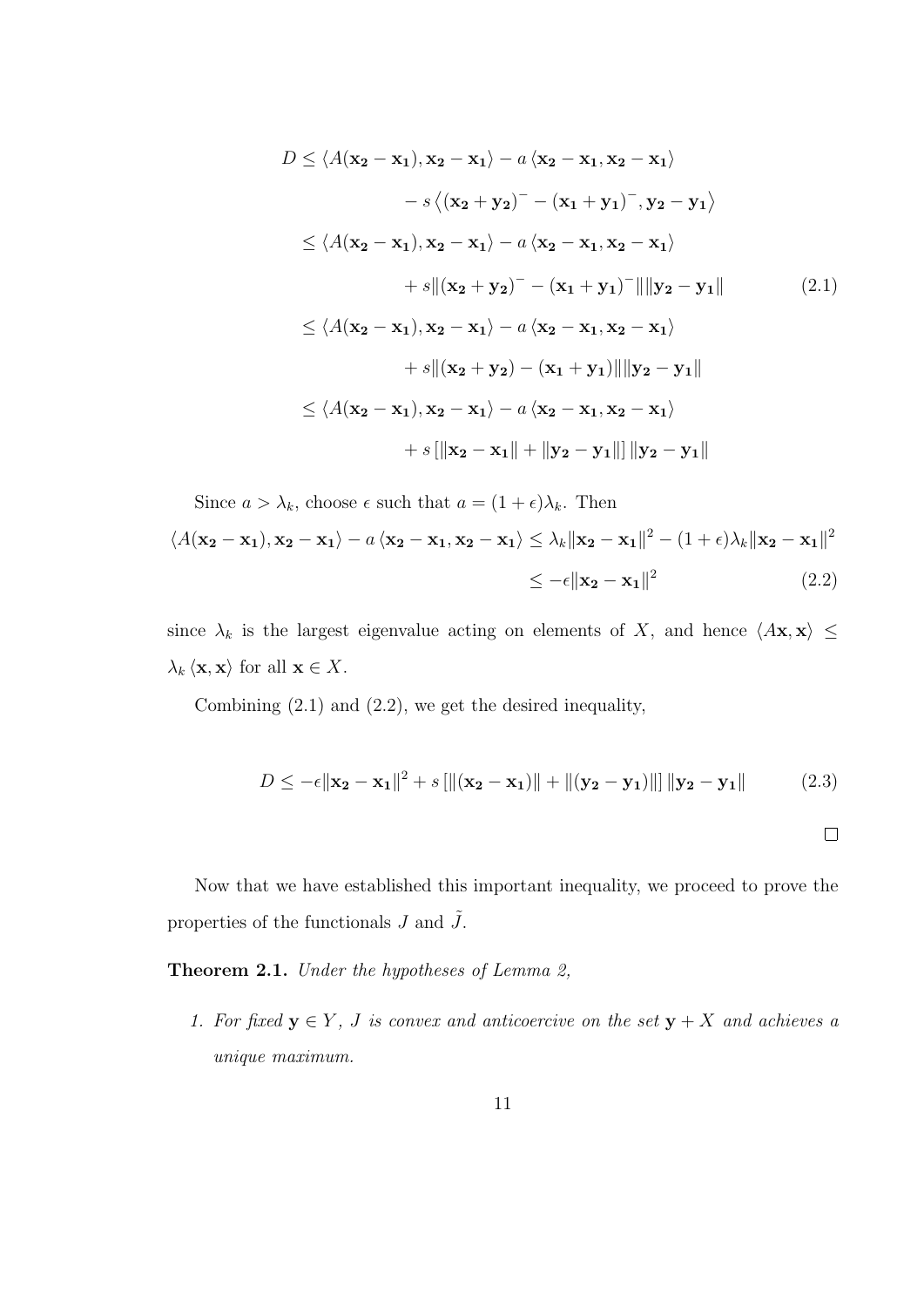$$
\begin{aligned}
D &\leq \langle A(\mathbf{x_2} - \mathbf{x_1}), \mathbf{x_2} - \mathbf{x_1} \rangle - a \langle \mathbf{x_2} - \mathbf{x_1}, \mathbf{x_2} - \mathbf{x_1} \rangle \\
&\qquad - s \left\langle (\mathbf{x_2} + \mathbf{y_2})^- - (\mathbf{x_1} + \mathbf{y_1})^-, \mathbf{y_2} - \mathbf{y_1} \right\rangle \\
&\leq \langle A(\mathbf{x_2} - \mathbf{x_1}), \mathbf{x_2} - \mathbf{x_1} \rangle - a \langle \mathbf{x_2} - \mathbf{x_1}, \mathbf{x_2} - \mathbf{x_1} \rangle \\
&\qquad + s \| (\mathbf{x_2} + \mathbf{y_2})^- - (\mathbf{x_1} + \mathbf{y_1})^- \| \| \mathbf{y_2} - \mathbf{y_1} \| \qquad (2.1) \\
&\leq \langle A(\mathbf{x_2} - \mathbf{x_1}), \mathbf{x_2} - \mathbf{x_1} \rangle - a \langle \mathbf{x_2} - \mathbf{x_1}, \mathbf{x_2} - \mathbf{x_1} \rangle \\
&\qquad + s \| (\mathbf{x_2} + \mathbf{y_2}) - (\mathbf{x_1} + \mathbf{y_1}) \| \| \mathbf{y_2} - \mathbf{y_1} \| \\
&\leq \langle A(\mathbf{x_2} - \mathbf{x_1}), \mathbf{x_2} - \mathbf{x_1} \rangle - a \langle \mathbf{x_2} - \mathbf{x_1}, \mathbf{x_2} - \mathbf{x_1} \rangle \\
&\qquad + s \left[ \| \mathbf{x_2} - \mathbf{x_1} \| + \| \mathbf{y_2} - \mathbf{y_1} \| \right] \| \mathbf{y_2} - \mathbf{y_1} \|
\end{aligned}
$$

Since $a > \lambda_k$, choose $\epsilon$ such that $a = (1 + \epsilon)\lambda_k$. Then

$$
\begin{aligned}
\langle A(\mathbf{x_2} - \mathbf{x_1}), \mathbf{x_2} - \mathbf{x_1} \rangle - a \langle \mathbf{x_2} - \mathbf{x_1}, \mathbf{x_2} - \mathbf{x_1} \rangle &\leq \lambda_k \| \mathbf{x_2} - \mathbf{x_1} \|^2 - (1 + \epsilon)\lambda_k \| \mathbf{x_2} - \mathbf{x_1} \|^2 \\
&\leq -\epsilon \| \mathbf{x_2} - \mathbf{x_1} \|^2 \qquad (2.2)
\end{aligned}
$$

since $\lambda_k$ is the largest eigenvalue acting on elements of $X$, and hence $\langle A\mathbf{x}, \mathbf{x} \rangle \leq \lambda_k \langle \mathbf{x}, \mathbf{x} \rangle$ for all $\mathbf{x} \in X$.

Combining (2.1) and (2.2), we get the desired inequality,

$$
D \leq -\epsilon \| \mathbf{x_2} - \mathbf{x_1} \|^2 + s \left[ \| (\mathbf{x_2} - \mathbf{x_1}) \| + \| (\mathbf{y_2} - \mathbf{y_1}) \| \right] \| \mathbf{y_2} - \mathbf{y_1} \| \qquad (2.3)
$$

□

Now that we have established this important inequality, we proceed to prove the properties of the functionals $J$ and $\tilde{J}$.

**Theorem 2.1.** *Under the hypotheses of Lemma 2,*

1. *For fixed $\mathbf{y} \in Y$, $J$ is convex and anticoercive on the set $\mathbf{y} + X$ and achieves a unique maximum.*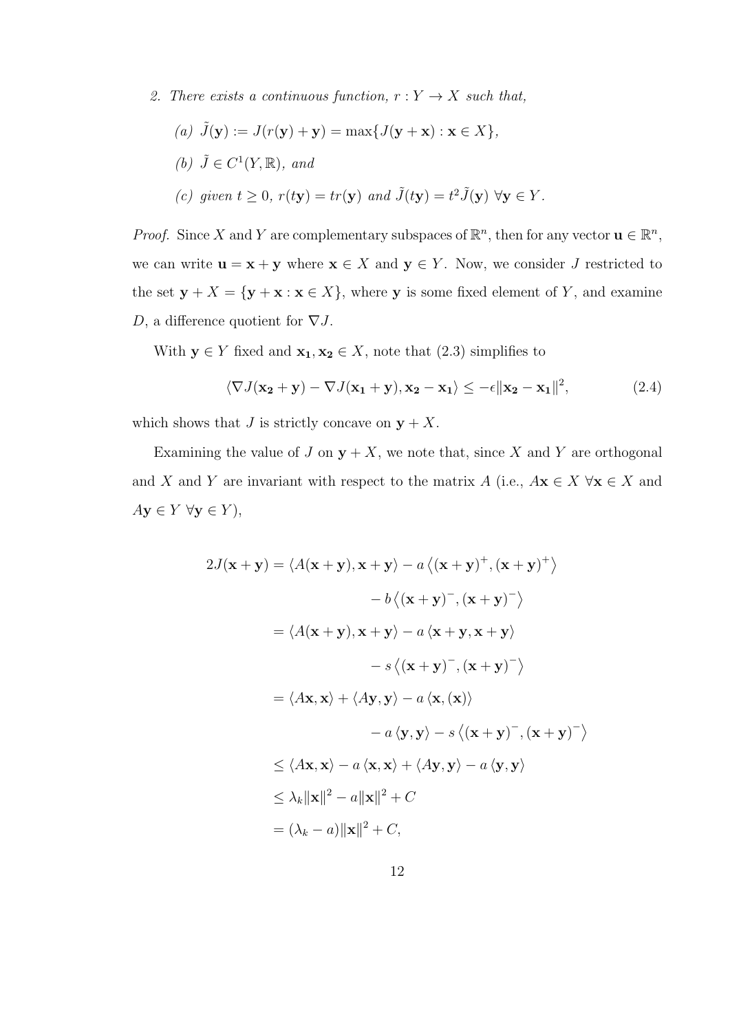2. *There exists a continuous function, $r : Y \to X$ such that,*

   (a) $\tilde{J}(\mathbf{y}) := J(r(\mathbf{y}) + \mathbf{y}) = \max\{J(\mathbf{y} + \mathbf{x}) : \mathbf{x} \in X\}$,

   (b) $\tilde{J} \in C^1(Y, \mathbb{R})$, *and*

   (c) *given* $t \geq 0$, $r(t\mathbf{y}) = tr(\mathbf{y})$ *and* $\tilde{J}(t\mathbf{y}) = t^2 \tilde{J}(\mathbf{y})$ $\forall \mathbf{y} \in Y$.

*Proof.* Since $X$ and $Y$ are complementary subspaces of $\mathbb{R}^n$, then for any vector $\mathbf{u} \in \mathbb{R}^n$, we can write $\mathbf{u} = \mathbf{x} + \mathbf{y}$ where $\mathbf{x} \in X$ and $\mathbf{y} \in Y$. Now, we consider $J$ restricted to the set $\mathbf{y} + X = \{\mathbf{y} + \mathbf{x} : \mathbf{x} \in X\}$, where $\mathbf{y}$ is some fixed element of $Y$, and examine $D$, a difference quotient for $\nabla J$.

With $\mathbf{y} \in Y$ fixed and $\mathbf{x_1}, \mathbf{x_2} \in X$, note that (2.3) simplifies to

$$\langle \nabla J(\mathbf{x_2} + \mathbf{y}) - \nabla J(\mathbf{x_1} + \mathbf{y}), \mathbf{x_2} - \mathbf{x_1} \rangle \leq -\epsilon \|\mathbf{x_2} - \mathbf{x_1}\|^2, \tag{2.4}$$

which shows that $J$ is strictly concave on $\mathbf{y} + X$.

Examining the value of $J$ on $\mathbf{y} + X$, we note that, since $X$ and $Y$ are orthogonal and $X$ and $Y$ are invariant with respect to the matrix $A$ (i.e., $A\mathbf{x} \in X$ $\forall \mathbf{x} \in X$ and $A\mathbf{y} \in Y$ $\forall \mathbf{y} \in Y$),

$$\begin{aligned}
2J(\mathbf{x} + \mathbf{y}) &= \langle A(\mathbf{x} + \mathbf{y}), \mathbf{x} + \mathbf{y} \rangle - a \left\langle (\mathbf{x} + \mathbf{y})^+, (\mathbf{x} + \mathbf{y})^+ \right\rangle \\
&\qquad - b \left\langle (\mathbf{x} + \mathbf{y})^-, (\mathbf{x} + \mathbf{y})^- \right\rangle \\
&= \langle A(\mathbf{x} + \mathbf{y}), \mathbf{x} + \mathbf{y} \rangle - a \left\langle \mathbf{x} + \mathbf{y}, \mathbf{x} + \mathbf{y} \right\rangle \\
&\qquad - s \left\langle (\mathbf{x} + \mathbf{y})^-, (\mathbf{x} + \mathbf{y})^- \right\rangle \\
&= \langle A\mathbf{x}, \mathbf{x} \rangle + \langle A\mathbf{y}, \mathbf{y} \rangle - a \left\langle \mathbf{x}, (\mathbf{x}) \right\rangle \\
&\qquad - a \left\langle \mathbf{y}, \mathbf{y} \right\rangle - s \left\langle (\mathbf{x} + \mathbf{y})^-, (\mathbf{x} + \mathbf{y})^- \right\rangle \\
&\leq \langle A\mathbf{x}, \mathbf{x} \rangle - a \left\langle \mathbf{x}, \mathbf{x} \right\rangle + \langle A\mathbf{y}, \mathbf{y} \rangle - a \left\langle \mathbf{y}, \mathbf{y} \right\rangle \\
&\leq \lambda_k \|\mathbf{x}\|^2 - a\|\mathbf{x}\|^2 + C \\
&= (\lambda_k - a)\|\mathbf{x}\|^2 + C,
\end{aligned}$$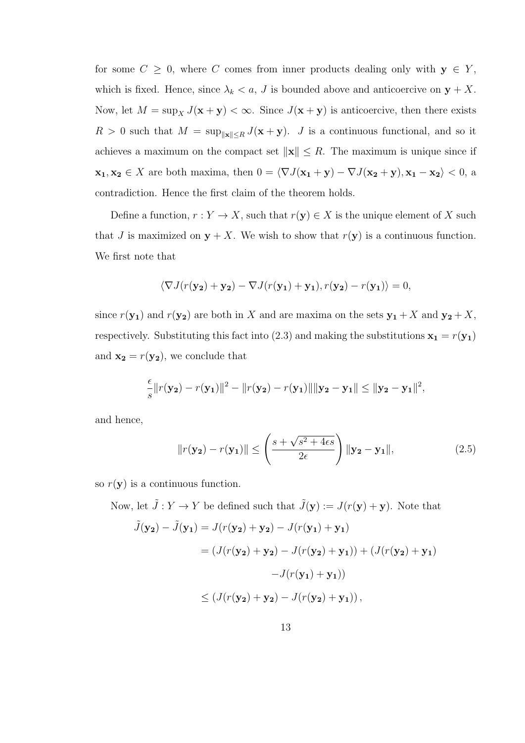for some $C \geq 0$, where $C$ comes from inner products dealing only with $\mathbf{y} \in Y$, which is fixed. Hence, since $\lambda_k < a$, $J$ is bounded above and anticoercive on $\mathbf{y} + X$. Now, let $M = \sup_X J(\mathbf{x} + \mathbf{y}) < \infty$. Since $J(\mathbf{x} + \mathbf{y})$ is anticoercive, then there exists $R > 0$ such that $M = \sup_{\|\mathbf{x}\| \leq R} J(\mathbf{x} + \mathbf{y})$. $J$ is a continuous functional, and so it achieves a maximum on the compact set $\|\mathbf{x}\| \leq R$. The maximum is unique since if $\mathbf{x_1}, \mathbf{x_2} \in X$ are both maxima, then $0 = \langle \nabla J(\mathbf{x_1} + \mathbf{y}) - \nabla J(\mathbf{x_2} + \mathbf{y}), \mathbf{x_1} - \mathbf{x_2} \rangle < 0$, a contradiction. Hence the first claim of the theorem holds.

Define a function, $r : Y \to X$, such that $r(\mathbf{y}) \in X$ is the unique element of $X$ such that $J$ is maximized on $\mathbf{y} + X$. We wish to show that $r(\mathbf{y})$ is a continuous function. We first note that

$$\langle \nabla J(r(\mathbf{y_2}) + \mathbf{y_2}) - \nabla J(r(\mathbf{y_1}) + \mathbf{y_1}), r(\mathbf{y_2}) - r(\mathbf{y_1}) \rangle = 0,$$

since $r(\mathbf{y_1})$ and $r(\mathbf{y_2})$ are both in $X$ and are maxima on the sets $\mathbf{y_1} + X$ and $\mathbf{y_2} + X$, respectively. Substituting this fact into (2.3) and making the substitutions $\mathbf{x_1} = r(\mathbf{y_1})$ and $\mathbf{x_2} = r(\mathbf{y_2})$, we conclude that

$$\frac{\epsilon}{s}\|r(\mathbf{y_2}) - r(\mathbf{y_1})\|^2 - \|r(\mathbf{y_2}) - r(\mathbf{y_1})\|\|\mathbf{y_2} - \mathbf{y_1}\| \leq \|\mathbf{y_2} - \mathbf{y_1}\|^2,$$

and hence,

$$\|r(\mathbf{y_2}) - r(\mathbf{y_1})\| \leq \left( \frac{s + \sqrt{s^2 + 4\epsilon s}}{2\epsilon} \right) \|\mathbf{y_2} - \mathbf{y_1}\|, \tag{2.5}$$

so $r(\mathbf{y})$ is a continuous function.

Now, let $\tilde{J} : Y \to Y$ be defined such that $\tilde{J}(\mathbf{y}) := J(r(\mathbf{y}) + \mathbf{y})$. Note that

$$\begin{aligned}
\tilde{J}(\mathbf{y_2}) - \tilde{J}(\mathbf{y_1}) &= J(r(\mathbf{y_2}) + \mathbf{y_2}) - J(r(\mathbf{y_1}) + \mathbf{y_1}) \\
&= (J(r(\mathbf{y_2}) + \mathbf{y_2}) - J(r(\mathbf{y_2}) + \mathbf{y_1})) + (J(r(\mathbf{y_2}) + \mathbf{y_1}) \\
&\qquad - J(r(\mathbf{y_1}) + \mathbf{y_1})) \\
&\leq (J(r(\mathbf{y_2}) + \mathbf{y_2}) - J(r(\mathbf{y_2}) + \mathbf{y_1})),
\end{aligned}$$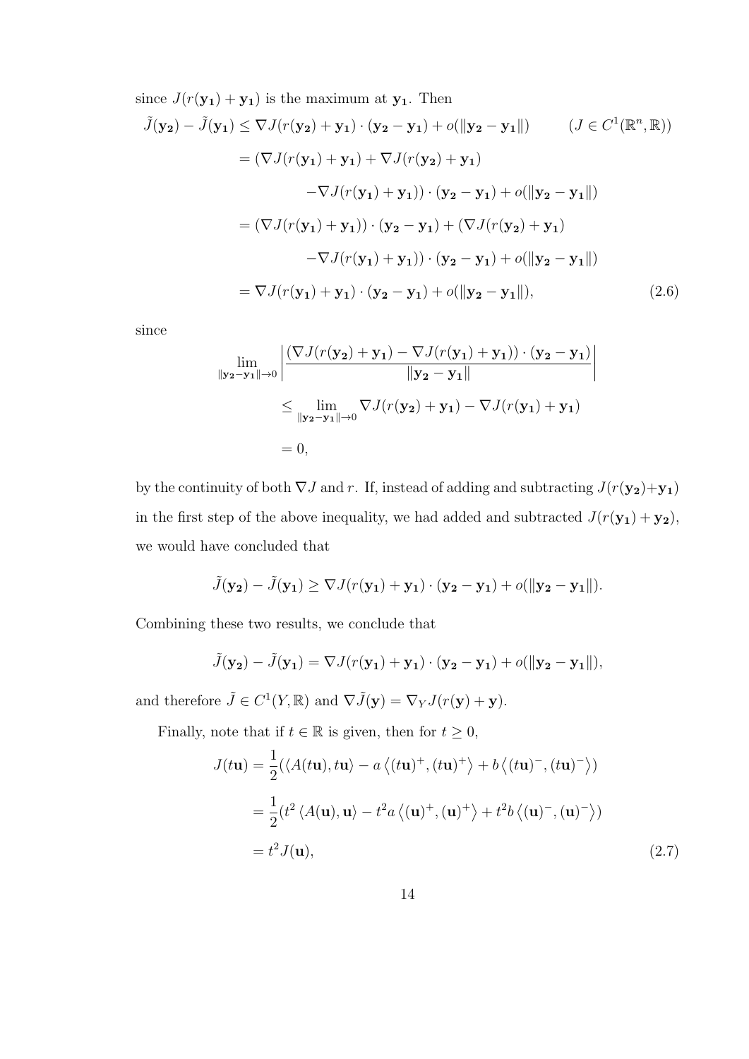since $J(r(\mathbf{y_1}) + \mathbf{y_1})$ is the maximum at $\mathbf{y_1}$. Then

$$
\begin{aligned}
\tilde{J}(\mathbf{y_2}) - \tilde{J}(\mathbf{y_1}) &\leq \nabla J(r(\mathbf{y_2}) + \mathbf{y_1}) \cdot (\mathbf{y_2} - \mathbf{y_1}) + o(\|\mathbf{y_2} - \mathbf{y_1}\|) \qquad (J \in C^1(\mathbb{R}^n, \mathbb{R})) \\
&= (\nabla J(r(\mathbf{y_1}) + \mathbf{y_1}) + \nabla J(r(\mathbf{y_2}) + \mathbf{y_1}) \\
&\qquad - \nabla J(r(\mathbf{y_1}) + \mathbf{y_1})) \cdot (\mathbf{y_2} - \mathbf{y_1}) + o(\|\mathbf{y_2} - \mathbf{y_1}\|) \\
&= (\nabla J(r(\mathbf{y_1}) + \mathbf{y_1})) \cdot (\mathbf{y_2} - \mathbf{y_1}) + (\nabla J(r(\mathbf{y_2}) + \mathbf{y_1}) \\
&\qquad - \nabla J(r(\mathbf{y_1}) + \mathbf{y_1})) \cdot (\mathbf{y_2} - \mathbf{y_1}) + o(\|\mathbf{y_2} - \mathbf{y_1}\|) \\
&= \nabla J(r(\mathbf{y_1}) + \mathbf{y_1}) \cdot (\mathbf{y_2} - \mathbf{y_1}) + o(\|\mathbf{y_2} - \mathbf{y_1}\|), \qquad (2.6)
\end{aligned}
$$

since

$$
\begin{aligned}
\lim_{\|\mathbf{y_2} - \mathbf{y_1}\| \to 0} &\left| \frac{(\nabla J(r(\mathbf{y_2}) + \mathbf{y_1}) - \nabla J(r(\mathbf{y_1}) + \mathbf{y_1})) \cdot (\mathbf{y_2} - \mathbf{y_1})}{\|\mathbf{y_2} - \mathbf{y_1}\|} \right| \\
&\leq \lim_{\|\mathbf{y_2} - \mathbf{y_1}\| \to 0} \nabla J(r(\mathbf{y_2}) + \mathbf{y_1}) - \nabla J(r(\mathbf{y_1}) + \mathbf{y_1}) \\
&= 0,
\end{aligned}
$$

by the continuity of both $\nabla J$ and $r$. If, instead of adding and subtracting $J(r(\mathbf{y_2}) + \mathbf{y_1})$ in the first step of the above inequality, we had added and subtracted $J(r(\mathbf{y_1}) + \mathbf{y_2})$, we would have concluded that

$$
\tilde{J}(\mathbf{y_2}) - \tilde{J}(\mathbf{y_1}) \geq \nabla J(r(\mathbf{y_1}) + \mathbf{y_1}) \cdot (\mathbf{y_2} - \mathbf{y_1}) + o(\|\mathbf{y_2} - \mathbf{y_1}\|).
$$

Combining these two results, we conclude that

$$
\tilde{J}(\mathbf{y_2}) - \tilde{J}(\mathbf{y_1}) = \nabla J(r(\mathbf{y_1}) + \mathbf{y_1}) \cdot (\mathbf{y_2} - \mathbf{y_1}) + o(\|\mathbf{y_2} - \mathbf{y_1}\|),
$$

and therefore $\tilde{J} \in C^1(Y, \mathbb{R})$ and $\nabla \tilde{J}(\mathbf{y}) = \nabla_Y J(r(\mathbf{y}) + \mathbf{y})$.

Finally, note that if $t \in \mathbb{R}$ is given, then for $t \geq 0$,

$$
\begin{aligned}
J(t\mathbf{u}) &= \frac{1}{2}(\langle A(t\mathbf{u}), t\mathbf{u} \rangle - a \left\langle (t\mathbf{u})^+, (t\mathbf{u})^+ \right\rangle + b \left\langle (t\mathbf{u})^-, (t\mathbf{u})^- \right\rangle) \\
&= \frac{1}{2}(t^2 \langle A(\mathbf{u}), \mathbf{u} \rangle - t^2 a \left\langle (\mathbf{u})^+, (\mathbf{u})^+ \right\rangle + t^2 b \left\langle (\mathbf{u})^-, (\mathbf{u})^- \right\rangle) \\
&= t^2 J(\mathbf{u}), \qquad (2.7)
\end{aligned}
$$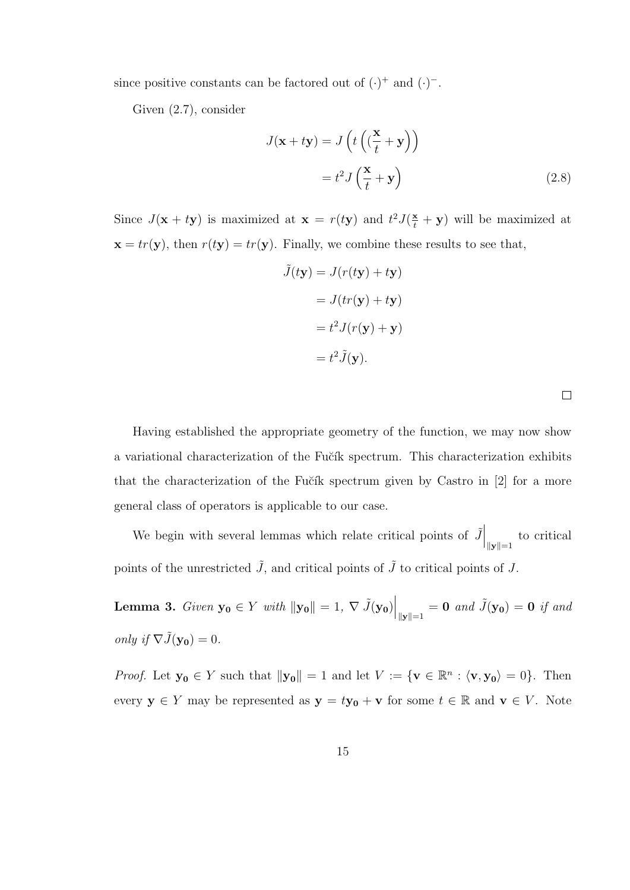since positive constants can be factored out of $(\cdot)^+$ and $(\cdot)^-$.

Given (2.7), consider

$$
\begin{aligned}
J(\mathbf{x} + t\mathbf{y}) &= J\left(t\left((\frac{\mathbf{x}}{t} + \mathbf{y}\right)\right) \\
&= t^2 J\left(\frac{\mathbf{x}}{t} + \mathbf{y}\right) \qquad (2.8)
\end{aligned}
$$

Since $J(\mathbf{x} + t\mathbf{y})$ is maximized at $\mathbf{x} = r(t\mathbf{y})$ and $t^2 J(\frac{\mathbf{x}}{t} + \mathbf{y})$ will be maximized at $\mathbf{x} = tr(\mathbf{y})$, then $r(t\mathbf{y}) = tr(\mathbf{y})$. Finally, we combine these results to see that,

$$
\begin{aligned}
\tilde{J}(t\mathbf{y}) &= J(r(t\mathbf{y}) + t\mathbf{y}) \\
&= J(tr(\mathbf{y}) + t\mathbf{y}) \\
&= t^2 J(r(\mathbf{y}) + \mathbf{y}) \\
&= t^2 \tilde{J}(\mathbf{y}).
\end{aligned}
$$

□

Having established the appropriate geometry of the function, we may now show a variational characterization of the Fučík spectrum. This characterization exhibits that the characterization of the Fučík spectrum given by Castro in [2] for a more general class of operators is applicable to our case.

We begin with several lemmas which relate critical points of $\tilde{J}\Big|_{\|\mathbf{y}\|=1}$ to critical points of the unrestricted $\tilde{J}$, and critical points of $\tilde{J}$ to critical points of $J$.

**Lemma 3.** *Given* $\mathbf{y_0} \in Y$ *with* $\|\mathbf{y_0}\| = 1$, $\nabla \tilde{J}(\mathbf{y_0})\Big|_{\|\mathbf{y}\|=1} = \mathbf{0}$ *and* $\tilde{J}(\mathbf{y_0}) = \mathbf{0}$ *if and only if* $\nabla \tilde{J}(\mathbf{y_0}) = 0$.

*Proof.* Let $\mathbf{y_0} \in Y$ such that $\|\mathbf{y_0}\| = 1$ and let $V := \{\mathbf{v} \in \mathbb{R}^n : \langle \mathbf{v}, \mathbf{y_0} \rangle = 0\}$. Then every $\mathbf{y} \in Y$ may be represented as $\mathbf{y} = t\mathbf{y_0} + \mathbf{v}$ for some $t \in \mathbb{R}$ and $\mathbf{v} \in V$. Note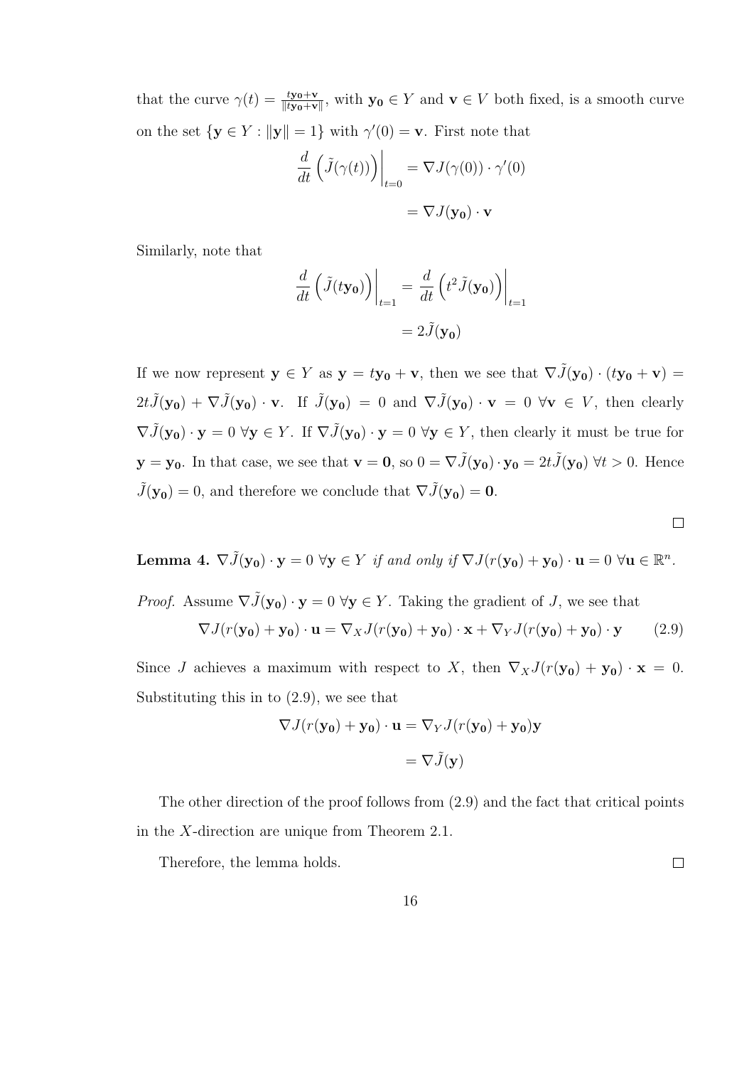that the curve $\gamma(t) = \frac{t\mathbf{y_0}+\mathbf{v}}{\|t\mathbf{y_0}+\mathbf{v}\|}$, with $\mathbf{y_0} \in Y$ and $\mathbf{v} \in V$ both fixed, is a smooth curve on the set $\{\mathbf{y} \in Y : \|\mathbf{y}\| = 1\}$ with $\gamma'(0) = \mathbf{v}$. First note that

$$\frac{d}{dt}\left(\tilde{J}(\gamma(t))\right)\bigg|_{t=0} = \nabla J(\gamma(0)) \cdot \gamma'(0)$$

$$= \nabla J(\mathbf{y_0}) \cdot \mathbf{v}$$

Similarly, note that

$$\frac{d}{dt}\left(\tilde{J}(t\mathbf{y_0})\right)\bigg|_{t=1} = \frac{d}{dt}\left(t^2\tilde{J}(\mathbf{y_0})\right)\bigg|_{t=1}$$

$$= 2\tilde{J}(\mathbf{y_0})$$

If we now represent $\mathbf{y} \in Y$ as $\mathbf{y} = t\mathbf{y_0} + \mathbf{v}$, then we see that $\nabla\tilde{J}(\mathbf{y_0}) \cdot (t\mathbf{y_0} + \mathbf{v}) = 2t\tilde{J}(\mathbf{y_0}) + \nabla\tilde{J}(\mathbf{y_0}) \cdot \mathbf{v}$. If $\tilde{J}(\mathbf{y_0}) = 0$ and $\nabla\tilde{J}(\mathbf{y_0}) \cdot \mathbf{v} = 0\ \forall \mathbf{v} \in V$, then clearly $\nabla\tilde{J}(\mathbf{y_0}) \cdot \mathbf{y} = 0\ \forall \mathbf{y} \in Y$. If $\nabla\tilde{J}(\mathbf{y_0}) \cdot \mathbf{y} = 0\ \forall \mathbf{y} \in Y$, then clearly it must be true for $\mathbf{y} = \mathbf{y_0}$. In that case, we see that $\mathbf{v} = \mathbf{0}$, so $0 = \nabla\tilde{J}(\mathbf{y_0}) \cdot \mathbf{y_0} = 2t\tilde{J}(\mathbf{y_0})\ \forall t > 0$. Hence $\tilde{J}(\mathbf{y_0}) = 0$, and therefore we conclude that $\nabla\tilde{J}(\mathbf{y_0}) = \mathbf{0}$.

□

**Lemma 4.** *$\nabla\tilde{J}(\mathbf{y_0}) \cdot \mathbf{y} = 0\ \forall \mathbf{y} \in Y$ if and only if $\nabla J(r(\mathbf{y_0}) + \mathbf{y_0}) \cdot \mathbf{u} = 0\ \forall \mathbf{u} \in \mathbb{R}^n$.*

*Proof.* Assume $\nabla\tilde{J}(\mathbf{y_0}) \cdot \mathbf{y} = 0\ \forall \mathbf{y} \in Y$. Taking the gradient of $J$, we see that

$$\nabla J(r(\mathbf{y_0}) + \mathbf{y_0}) \cdot \mathbf{u} = \nabla_X J(r(\mathbf{y_0}) + \mathbf{y_0}) \cdot \mathbf{x} + \nabla_Y J(r(\mathbf{y_0}) + \mathbf{y_0}) \cdot \mathbf{y} \tag{2.9}$$

Since $J$ achieves a maximum with respect to $X$, then $\nabla_X J(r(\mathbf{y_0}) + \mathbf{y_0}) \cdot \mathbf{x} = 0$. Substituting this in to (2.9), we see that

$$\nabla J(r(\mathbf{y_0}) + \mathbf{y_0}) \cdot \mathbf{u} = \nabla_Y J(r(\mathbf{y_0}) + \mathbf{y_0})\mathbf{y}$$

$$= \nabla\tilde{J}(\mathbf{y})$$

The other direction of the proof follows from (2.9) and the fact that critical points in the $X$-direction are unique from Theorem 2.1.

Therefore, the lemma holds.

□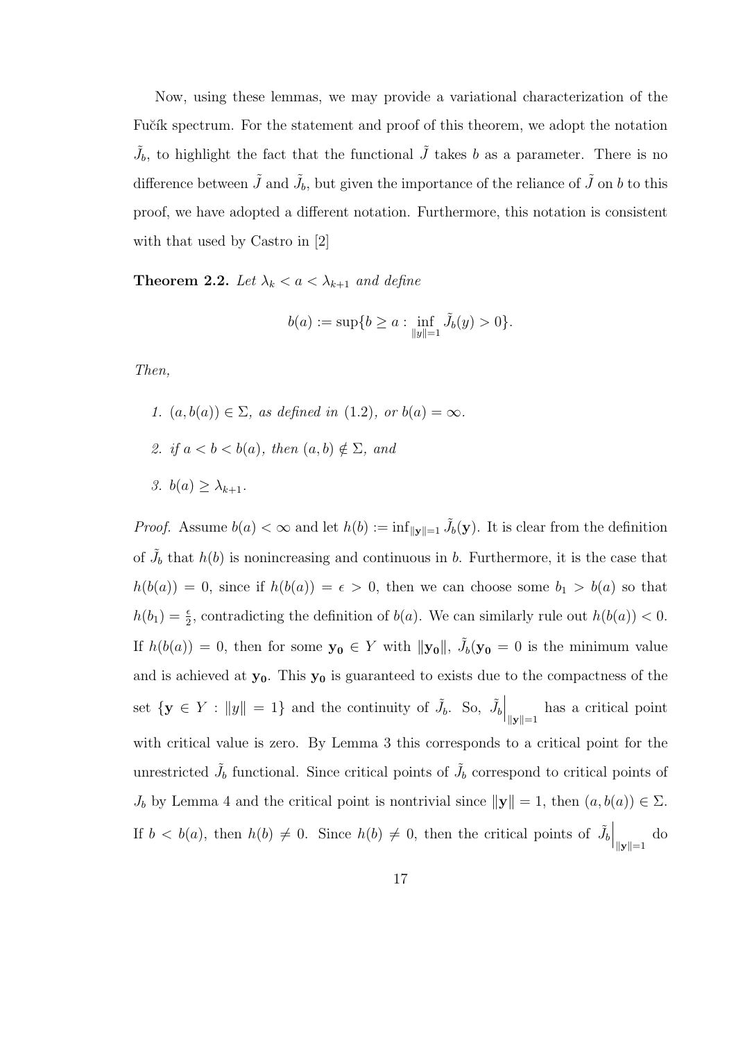Now, using these lemmas, we may provide a variational characterization of the Fučík spectrum. For the statement and proof of this theorem, we adopt the notation $\tilde{J}_b$, to highlight the fact that the functional $\tilde{J}$ takes $b$ as a parameter. There is no difference between $\tilde{J}$ and $\tilde{J}_b$, but given the importance of the reliance of $\tilde{J}$ on $b$ to this proof, we have adopted a different notation. Furthermore, this notation is consistent with that used by Castro in [2]

**Theorem 2.2.** *Let $\lambda_k < a < \lambda_{k+1}$ and define*

$$b(a) := \sup\{b \geq a : \inf_{\|y\|=1} \tilde{J}_b(y) > 0\}.$$

*Then,*

1. *$(a, b(a)) \in \Sigma$, as defined in (1.2), or $b(a) = \infty$.*
2. *if $a < b < b(a)$, then $(a, b) \notin \Sigma$, and*
3. *$b(a) \geq \lambda_{k+1}$.*

*Proof.* Assume $b(a) < \infty$ and let $h(b) := \inf_{\|\mathbf{y}\|=1} \tilde{J}_b(\mathbf{y})$. It is clear from the definition of $\tilde{J}_b$ that $h(b)$ is nonincreasing and continuous in $b$. Furthermore, it is the case that $h(b(a)) = 0$, since if $h(b(a)) = \epsilon > 0$, then we can choose some $b_1 > b(a)$ so that $h(b_1) = \frac{\epsilon}{2}$, contradicting the definition of $b(a)$. We can similarly rule out $h(b(a)) < 0$. If $h(b(a)) = 0$, then for some $\mathbf{y_0} \in Y$ with $\|\mathbf{y_0}\|$, $\tilde{J}_b(\mathbf{y_0} = 0$ is the minimum value and is achieved at $\mathbf{y_0}$. This $\mathbf{y_0}$ is guaranteed to exists due to the compactness of the set $\{\mathbf{y} \in Y : \|y\| = 1\}$ and the continuity of $\tilde{J}_b$. So, $\tilde{J}_b\Big|_{\|\mathbf{y}\|=1}$ has a critical point with critical value is zero. By Lemma 3 this corresponds to a critical point for the unrestricted $\tilde{J}_b$ functional. Since critical points of $\tilde{J}_b$ correspond to critical points of $J_b$ by Lemma 4 and the critical point is nontrivial since $\|\mathbf{y}\| = 1$, then $(a, b(a)) \in \Sigma$. If $b < b(a)$, then $h(b) \neq 0$. Since $h(b) \neq 0$, then the critical points of $\tilde{J}_b\Big|_{\|\mathbf{y}\|=1}$ do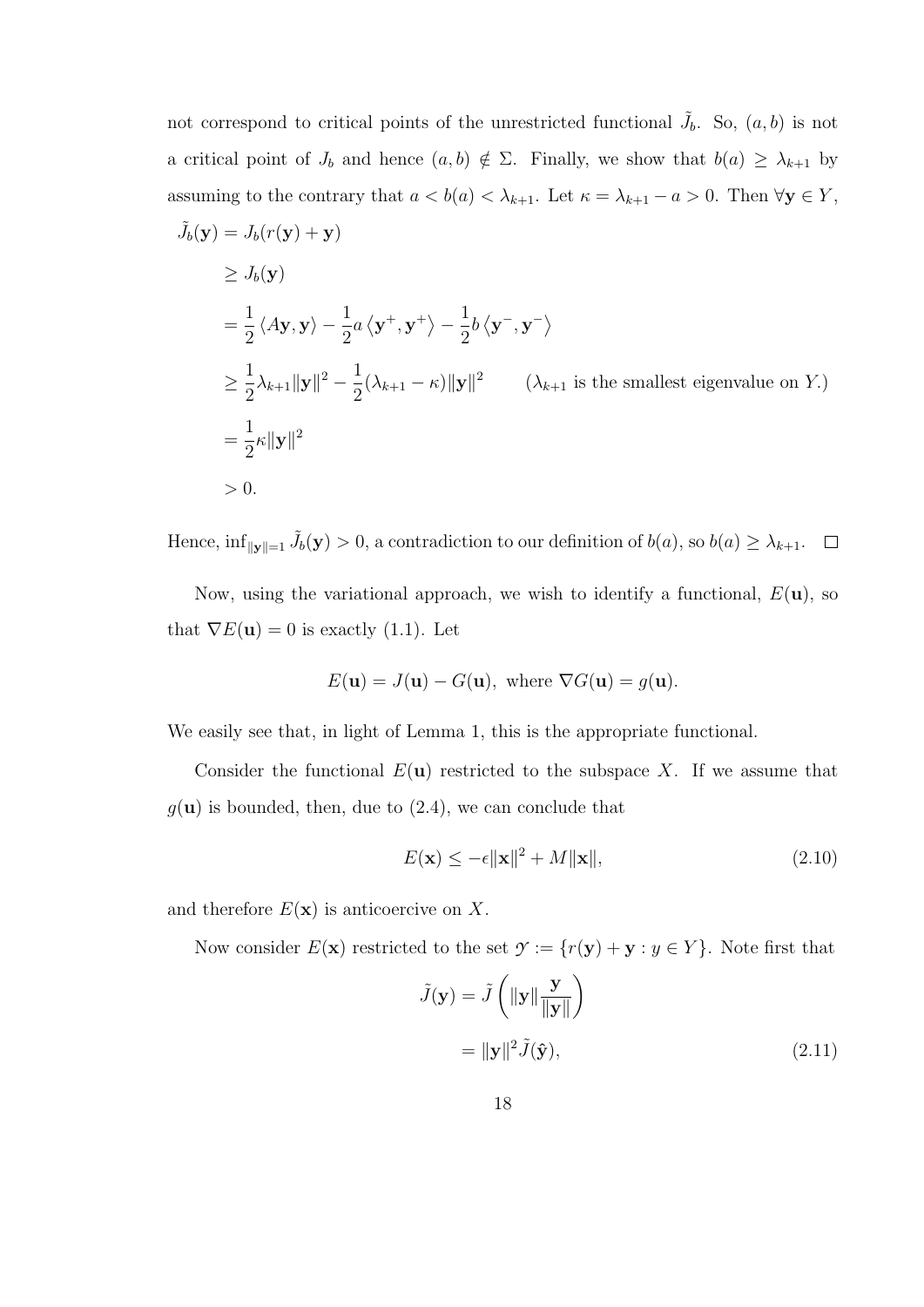not correspond to critical points of the unrestricted functional $\tilde{J}_b$. So, $(a, b)$ is not a critical point of $J_b$ and hence $(a, b) \notin \Sigma$. Finally, we show that $b(a) \geq \lambda_{k+1}$ by assuming to the contrary that $a < b(a) < \lambda_{k+1}$. Let $\kappa = \lambda_{k+1} - a > 0$. Then $\forall \mathbf{y} \in Y$,

$$
\begin{aligned}
\tilde{J}_b(\mathbf{y}) &= J_b(r(\mathbf{y}) + \mathbf{y}) \\
&\geq J_b(\mathbf{y}) \\
&= \frac{1}{2}\langle A\mathbf{y}, \mathbf{y}\rangle - \frac{1}{2}a\langle \mathbf{y}^+, \mathbf{y}^+\rangle - \frac{1}{2}b\langle \mathbf{y}^-, \mathbf{y}^-\rangle \\
&\geq \frac{1}{2}\lambda_{k+1}\|\mathbf{y}\|^2 - \frac{1}{2}(\lambda_{k+1} - \kappa)\|\mathbf{y}\|^2 \qquad (\lambda_{k+1} \text{ is the smallest eigenvalue on } Y.) \\
&= \frac{1}{2}\kappa\|\mathbf{y}\|^2 \\
&> 0.
\end{aligned}
$$

Hence, $\inf_{\|\mathbf{y}\|=1} \tilde{J}_b(\mathbf{y}) > 0$, a contradiction to our definition of $b(a)$, so $b(a) \geq \lambda_{k+1}$. $\square$

Now, using the variational approach, we wish to identify a functional, $E(\mathbf{u})$, so that $\nabla E(\mathbf{u}) = 0$ is exactly (1.1). Let

$$
E(\mathbf{u}) = J(\mathbf{u}) - G(\mathbf{u}), \text{ where } \nabla G(\mathbf{u}) = g(\mathbf{u}).
$$

We easily see that, in light of Lemma 1, this is the appropriate functional.

Consider the functional $E(\mathbf{u})$ restricted to the subspace $X$. If we assume that $g(\mathbf{u})$ is bounded, then, due to (2.4), we can conclude that

$$
E(\mathbf{x}) \leq -\epsilon\|\mathbf{x}\|^2 + M\|\mathbf{x}\|, \tag{2.10}
$$

and therefore $E(\mathbf{x})$ is anticoercive on $X$.

Now consider $E(\mathbf{x})$ restricted to the set $\mathcal{Y} := \{r(\mathbf{y}) + \mathbf{y} : y \in Y\}$. Note first that

$$
\begin{aligned}
\tilde{J}(\mathbf{y}) &= \tilde{J}\left(\|\mathbf{y}\|\frac{\mathbf{y}}{\|\mathbf{y}\|}\right) \\
&= \|\mathbf{y}\|^2\tilde{J}(\hat{\mathbf{y}}),
\end{aligned} \tag{2.11}
$$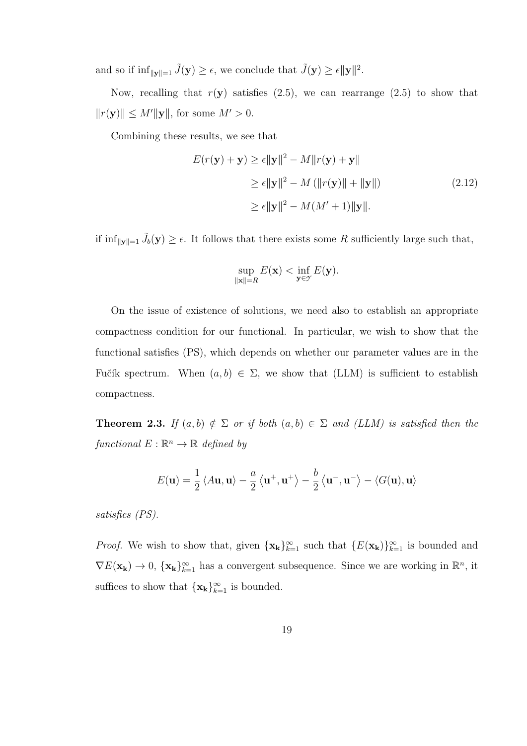and so if $\inf_{\|\mathbf{y}\|=1} \tilde{J}(\mathbf{y}) \geq \epsilon$, we conclude that $\tilde{J}(\mathbf{y}) \geq \epsilon \|\mathbf{y}\|^2$.

Now, recalling that $r(\mathbf{y})$ satisfies (2.5), we can rearrange (2.5) to show that $\|r(\mathbf{y})\| \leq M'\|\mathbf{y}\|$, for some $M' > 0$.

Combining these results, we see that

$$
\begin{aligned}
E(r(\mathbf{y}) + \mathbf{y}) &\geq \epsilon \|\mathbf{y}\|^2 - M\|r(\mathbf{y}) + \mathbf{y}\| \\
&\geq \epsilon \|\mathbf{y}\|^2 - M\left(\|r(\mathbf{y})\| + \|\mathbf{y}\|\right) \\
&\geq \epsilon \|\mathbf{y}\|^2 - M(M'+1)\|\mathbf{y}\|.
\end{aligned}
\tag{2.12}
$$

if $\inf_{\|\mathbf{y}\|=1} \tilde{J}_b(\mathbf{y}) \geq \epsilon$. It follows that there exists some $R$ sufficiently large such that,

$$
\sup_{\|\mathbf{x}\|=R} E(\mathbf{x}) < \inf_{\mathbf{y} \in \mathcal{Y}} E(\mathbf{y}).
$$

On the issue of existence of solutions, we need also to establish an appropriate compactness condition for our functional. In particular, we wish to show that the functional satisfies (PS), which depends on whether our parameter values are in the Fučík spectrum. When $(a, b) \in \Sigma$, we show that (LLM) is sufficient to establish compactness.

**Theorem 2.3.** *If $(a, b) \notin \Sigma$ or if both $(a, b) \in \Sigma$ and (LLM) is satisfied then the functional $E : \mathbb{R}^n \to \mathbb{R}$ defined by*

$$
E(\mathbf{u}) = \frac{1}{2}\langle A\mathbf{u}, \mathbf{u}\rangle - \frac{a}{2}\langle \mathbf{u}^+, \mathbf{u}^+\rangle - \frac{b}{2}\langle \mathbf{u}^-, \mathbf{u}^-\rangle - \langle G(\mathbf{u}), \mathbf{u}\rangle
$$

*satisfies (PS).*

*Proof.* We wish to show that, given $\{\mathbf{x_k}\}_{k=1}^{\infty}$ such that $\{E(\mathbf{x_k})\}_{k=1}^{\infty}$ is bounded and $\nabla E(\mathbf{x_k}) \to 0$, $\{\mathbf{x_k}\}_{k=1}^{\infty}$ has a convergent subsequence. Since we are working in $\mathbb{R}^n$, it suffices to show that $\{\mathbf{x_k}\}_{k=1}^{\infty}$ is bounded.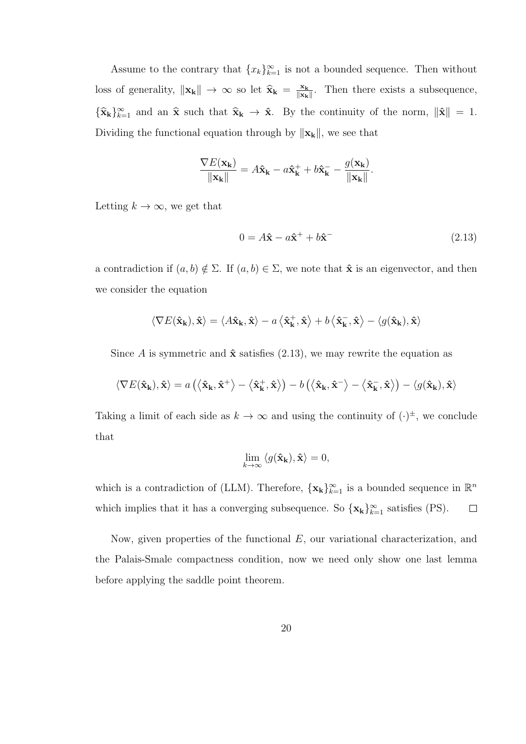Assume to the contrary that $\{x_k\}_{k=1}^{\infty}$ is not a bounded sequence. Then without loss of generality, $\|\mathbf{x_k}\| \to \infty$ so let $\widehat{\mathbf{x}}_\mathbf{k} = \frac{\mathbf{x_k}}{\|\mathbf{x_k}\|}$. Then there exists a subsequence, $\{\widehat{\mathbf{x}}_\mathbf{k}\}_{k=1}^{\infty}$ and an $\widehat{\mathbf{x}}$ such that $\widehat{\mathbf{x}}_\mathbf{k} \to \hat{\mathbf{x}}$. By the continuity of the norm, $\|\hat{\mathbf{x}}\| = 1$. Dividing the functional equation through by $\|\mathbf{x_k}\|$, we see that

$$\frac{\nabla E(\mathbf{x_k})}{\|\mathbf{x_k}\|} = A\hat{\mathbf{x}}_\mathbf{k} - a\hat{\mathbf{x}}_\mathbf{k}^+ + b\hat{\mathbf{x}}_\mathbf{k}^- - \frac{g(\mathbf{x_k})}{\|\mathbf{x_k}\|}.$$

Letting $k \to \infty$, we get that

$$0 = A\hat{\mathbf{x}} - a\hat{\mathbf{x}}^+ + b\hat{\mathbf{x}}^- \tag{2.13}$$

a contradiction if $(a, b) \notin \Sigma$. If $(a, b) \in \Sigma$, we note that $\hat{\mathbf{x}}$ is an eigenvector, and then we consider the equation

$$\langle \nabla E(\hat{\mathbf{x}}_\mathbf{k}), \hat{\mathbf{x}} \rangle = \langle A\hat{\mathbf{x}}_\mathbf{k}, \hat{\mathbf{x}} \rangle - a \left\langle \hat{\mathbf{x}}_\mathbf{k}^+, \hat{\mathbf{x}} \right\rangle + b \left\langle \hat{\mathbf{x}}_\mathbf{k}^-, \hat{\mathbf{x}} \right\rangle - \langle g(\hat{\mathbf{x}}_\mathbf{k}), \hat{\mathbf{x}} \rangle$$

Since $A$ is symmetric and $\hat{\mathbf{x}}$ satisfies (2.13), we may rewrite the equation as

$$\langle \nabla E(\hat{\mathbf{x}}_\mathbf{k}), \hat{\mathbf{x}} \rangle = a \left( \left\langle \hat{\mathbf{x}}_\mathbf{k}, \hat{\mathbf{x}}^+ \right\rangle - \left\langle \hat{\mathbf{x}}_\mathbf{k}^+, \hat{\mathbf{x}} \right\rangle \right) - b \left( \left\langle \hat{\mathbf{x}}_\mathbf{k}, \hat{\mathbf{x}}^- \right\rangle - \left\langle \hat{\mathbf{x}}_\mathbf{k}^-, \hat{\mathbf{x}} \right\rangle \right) - \langle g(\hat{\mathbf{x}}_\mathbf{k}), \hat{\mathbf{x}} \rangle$$

Taking a limit of each side as $k \to \infty$ and using the continuity of $(\cdot)^{\pm}$, we conclude that

$$\lim_{k \to \infty} \langle g(\hat{\mathbf{x}}_\mathbf{k}), \hat{\mathbf{x}} \rangle = 0,$$

which is a contradiction of (LLM). Therefore, $\{\mathbf{x_k}\}_{k=1}^{\infty}$ is a bounded sequence in $\mathbb{R}^n$ which implies that it has a converging subsequence. So $\{\mathbf{x_k}\}_{k=1}^{\infty}$ satisfies (PS). $\square$

Now, given properties of the functional $E$, our variational characterization, and the Palais-Smale compactness condition, now we need only show one last lemma before applying the saddle point theorem.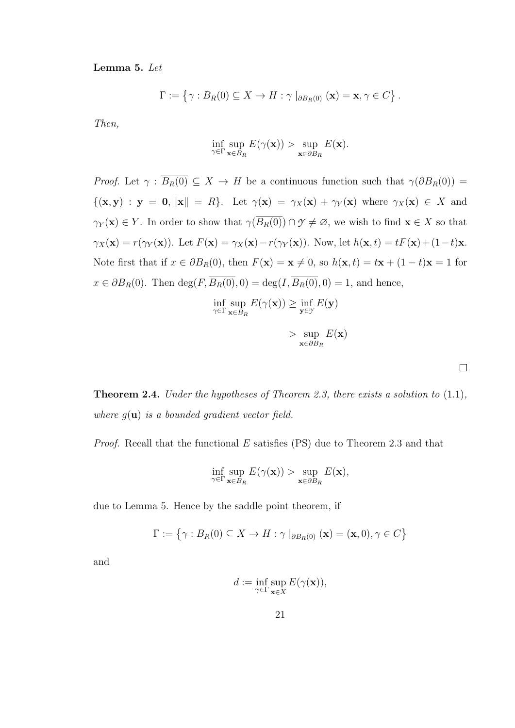**Lemma 5.** *Let*

$$\Gamma := \left\{ \gamma : B_R(0) \subseteq X \to H : \gamma\mid_{\partial B_R(0)} (\mathbf{x}) = \mathbf{x}, \gamma \in C \right\}.$$

*Then,*

$$\inf_{\gamma \in \Gamma} \sup_{\mathbf{x} \in B_R} E(\gamma(\mathbf{x})) > \sup_{\mathbf{x} \in \partial B_R} E(\mathbf{x}).$$

*Proof.* Let $\gamma : \overline{B_R(0)} \subseteq X \to H$ be a continuous function such that $\gamma(\partial B_R(0)) = \{(\mathbf{x}, \mathbf{y}) : \mathbf{y} = \mathbf{0}, \|\mathbf{x}\| = R\}$. Let $\gamma(\mathbf{x}) = \gamma_X(\mathbf{x}) + \gamma_Y(\mathbf{x})$ where $\gamma_X(\mathbf{x}) \in X$ and $\gamma_Y(\mathbf{x}) \in Y$. In order to show that $\gamma(\overline{B_R(0)}) \cap \mathcal{Y} \neq \varnothing$, we wish to find $\mathbf{x} \in X$ so that $\gamma_X(\mathbf{x}) = r(\gamma_Y(\mathbf{x}))$. Let $F(\mathbf{x}) = \gamma_X(\mathbf{x}) - r(\gamma_Y(\mathbf{x}))$. Now, let $h(\mathbf{x}, t) = tF(\mathbf{x}) + (1-t)\mathbf{x}$. Note first that if $x \in \partial B_R(0)$, then $F(\mathbf{x}) = \mathbf{x} \neq 0$, so $h(\mathbf{x}, t) = t\mathbf{x} + (1-t)\mathbf{x} = 1$ for $x \in \partial B_R(0)$. Then $\deg(F, \overline{B_R(0)}, 0) = \deg(I, \overline{B_R(0)}, 0) = 1$, and hence,

$$\begin{aligned}
\inf_{\gamma \in \Gamma} \sup_{\mathbf{x} \in B_R} E(\gamma(\mathbf{x})) &\geq \inf_{\mathbf{y} \in \mathcal{Y}} E(\mathbf{y}) \\
&> \sup_{\mathbf{x} \in \partial B_R} E(\mathbf{x})
\end{aligned}$$

□

**Theorem 2.4.** *Under the hypotheses of Theorem 2.3, there exists a solution to* (1.1)*, where $g(\mathbf{u})$ is a bounded gradient vector field.*

*Proof.* Recall that the functional $E$ satisfies (PS) due to Theorem 2.3 and that

$$\inf_{\gamma \in \Gamma} \sup_{\mathbf{x} \in B_R} E(\gamma(\mathbf{x})) > \sup_{\mathbf{x} \in \partial B_R} E(\mathbf{x}),$$

due to Lemma 5. Hence by the saddle point theorem, if

$$\Gamma := \left\{ \gamma : B_R(0) \subseteq X \to H : \gamma\mid_{\partial B_R(0)} (\mathbf{x}) = (\mathbf{x}, 0), \gamma \in C \right\}$$

and

$$d := \inf_{\gamma \in \Gamma} \sup_{\mathbf{x} \in X} E(\gamma(\mathbf{x})),$$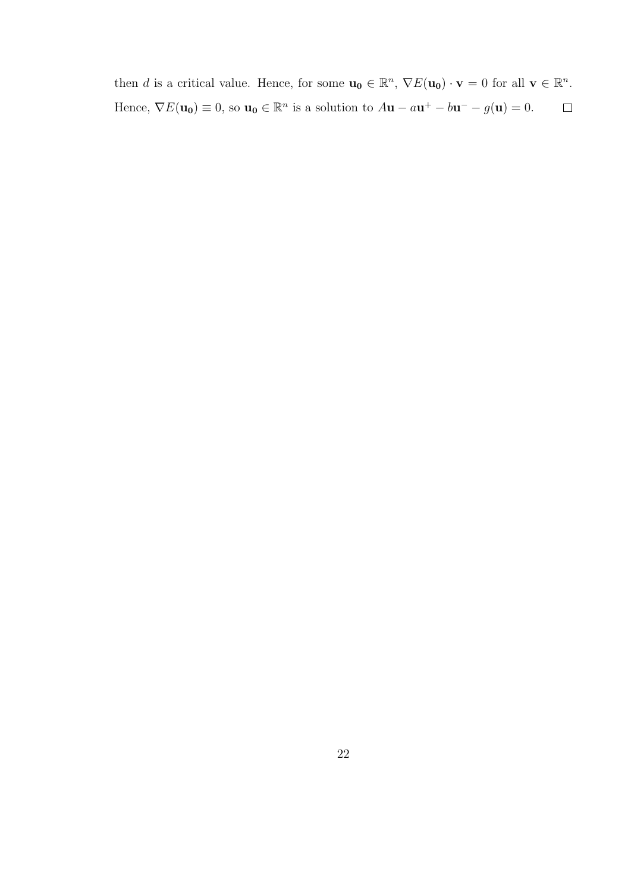then $d$ is a critical value. Hence, for some $\mathbf{u_0} \in \mathbb{R}^n$, $\nabla E(\mathbf{u_0}) \cdot \mathbf{v} = 0$ for all $\mathbf{v} \in \mathbb{R}^n$. Hence, $\nabla E(\mathbf{u_0}) \equiv 0$, so $\mathbf{u_0} \in \mathbb{R}^n$ is a solution to $A\mathbf{u} - a\mathbf{u}^+ - b\mathbf{u}^- - g(\mathbf{u}) = 0$. $\square$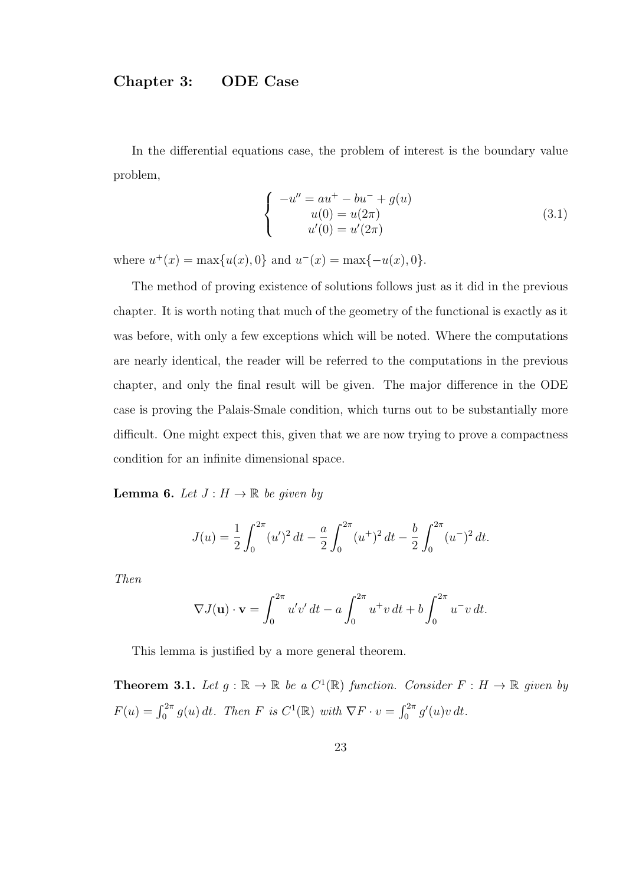## Chapter 3: ODE Case

In the differential equations case, the problem of interest is the boundary value problem,

$$\begin{cases} -u'' = au^+ - bu^- + g(u) \\ u(0) = u(2\pi) \\ u'(0) = u'(2\pi) \end{cases} \tag{3.1}$$

where $u^+(x) = \max\{u(x), 0\}$ and $u^-(x) = \max\{-u(x), 0\}$.

The method of proving existence of solutions follows just as it did in the previous chapter. It is worth noting that much of the geometry of the functional is exactly as it was before, with only a few exceptions which will be noted. Where the computations are nearly identical, the reader will be referred to the computations in the previous chapter, and only the final result will be given. The major difference in the ODE case is proving the Palais-Smale condition, which turns out to be substantially more difficult. One might expect this, given that we are now trying to prove a compactness condition for an infinite dimensional space.

**Lemma 6.** *Let $J : H \to \mathbb{R}$ be given by*

$$J(u) = \frac{1}{2}\int_0^{2\pi} (u')^2\,dt - \frac{a}{2}\int_0^{2\pi} (u^+)^2\,dt - \frac{b}{2}\int_0^{2\pi} (u^-)^2\,dt.$$

*Then*

$$\nabla J(\mathbf{u}) \cdot \mathbf{v} = \int_0^{2\pi} u'v'\,dt - a\int_0^{2\pi} u^+ v\,dt + b\int_0^{2\pi} u^- v\,dt.$$

This lemma is justified by a more general theorem.

**Theorem 3.1.** *Let $g : \mathbb{R} \to \mathbb{R}$ be a $C^1(\mathbb{R})$ function. Consider $F : H \to \mathbb{R}$ given by $F(u) = \int_0^{2\pi} g(u)\,dt$. Then $F$ is $C^1(\mathbb{R})$ with $\nabla F \cdot v = \int_0^{2\pi} g'(u)v\,dt$.*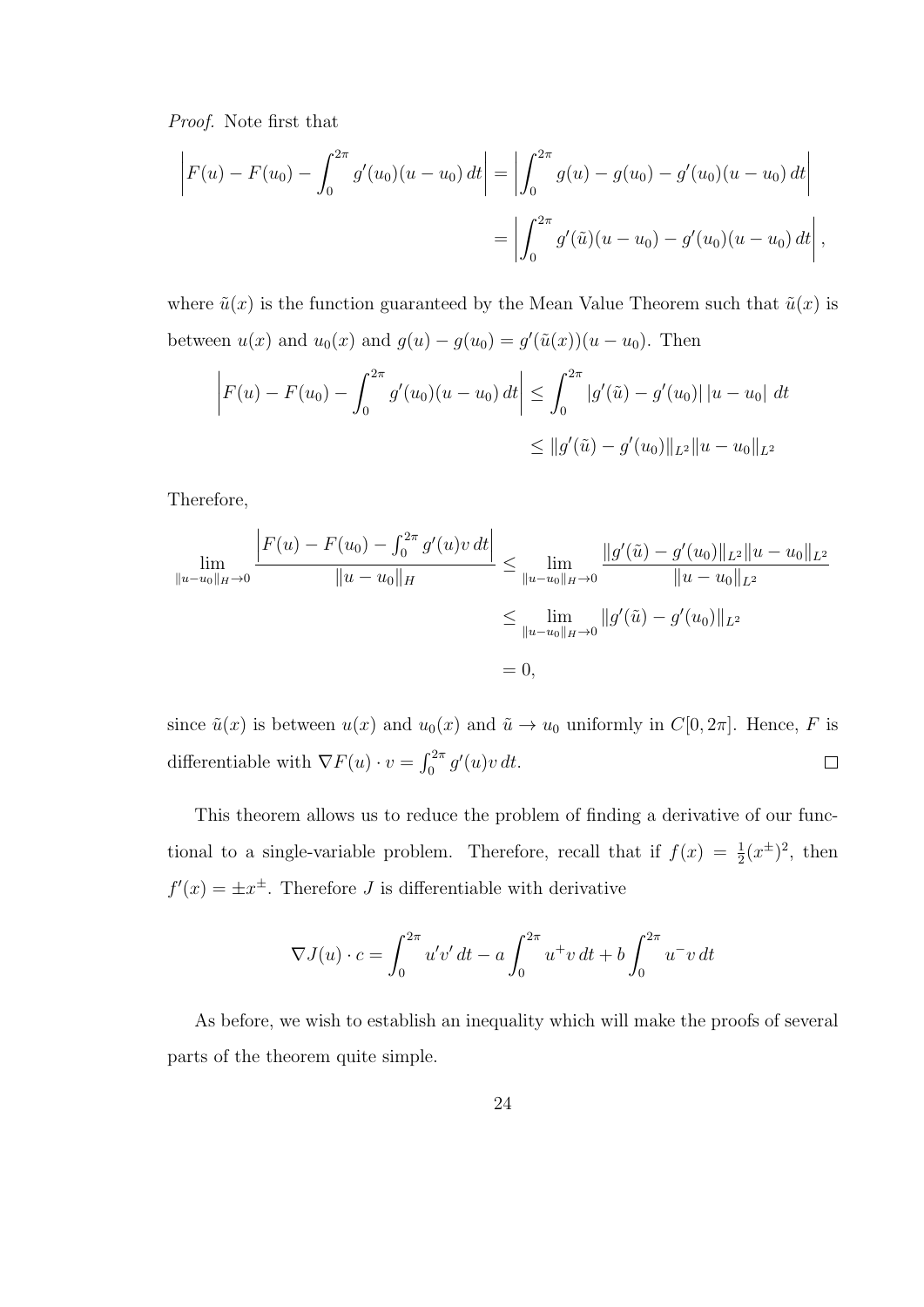*Proof.* Note first that

$$\left| F(u) - F(u_0) - \int_0^{2\pi} g'(u_0)(u - u_0)\,dt \right| = \left| \int_0^{2\pi} g(u) - g(u_0) - g'(u_0)(u - u_0)\,dt \right|$$

$$= \left| \int_0^{2\pi} g'(\tilde{u})(u - u_0) - g'(u_0)(u - u_0)\,dt \right|,$$

where $\tilde{u}(x)$ is the function guaranteed by the Mean Value Theorem such that $\tilde{u}(x)$ is between $u(x)$ and $u_0(x)$ and $g(u) - g(u_0) = g'(\tilde{u}(x))(u - u_0)$. Then

$$\left| F(u) - F(u_0) - \int_0^{2\pi} g'(u_0)(u - u_0)\,dt \right| \leq \int_0^{2\pi} |g'(\tilde{u}) - g'(u_0)|\, |u - u_0|\,dt$$

$$\leq \|g'(\tilde{u}) - g'(u_0)\|_{L^2} \|u - u_0\|_{L^2}$$

Therefore,

$$\lim_{\|u-u_0\|_H \to 0} \frac{\left| F(u) - F(u_0) - \int_0^{2\pi} g'(u)v\,dt \right|}{\|u - u_0\|_H} \leq \lim_{\|u-u_0\|_H \to 0} \frac{\|g'(\tilde{u}) - g'(u_0)\|_{L^2} \|u - u_0\|_{L^2}}{\|u - u_0\|_{L^2}}$$

$$\leq \lim_{\|u-u_0\|_H \to 0} \|g'(\tilde{u}) - g'(u_0)\|_{L^2}$$

$$= 0,$$

since $\tilde{u}(x)$ is between $u(x)$ and $u_0(x)$ and $\tilde{u} \to u_0$ uniformly in $C[0, 2\pi]$. Hence, $F$ is differentiable with $\nabla F(u) \cdot v = \int_0^{2\pi} g'(u)v\,dt$. $\square$

This theorem allows us to reduce the problem of finding a derivative of our functional to a single-variable problem. Therefore, recall that if $f(x) = \frac{1}{2}(x^{\pm})^2$, then $f'(x) = \pm x^{\pm}$. Therefore $J$ is differentiable with derivative

$$\nabla J(u) \cdot c = \int_0^{2\pi} u'v'\,dt - a\int_0^{2\pi} u^+ v\,dt + b\int_0^{2\pi} u^- v\,dt$$

As before, we wish to establish an inequality which will make the proofs of several parts of the theorem quite simple.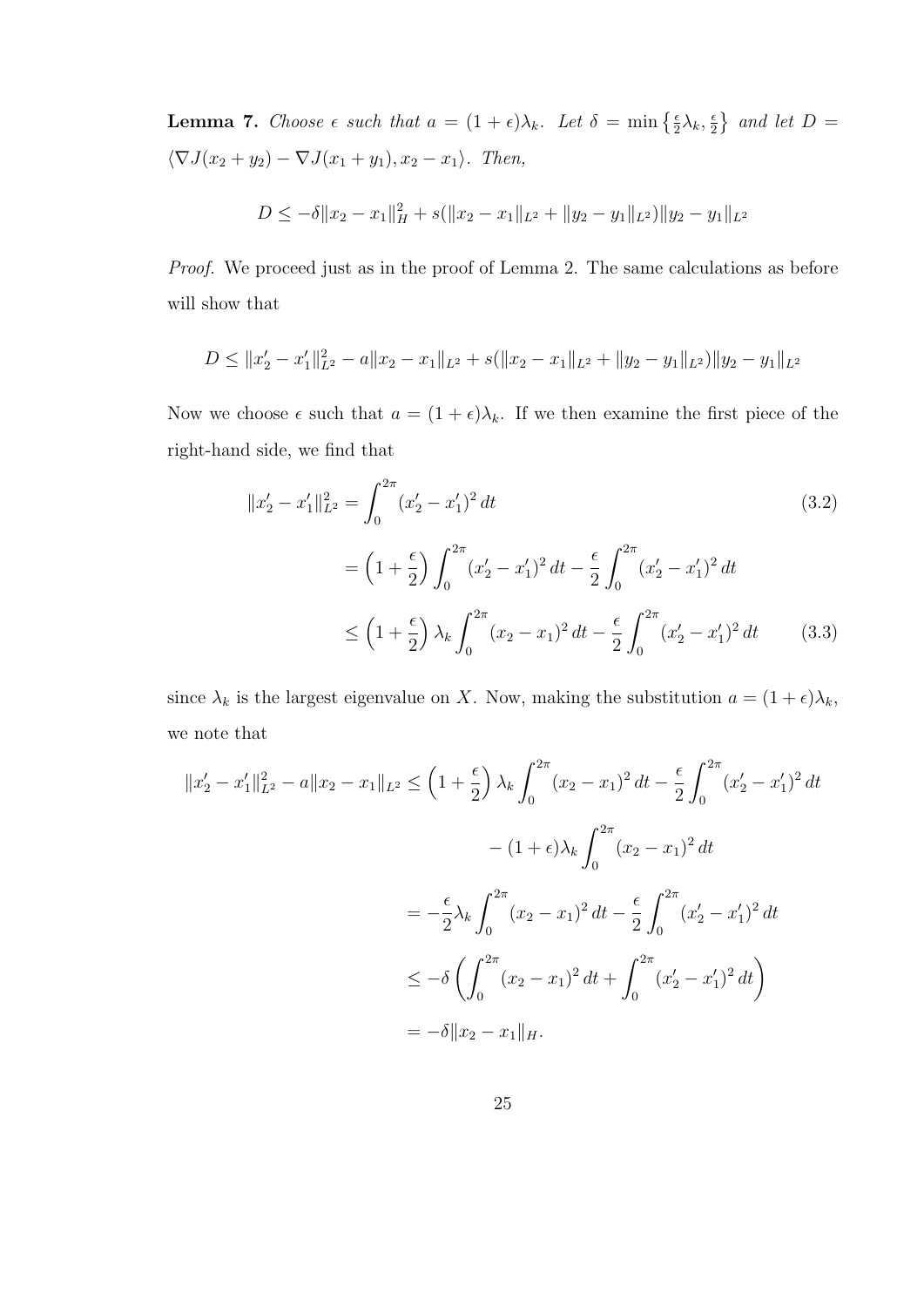**Lemma 7.** *Choose $\epsilon$ such that $a = (1+\epsilon)\lambda_k$. Let $\delta = \min\left\{\frac{\epsilon}{2}\lambda_k, \frac{\epsilon}{2}\right\}$ and let $D = \langle \nabla J(x_2 + y_2) - \nabla J(x_1 + y_1), x_2 - x_1 \rangle$. Then,*

$$D \leq -\delta \|x_2 - x_1\|_H^2 + s(\|x_2 - x_1\|_{L^2} + \|y_2 - y_1\|_{L^2})\|y_2 - y_1\|_{L^2}$$

*Proof.* We proceed just as in the proof of Lemma 2. The same calculations as before will show that

$$D \leq \|x_2' - x_1'\|_{L^2}^2 - a\|x_2 - x_1\|_{L^2} + s(\|x_2 - x_1\|_{L^2} + \|y_2 - y_1\|_{L^2})\|y_2 - y_1\|_{L^2}$$

Now we choose $\epsilon$ such that $a = (1+\epsilon)\lambda_k$. If we then examine the first piece of the right-hand side, we find that

$$\begin{aligned}
\|x_2' - x_1'\|_{L^2}^2 &= \int_0^{2\pi} (x_2' - x_1')^2 \, dt & (3.2) \\
&= \left(1 + \frac{\epsilon}{2}\right) \int_0^{2\pi} (x_2' - x_1')^2 \, dt - \frac{\epsilon}{2} \int_0^{2\pi} (x_2' - x_1')^2 \, dt \\
&\leq \left(1 + \frac{\epsilon}{2}\right) \lambda_k \int_0^{2\pi} (x_2 - x_1)^2 \, dt - \frac{\epsilon}{2} \int_0^{2\pi} (x_2' - x_1')^2 \, dt & (3.3)
\end{aligned}$$

since $\lambda_k$ is the largest eigenvalue on $X$. Now, making the substitution $a = (1+\epsilon)\lambda_k$, we note that

$$\begin{aligned}
\|x_2' - x_1'\|_{L^2}^2 - a\|x_2 - x_1\|_{L^2} &\leq \left(1 + \frac{\epsilon}{2}\right) \lambda_k \int_0^{2\pi} (x_2 - x_1)^2 \, dt - \frac{\epsilon}{2} \int_0^{2\pi} (x_2' - x_1')^2 \, dt \\
&\qquad - (1+\epsilon)\lambda_k \int_0^{2\pi} (x_2 - x_1)^2 \, dt \\
&= -\frac{\epsilon}{2}\lambda_k \int_0^{2\pi} (x_2 - x_1)^2 \, dt - \frac{\epsilon}{2} \int_0^{2\pi} (x_2' - x_1')^2 \, dt \\
&\leq -\delta \left( \int_0^{2\pi} (x_2 - x_1)^2 \, dt + \int_0^{2\pi} (x_2' - x_1')^2 \, dt \right) \\
&= -\delta \|x_2 - x_1\|_H.
\end{aligned}$$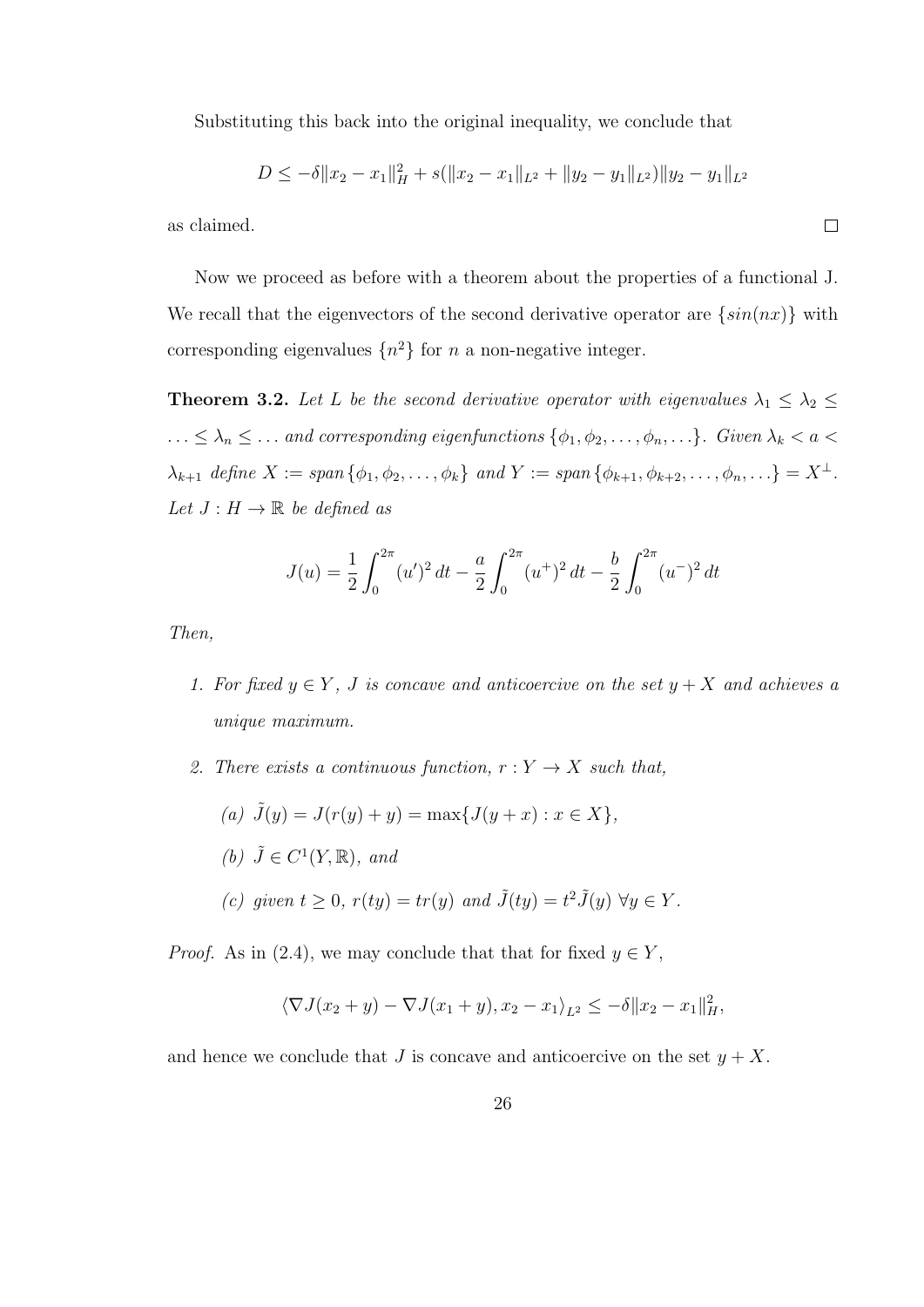Substituting this back into the original inequality, we conclude that

$$D \leq -\delta \|x_2 - x_1\|_H^2 + s(\|x_2 - x_1\|_{L^2} + \|y_2 - y_1\|_{L^2})\|y_2 - y_1\|_{L^2}$$

as claimed. □

Now we proceed as before with a theorem about the properties of a functional J. We recall that the eigenvectors of the second derivative operator are $\{sin(nx)\}$ with corresponding eigenvalues $\{n^2\}$ for $n$ a non-negative integer.

**Theorem 3.2.** *Let $L$ be the second derivative operator with eigenvalues $\lambda_1 \leq \lambda_2 \leq \ldots \leq \lambda_n \leq \ldots$ and corresponding eigenfunctions $\{\phi_1, \phi_2, \ldots, \phi_n, \ldots\}$. Given $\lambda_k < a < \lambda_{k+1}$ define $X := span\{\phi_1, \phi_2, \ldots, \phi_k\}$ and $Y := span\{\phi_{k+1}, \phi_{k+2}, \ldots, \phi_n, \ldots\} = X^\perp$. Let $J : H \to \mathbb{R}$ be defined as*

$$J(u) = \frac{1}{2}\int_0^{2\pi} (u')^2\, dt - \frac{a}{2}\int_0^{2\pi} (u^+)^2\, dt - \frac{b}{2}\int_0^{2\pi} (u^-)^2\, dt$$

*Then,*

1. *For fixed $y \in Y$, $J$ is concave and anticoercive on the set $y + X$ and achieves a unique maximum.*
2. *There exists a continuous function, $r : Y \to X$ such that,*
   
   (a) $\tilde{J}(y) = J(r(y) + y) = \max\{J(y + x) : x \in X\}$,
   
   (b) $\tilde{J} \in C^1(Y, \mathbb{R})$, *and*
   
   (c) *given $t \geq 0$, $r(ty) = tr(y)$ and $\tilde{J}(ty) = t^2\tilde{J}(y)$ $\forall y \in Y$.*

*Proof.* As in (2.4), we may conclude that that for fixed $y \in Y$,

$$\langle \nabla J(x_2 + y) - \nabla J(x_1 + y), x_2 - x_1\rangle_{L^2} \leq -\delta \|x_2 - x_1\|_H^2,$$

and hence we conclude that $J$ is concave and anticoercive on the set $y + X$.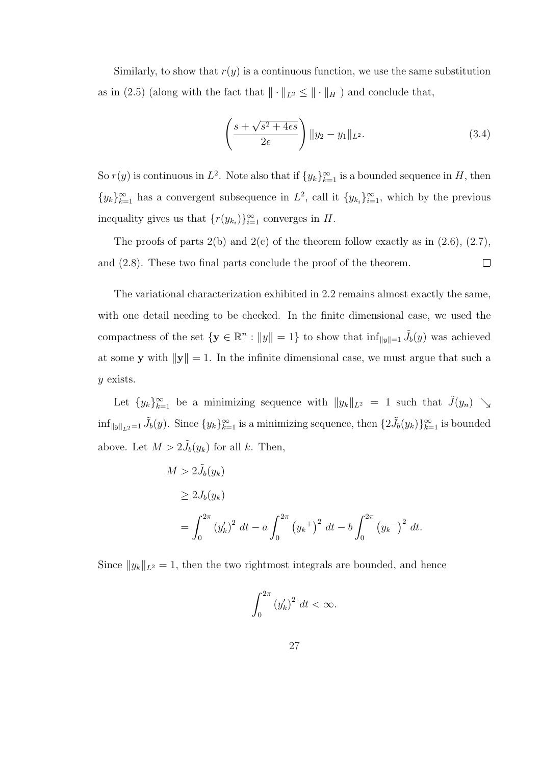Similarly, to show that $r(y)$ is a continuous function, we use the same substitution as in (2.5) (along with the fact that $\| \cdot \|_{L^2} \leq \| \cdot \|_H$ ) and conclude that,

$$\left( \frac{s + \sqrt{s^2 + 4\epsilon s}}{2\epsilon} \right) \|y_2 - y_1\|_{L^2}. \tag{3.4}$$

So $r(y)$ is continuous in $L^2$. Note also that if $\{y_k\}_{k=1}^{\infty}$ is a bounded sequence in $H$, then $\{y_k\}_{k=1}^{\infty}$ has a convergent subsequence in $L^2$, call it $\{y_{k_i}\}_{i=1}^{\infty}$, which by the previous inequality gives us that $\{r(y_{k_i})\}_{i=1}^{\infty}$ converges in $H$.

The proofs of parts 2(b) and 2(c) of the theorem follow exactly as in (2.6), (2.7), and (2.8). These two final parts conclude the proof of the theorem. □

The variational characterization exhibited in 2.2 remains almost exactly the same, with one detail needing to be checked. In the finite dimensional case, we used the compactness of the set $\{\mathbf{y} \in \mathbb{R}^n : \|y\| = 1\}$ to show that $\inf_{\|y\|=1} \tilde{J}_b(y)$ was achieved at some $\mathbf{y}$ with $\|\mathbf{y}\| = 1$. In the infinite dimensional case, we must argue that such a $y$ exists.

Let $\{y_k\}_{k=1}^{\infty}$ be a minimizing sequence with $\|y_k\|_{L^2} = 1$ such that $\tilde{J}(y_n) \searrow \inf_{\|y\|_{L^2}=1} \tilde{J}_b(y)$. Since $\{y_k\}_{k=1}^{\infty}$ is a minimizing sequence, then $\{2\tilde{J}_b(y_k)\}_{k=1}^{\infty}$ is bounded above. Let $M > 2\tilde{J}_b(y_k)$ for all $k$. Then,

$$\begin{aligned}
M &> 2\tilde{J}_b(y_k) \\
&\geq 2J_b(y_k) \\
&= \int_0^{2\pi} (y_k')^2 \, dt - a \int_0^{2\pi} \left(y_k{}^+\right)^2 \, dt - b \int_0^{2\pi} \left(y_k{}^-\right)^2 \, dt.
\end{aligned}$$

Since $\|y_k\|_{L^2} = 1$, then the two rightmost integrals are bounded, and hence

$$\int_0^{2\pi} (y_k')^2 \, dt < \infty.$$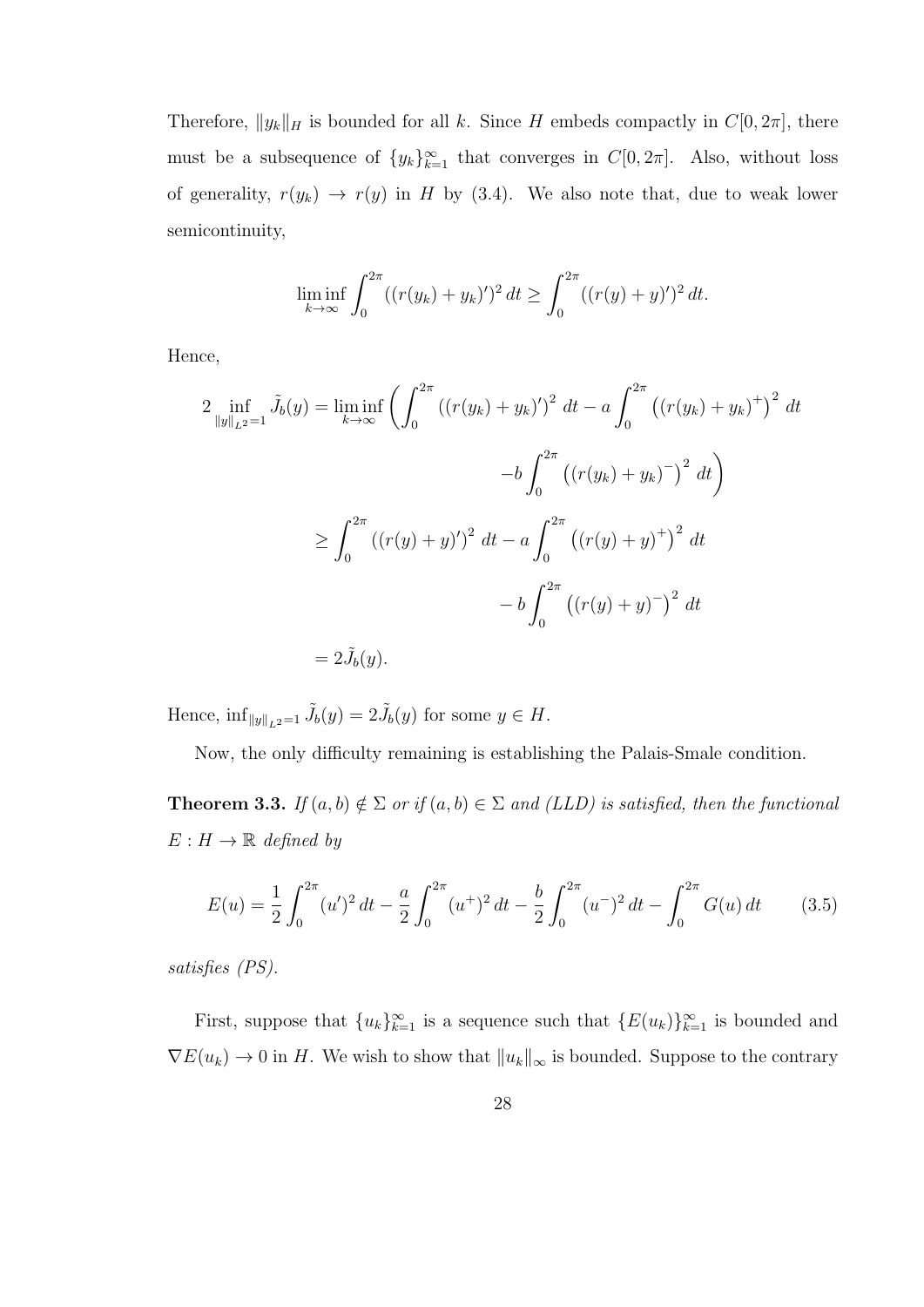Therefore, $\|y_k\|_H$ is bounded for all $k$. Since $H$ embeds compactly in $C[0, 2\pi]$, there must be a subsequence of $\{y_k\}_{k=1}^{\infty}$ that converges in $C[0, 2\pi]$. Also, without loss of generality, $r(y_k) \to r(y)$ in $H$ by (3.4). We also note that, due to weak lower semicontinuity,

$$\liminf_{k\to\infty} \int_0^{2\pi} ((r(y_k) + y_k)')^2 \, dt \geq \int_0^{2\pi} ((r(y) + y)')^2 \, dt.$$

Hence,

$$\begin{aligned}
2 \inf_{\|y\|_{L^2}=1} \tilde{J}_b(y) &= \liminf_{k\to\infty} \left( \int_0^{2\pi} \left((r(y_k) + y_k)'\right)^2 \, dt - a \int_0^{2\pi} \left((r(y_k) + y_k)^+\right)^2 \, dt \right. \\
&\qquad\qquad \left. - b \int_0^{2\pi} \left((r(y_k) + y_k)^-\right)^2 \, dt \right) \\
&\geq \int_0^{2\pi} \left((r(y) + y)'\right)^2 \, dt - a \int_0^{2\pi} \left((r(y) + y)^+\right)^2 \, dt \\
&\qquad\qquad - b \int_0^{2\pi} \left((r(y) + y)^-\right)^2 \, dt \\
&= 2\tilde{J}_b(y).
\end{aligned}$$

Hence, $\inf_{\|y\|_{L^2}=1} \tilde{J}_b(y) = 2\tilde{J}_b(y)$ for some $y \in H$.

Now, the only difficulty remaining is establishing the Palais-Smale condition.

**Theorem 3.3.** *If $(a, b) \notin \Sigma$ or if $(a, b) \in \Sigma$ and (LLD) is satisfied, then the functional $E : H \to \mathbb{R}$ defined by*

$$E(u) = \frac{1}{2} \int_0^{2\pi} (u')^2 \, dt - \frac{a}{2} \int_0^{2\pi} (u^+)^2 \, dt - \frac{b}{2} \int_0^{2\pi} (u^-)^2 \, dt - \int_0^{2\pi} G(u) \, dt \tag{3.5}$$

*satisfies (PS).*

First, suppose that $\{u_k\}_{k=1}^{\infty}$ is a sequence such that $\{E(u_k)\}_{k=1}^{\infty}$ is bounded and $\nabla E(u_k) \to 0$ in $H$. We wish to show that $\|u_k\|_\infty$ is bounded. Suppose to the contrary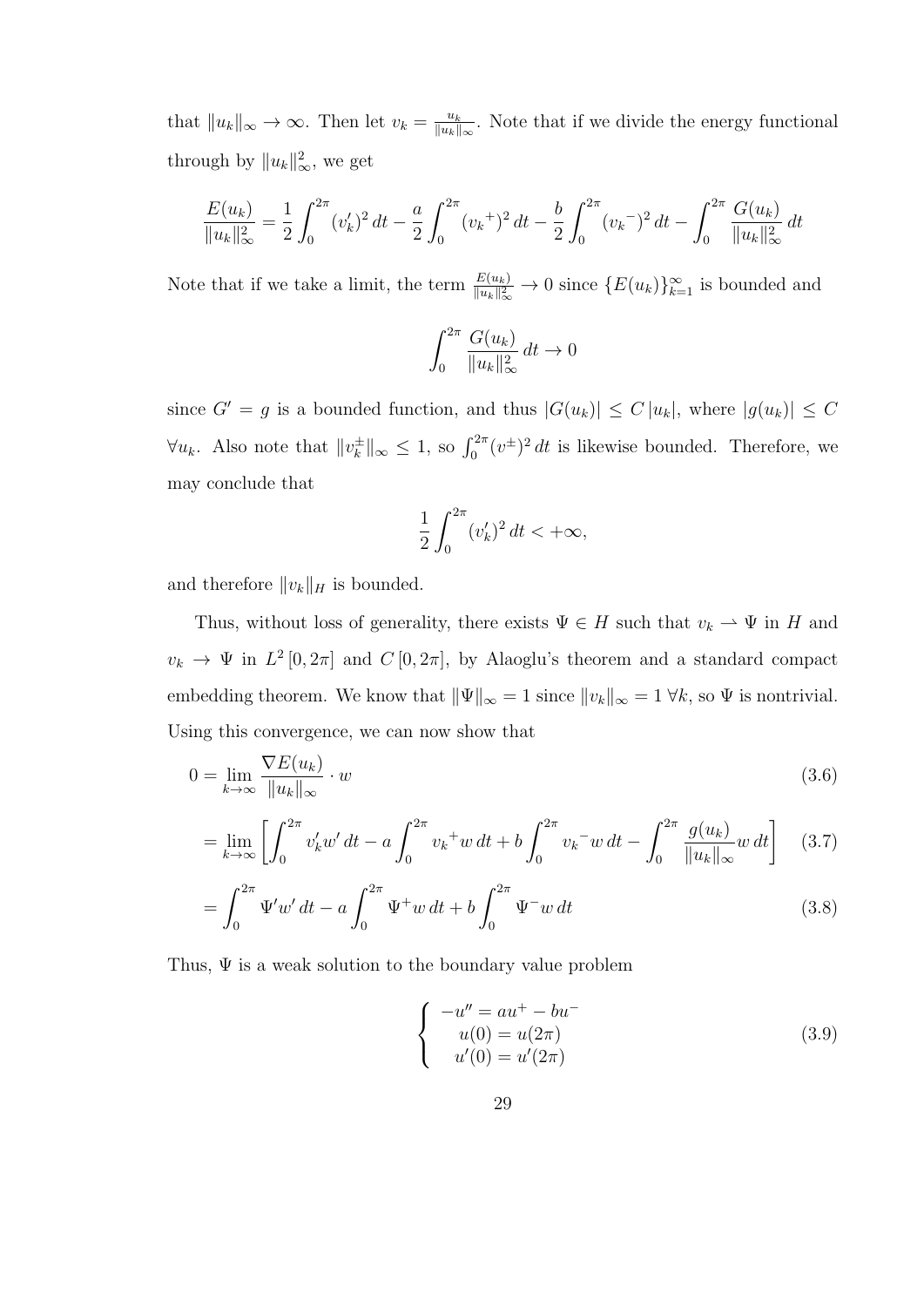that $\|u_k\|_\infty \to \infty$. Then let $v_k = \frac{u_k}{\|u_k\|_\infty}$. Note that if we divide the energy functional through by $\|u_k\|_\infty^2$, we get

$$\frac{E(u_k)}{\|u_k\|_\infty^2} = \frac{1}{2}\int_0^{2\pi}(v_k')^2\,dt - \frac{a}{2}\int_0^{2\pi}({v_k}^+)^2\,dt - \frac{b}{2}\int_0^{2\pi}({v_k}^-)^2\,dt - \int_0^{2\pi}\frac{G(u_k)}{\|u_k\|_\infty^2}\,dt$$

Note that if we take a limit, the term $\frac{E(u_k)}{\|u_k\|_\infty^2} \to 0$ since $\{E(u_k)\}_{k=1}^\infty$ is bounded and

$$\int_0^{2\pi}\frac{G(u_k)}{\|u_k\|_\infty^2}\,dt \to 0$$

since $G' = g$ is a bounded function, and thus $|G(u_k)| \le C\,|u_k|$, where $|g(u_k)| \le C$ $\forall u_k$. Also note that $\|v_k^\pm\|_\infty \le 1$, so $\int_0^{2\pi}(v^\pm)^2\,dt$ is likewise bounded. Therefore, we may conclude that

$$\frac{1}{2}\int_0^{2\pi}(v_k')^2\,dt < +\infty,$$

and therefore $\|v_k\|_H$ is bounded.

Thus, without loss of generality, there exists $\Psi \in H$ such that $v_k \rightharpoonup \Psi$ in $H$ and $v_k \to \Psi$ in $L^2\,[0, 2\pi]$ and $C\,[0, 2\pi]$, by Alaoglu's theorem and a standard compact embedding theorem. We know that $\|\Psi\|_\infty = 1$ since $\|v_k\|_\infty = 1\ \forall k$, so $\Psi$ is nontrivial. Using this convergence, we can now show that

$$0 = \lim_{k\to\infty}\frac{\nabla E(u_k)}{\|u_k\|_\infty}\cdot w \tag{3.6}$$

$$= \lim_{k\to\infty}\left[\int_0^{2\pi}v_k'w'\,dt - a\int_0^{2\pi}{v_k}^+w\,dt + b\int_0^{2\pi}{v_k}^-w\,dt - \int_0^{2\pi}\frac{g(u_k)}{\|u_k\|_\infty}w\,dt\right] \tag{3.7}$$

$$= \int_0^{2\pi}\Psi'w'\,dt - a\int_0^{2\pi}\Psi^+w\,dt + b\int_0^{2\pi}\Psi^-w\,dt \tag{3.8}$$

Thus, $\Psi$ is a weak solution to the boundary value problem

$$\begin{cases} -u'' = au^+ - bu^- \\ u(0) = u(2\pi) \\ u'(0) = u'(2\pi) \end{cases} \tag{3.9}$$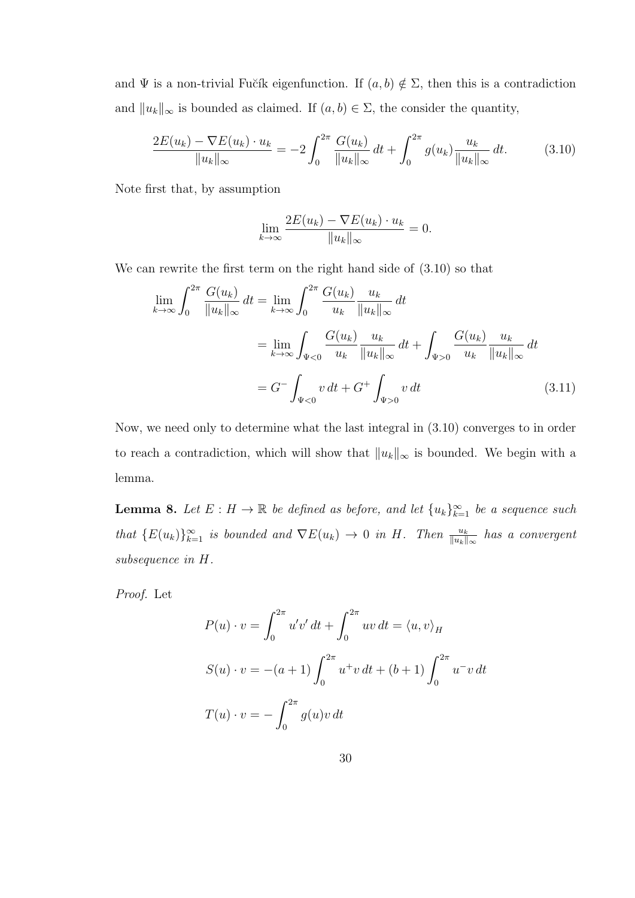and $\Psi$ is a non-trivial Fučík eigenfunction. If $(a, b) \notin \Sigma$, then this is a contradiction and $\|u_k\|_\infty$ is bounded as claimed. If $(a, b) \in \Sigma$, the consider the quantity,

$$\frac{2E(u_k) - \nabla E(u_k) \cdot u_k}{\|u_k\|_\infty} = -2 \int_0^{2\pi} \frac{G(u_k)}{\|u_k\|_\infty} \, dt + \int_0^{2\pi} g(u_k) \frac{u_k}{\|u_k\|_\infty} \, dt. \tag{3.10}$$

Note first that, by assumption

$$\lim_{k \to \infty} \frac{2E(u_k) - \nabla E(u_k) \cdot u_k}{\|u_k\|_\infty} = 0.$$

We can rewrite the first term on the right hand side of (3.10) so that

$$\begin{aligned}
\lim_{k \to \infty} \int_0^{2\pi} \frac{G(u_k)}{\|u_k\|_\infty} \, dt &= \lim_{k \to \infty} \int_0^{2\pi} \frac{G(u_k)}{u_k} \frac{u_k}{\|u_k\|_\infty} \, dt \\
&= \lim_{k \to \infty} \int_{\Psi < 0} \frac{G(u_k)}{u_k} \frac{u_k}{\|u_k\|_\infty} \, dt + \int_{\Psi > 0} \frac{G(u_k)}{u_k} \frac{u_k}{\|u_k\|_\infty} \, dt \\
&= G^- \int_{\Psi < 0} v \, dt + G^+ \int_{\Psi > 0} v \, dt
\end{aligned} \tag{3.11}$$

Now, we need only to determine what the last integral in (3.10) converges to in order to reach a contradiction, which will show that $\|u_k\|_\infty$ is bounded. We begin with a lemma.

**Lemma 8.** *Let $E : H \to \mathbb{R}$ be defined as before, and let $\{u_k\}_{k=1}^\infty$ be a sequence such that $\{E(u_k)\}_{k=1}^\infty$ is bounded and $\nabla E(u_k) \to 0$ in $H$. Then $\frac{u_k}{\|u_k\|_\infty}$ has a convergent subsequence in $H$.*

*Proof.* Let

$$P(u) \cdot v = \int_0^{2\pi} u'v' \, dt + \int_0^{2\pi} uv \, dt = \langle u, v \rangle_H$$

$$S(u) \cdot v = -(a+1) \int_0^{2\pi} u^+ v \, dt + (b+1) \int_0^{2\pi} u^- v \, dt$$

$$T(u) \cdot v = - \int_0^{2\pi} g(u) v \, dt$$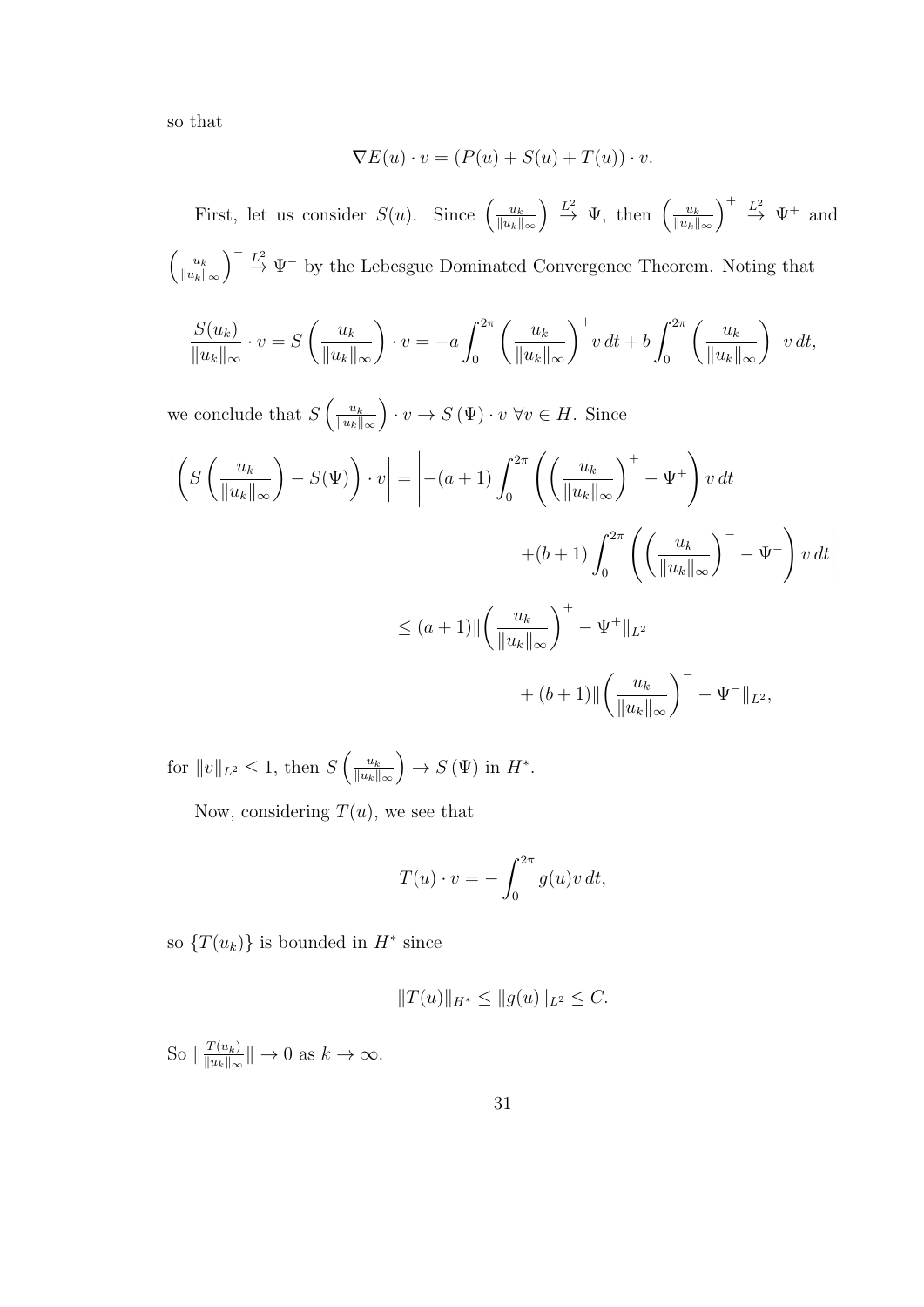so that

$$\nabla E(u) \cdot v = (P(u) + S(u) + T(u)) \cdot v.$$

First, let us consider $S(u)$. Since $\left(\frac{u_k}{\|u_k\|_\infty}\right) \overset{L^2}{\to} \Psi$, then $\left(\frac{u_k}{\|u_k\|_\infty}\right)^+ \overset{L^2}{\to} \Psi^+$ and $\left(\frac{u_k}{\|u_k\|_\infty}\right)^- \overset{L^2}{\to} \Psi^-$ by the Lebesgue Dominated Convergence Theorem. Noting that

$$\frac{S(u_k)}{\|u_k\|_\infty} \cdot v = S\left(\frac{u_k}{\|u_k\|_\infty}\right) \cdot v = -a\int_0^{2\pi} \left(\frac{u_k}{\|u_k\|_\infty}\right)^+ v\, dt + b\int_0^{2\pi} \left(\frac{u_k}{\|u_k\|_\infty}\right)^- v\, dt,$$

we conclude that $S\left(\frac{u_k}{\|u_k\|_\infty}\right) \cdot v \to S\left(\Psi\right) \cdot v \;\forall v \in H$. Since

$$\begin{aligned}
\left|\left(S\left(\frac{u_k}{\|u_k\|_\infty}\right) - S(\Psi)\right) \cdot v\right| &= \Bigg| -(a+1)\int_0^{2\pi} \left(\left(\frac{u_k}{\|u_k\|_\infty}\right)^+ - \Psi^+\right) v\, dt \\
&\qquad + (b+1)\int_0^{2\pi} \left(\left(\frac{u_k}{\|u_k\|_\infty}\right)^- - \Psi^-\right) v\, dt\Bigg| \\
&\le (a+1)\|\left(\frac{u_k}{\|u_k\|_\infty}\right)^+ - \Psi^+\|_{L^2} \\
&\qquad + (b+1)\|\left(\frac{u_k}{\|u_k\|_\infty}\right)^- - \Psi^-\|_{L^2},
\end{aligned}$$

for $\|v\|_{L^2} \le 1$, then $S\left(\frac{u_k}{\|u_k\|_\infty}\right) \to S\left(\Psi\right)$ in $H^*$.

Now, considering $T(u)$, we see that

$$T(u) \cdot v = -\int_0^{2\pi} g(u)v\, dt,$$

so $\{T(u_k)\}$ is bounded in $H^*$ since

$$\|T(u)\|_{H^*} \le \|g(u)\|_{L^2} \le C.$$

So $\|\frac{T(u_k)}{\|u_k\|_\infty}\| \to 0$ as $k \to \infty$.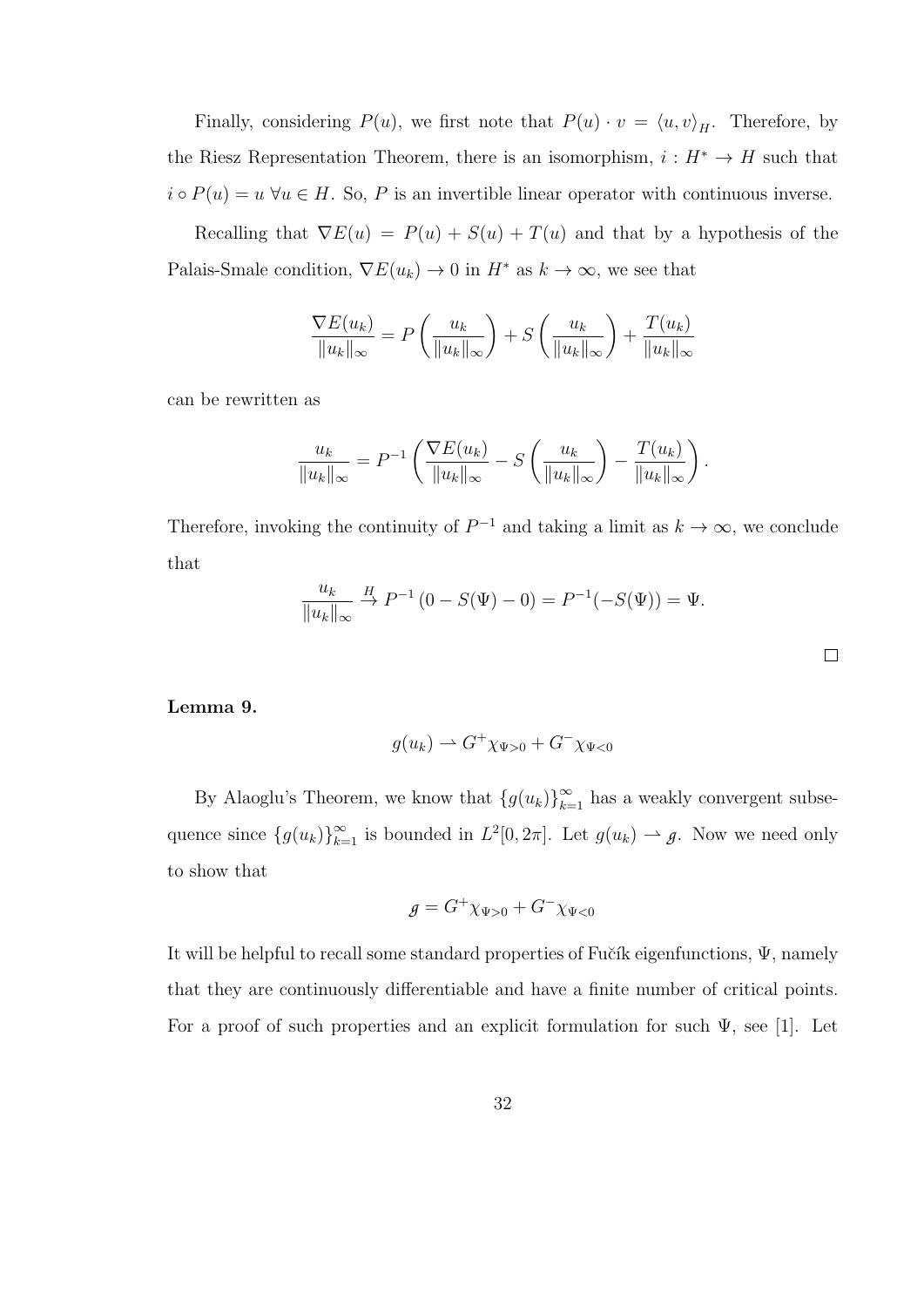Finally, considering $P(u)$, we first note that $P(u) \cdot v = \langle u, v \rangle_H$. Therefore, by the Riesz Representation Theorem, there is an isomorphism, $i : H^* \to H$ such that $i \circ P(u) = u \; \forall u \in H$. So, $P$ is an invertible linear operator with continuous inverse.

Recalling that $\nabla E(u) = P(u) + S(u) + T(u)$ and that by a hypothesis of the Palais-Smale condition, $\nabla E(u_k) \to 0$ in $H^*$ as $k \to \infty$, we see that

$$\frac{\nabla E(u_k)}{\|u_k\|_\infty} = P\left(\frac{u_k}{\|u_k\|_\infty}\right) + S\left(\frac{u_k}{\|u_k\|_\infty}\right) + \frac{T(u_k)}{\|u_k\|_\infty}$$

can be rewritten as

$$\frac{u_k}{\|u_k\|_\infty} = P^{-1}\left(\frac{\nabla E(u_k)}{\|u_k\|_\infty} - S\left(\frac{u_k}{\|u_k\|_\infty}\right) - \frac{T(u_k)}{\|u_k\|_\infty}\right).$$

Therefore, invoking the continuity of $P^{-1}$ and taking a limit as $k \to \infty$, we conclude that

$$\frac{u_k}{\|u_k\|_\infty} \xrightarrow{H} P^{-1}\left(0 - S(\Psi) - 0\right) = P^{-1}(-S(\Psi)) = \Psi.$$

$\square$

**Lemma 9.**

$$g(u_k) \rightharpoonup G^+ \chi_{\Psi > 0} + G^- \chi_{\Psi < 0}$$

By Alaoglu's Theorem, we know that $\{g(u_k)\}_{k=1}^\infty$ has a weakly convergent subsequence since $\{g(u_k)\}_{k=1}^\infty$ is bounded in $L^2[0, 2\pi]$. Let $g(u_k) \rightharpoonup \mathscr{g}$. Now we need only to show that

$$\mathscr{g} = G^+ \chi_{\Psi > 0} + G^- \chi_{\Psi < 0}$$

It will be helpful to recall some standard properties of Fučík eigenfunctions, $\Psi$, namely that they are continuously differentiable and have a finite number of critical points. For a proof of such properties and an explicit formulation for such $\Psi$, see [1]. Let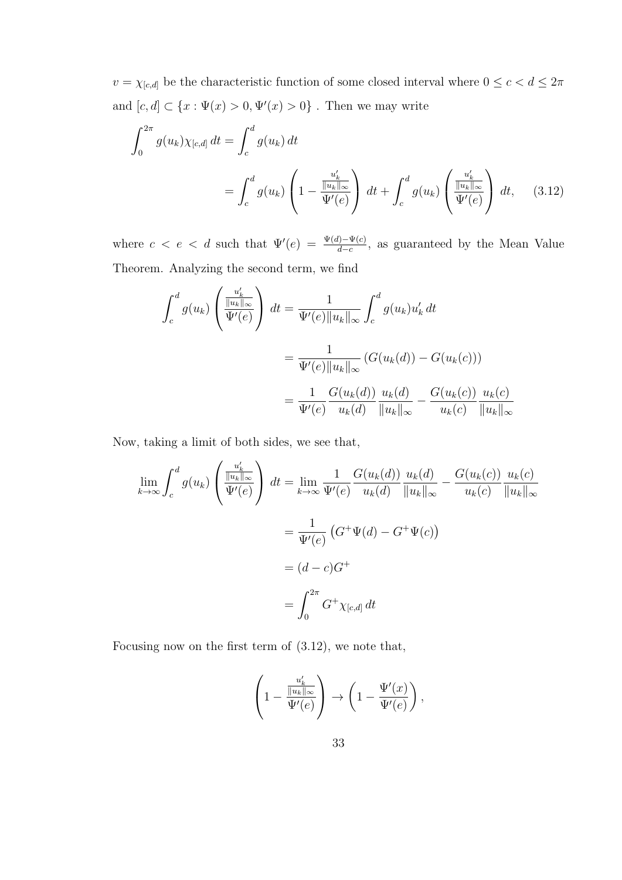$v = \chi_{[c,d]}$ be the characteristic function of some closed interval where $0 \leq c < d \leq 2\pi$ and $[c,d] \subset \{x : \Psi(x) > 0, \Psi'(x) > 0\}$ . Then we may write

$$
\begin{aligned}
\int_0^{2\pi} g(u_k)\chi_{[c,d]}\,dt &= \int_c^d g(u_k)\,dt \\
&= \int_c^d g(u_k)\left(1 - \frac{\frac{u_k'}{\|u_k\|_\infty}}{\Psi'(e)}\right)\,dt + \int_c^d g(u_k)\left(\frac{\frac{u_k'}{\|u_k\|_\infty}}{\Psi'(e)}\right)\,dt, \qquad (3.12)
\end{aligned}
$$

where $c < e < d$ such that $\Psi'(e) = \frac{\Psi(d)-\Psi(c)}{d-c}$, as guaranteed by the Mean Value Theorem. Analyzing the second term, we find

$$
\begin{aligned}
\int_c^d g(u_k)\left(\frac{\frac{u_k'}{\|u_k\|_\infty}}{\Psi'(e)}\right)\,dt &= \frac{1}{\Psi'(e)\|u_k\|_\infty}\int_c^d g(u_k)u_k'\,dt \\
&= \frac{1}{\Psi'(e)\|u_k\|_\infty}\left(G(u_k(d)) - G(u_k(c))\right) \\
&= \frac{1}{\Psi'(e)}\frac{G(u_k(d))}{u_k(d)}\frac{u_k(d)}{\|u_k\|_\infty} - \frac{G(u_k(c))}{u_k(c)}\frac{u_k(c)}{\|u_k\|_\infty}
\end{aligned}
$$

Now, taking a limit of both sides, we see that,

$$
\begin{aligned}
\lim_{k\to\infty}\int_c^d g(u_k)\left(\frac{\frac{u_k'}{\|u_k\|_\infty}}{\Psi'(e)}\right)\,dt &= \lim_{k\to\infty}\frac{1}{\Psi'(e)}\frac{G(u_k(d))}{u_k(d)}\frac{u_k(d)}{\|u_k\|_\infty} - \frac{G(u_k(c))}{u_k(c)}\frac{u_k(c)}{\|u_k\|_\infty} \\
&= \frac{1}{\Psi'(e)}\left(G^+\Psi(d) - G^+\Psi(c)\right) \\
&= (d-c)G^+ \\
&= \int_0^{2\pi} G^+\chi_{[c,d]}\,dt
\end{aligned}
$$

Focusing now on the first term of (3.12), we note that,

$$
\left(1 - \frac{\frac{u_k'}{\|u_k\|_\infty}}{\Psi'(e)}\right) \to \left(1 - \frac{\Psi'(x)}{\Psi'(e)}\right),
$$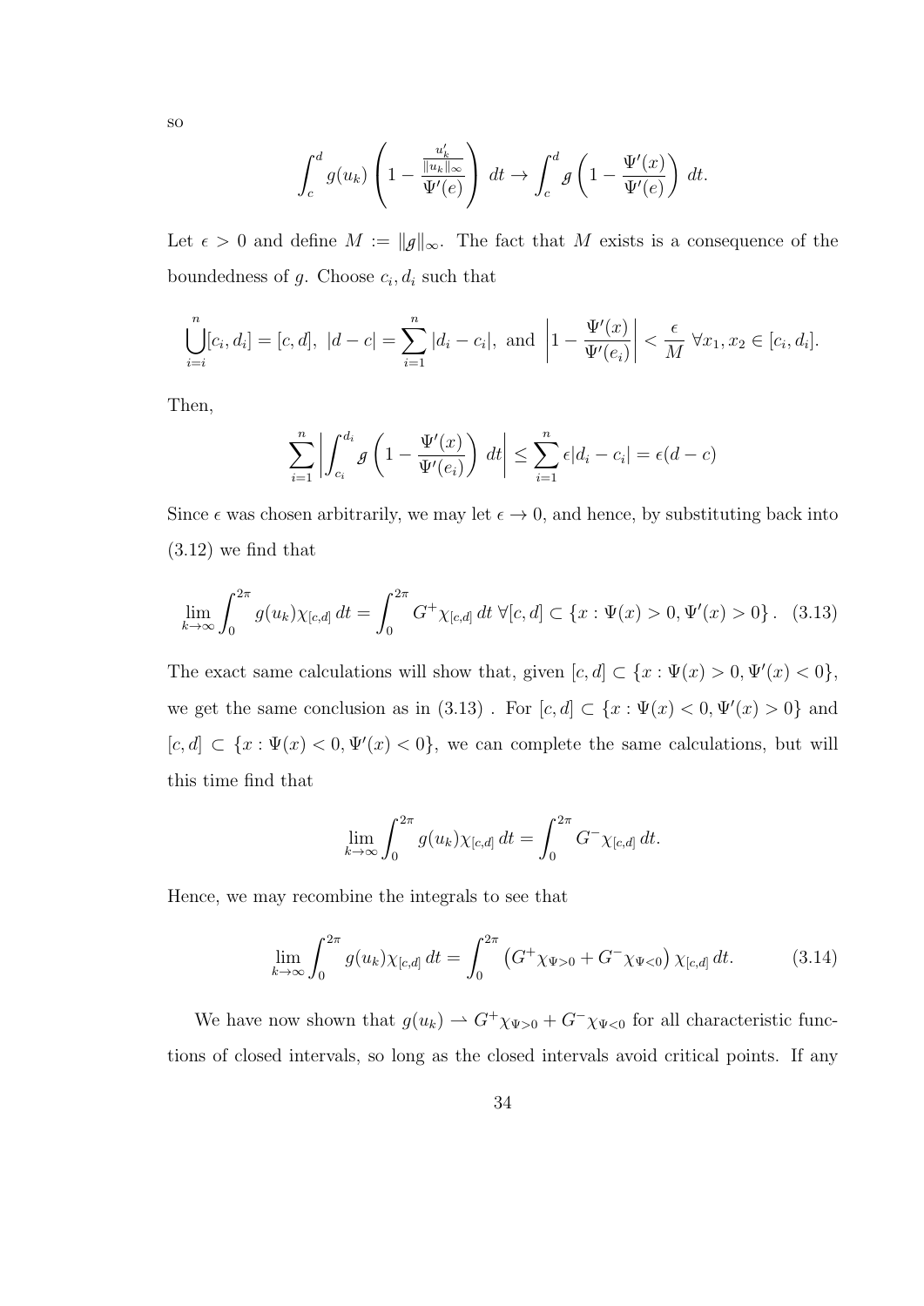so

$$\int_c^d g(u_k)\left(1-\frac{\frac{u_k'}{\|u_k\|_\infty}}{\Psi'(e)}\right)\,dt \to \int_c^d \mathcal{g}\left(1-\frac{\Psi'(x)}{\Psi'(e)}\right)\,dt.$$

Let $\epsilon > 0$ and define $M := \|\mathcal{g}\|_\infty$. The fact that $M$ exists is a consequence of the boundedness of $g$. Choose $c_i, d_i$ such that

$$\bigcup_{i=i}^{n}[c_i,d_i] = [c,d],\ |d-c| = \sum_{i=1}^{n}|d_i - c_i|,\ \text{and}\ \left|1-\frac{\Psi'(x)}{\Psi'(e_i)}\right| < \frac{\epsilon}{M}\ \forall x_1, x_2 \in [c_i, d_i].$$

Then,

$$\sum_{i=1}^{n}\left|\int_{c_i}^{d_i}\mathcal{g}\left(1-\frac{\Psi'(x)}{\Psi'(e_i)}\right)\,dt\right| \leq \sum_{i=1}^{n}\epsilon|d_i - c_i| = \epsilon(d-c)$$

Since $\epsilon$ was chosen arbitrarily, we may let $\epsilon \to 0$, and hence, by substituting back into (3.12) we find that

$$\lim_{k\to\infty}\int_0^{2\pi} g(u_k)\chi_{[c,d]}\,dt = \int_0^{2\pi} G^+\chi_{[c,d]}\,dt\ \forall [c,d]\subset\{x : \Psi(x) > 0, \Psi'(x) > 0\}\,. \quad (3.13)$$

The exact same calculations will show that, given $[c,d]\subset\{x : \Psi(x) > 0, \Psi'(x) < 0\}$, we get the same conclusion as in (3.13) . For $[c,d]\subset\{x : \Psi(x) < 0, \Psi'(x) > 0\}$ and $[c,d]\subset\{x : \Psi(x) < 0, \Psi'(x) < 0\}$, we can complete the same calculations, but will this time find that

$$\lim_{k\to\infty}\int_0^{2\pi} g(u_k)\chi_{[c,d]}\,dt = \int_0^{2\pi} G^-\chi_{[c,d]}\,dt.$$

Hence, we may recombine the integrals to see that

$$\lim_{k\to\infty}\int_0^{2\pi} g(u_k)\chi_{[c,d]}\,dt = \int_0^{2\pi}\left(G^+\chi_{\Psi>0} + G^-\chi_{\Psi<0}\right)\chi_{[c,d]}\,dt. \quad (3.14)$$

We have now shown that $g(u_k) \rightharpoonup G^+\chi_{\Psi>0} + G^-\chi_{\Psi<0}$ for all characteristic functions of closed intervals, so long as the closed intervals avoid critical points. If any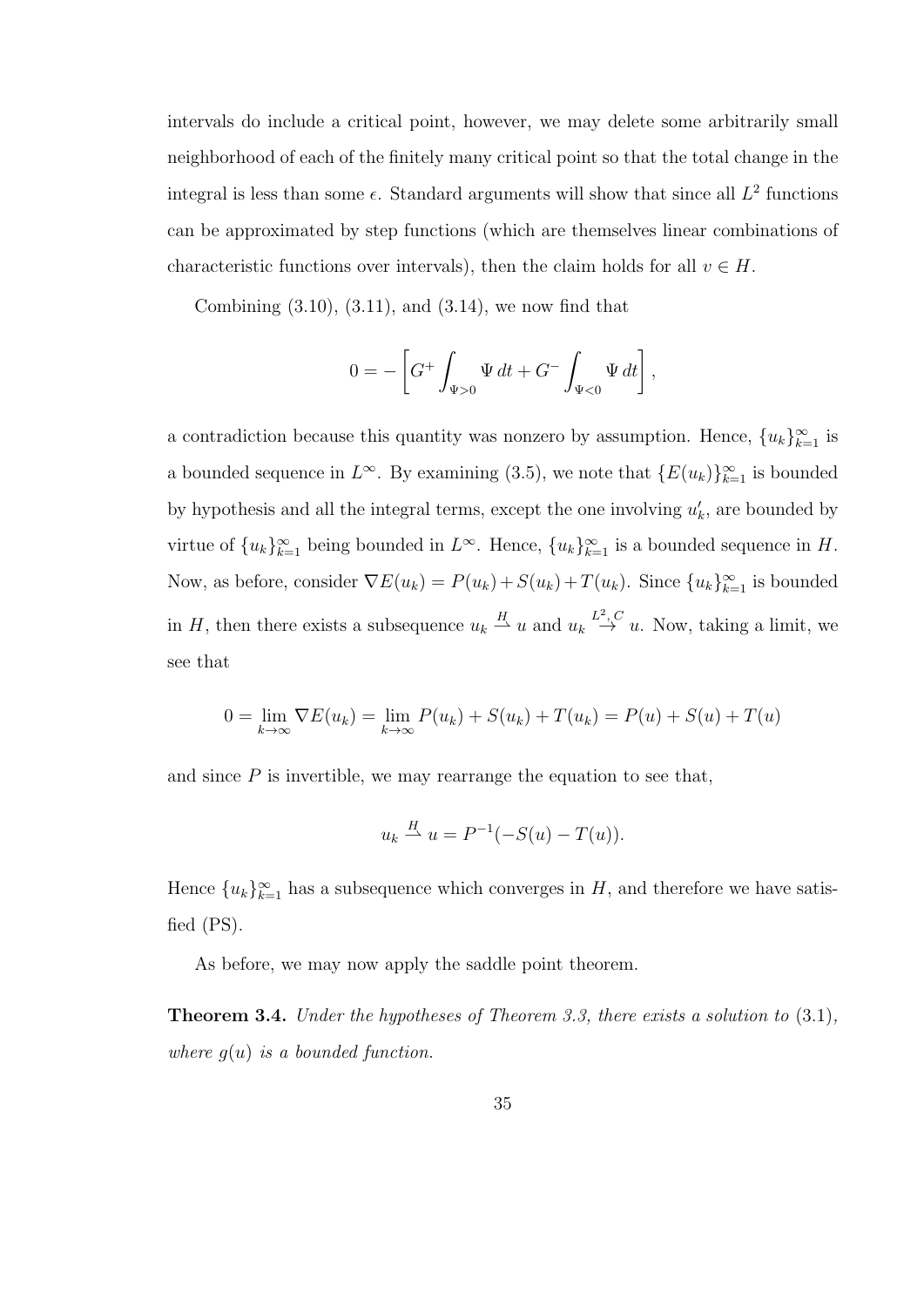intervals do include a critical point, however, we may delete some arbitrarily small neighborhood of each of the finitely many critical point so that the total change in the integral is less than some $\epsilon$. Standard arguments will show that since all $L^2$ functions can be approximated by step functions (which are themselves linear combinations of characteristic functions over intervals), then the claim holds for all $v \in H$.

Combining (3.10), (3.11), and (3.14), we now find that

$$0 = -\left[G^+ \int_{\Psi>0} \Psi \, dt + G^- \int_{\Psi<0} \Psi \, dt\right],$$

a contradiction because this quantity was nonzero by assumption. Hence, $\{u_k\}_{k=1}^\infty$ is a bounded sequence in $L^\infty$. By examining (3.5), we note that $\{E(u_k)\}_{k=1}^\infty$ is bounded by hypothesis and all the integral terms, except the one involving $u_k'$, are bounded by virtue of $\{u_k\}_{k=1}^\infty$ being bounded in $L^\infty$. Hence, $\{u_k\}_{k=1}^\infty$ is a bounded sequence in $H$. Now, as before, consider $\nabla E(u_k) = P(u_k) + S(u_k) + T(u_k)$. Since $\{u_k\}_{k=1}^\infty$ is bounded in $H$, then there exists a subsequence $u_k \stackrel{H}{\rightharpoonup} u$ and $u_k \stackrel{L^2, C}{\rightarrow} u$. Now, taking a limit, we see that

$$0 = \lim_{k\to\infty} \nabla E(u_k) = \lim_{k\to\infty} P(u_k) + S(u_k) + T(u_k) = P(u) + S(u) + T(u)$$

and since $P$ is invertible, we may rearrange the equation to see that,

$$u_k \stackrel{H}{\rightharpoonup} u = P^{-1}(-S(u) - T(u)).$$

Hence $\{u_k\}_{k=1}^\infty$ has a subsequence which converges in $H$, and therefore we have satisfied (PS).

As before, we may now apply the saddle point theorem.

**Theorem 3.4.** *Under the hypotheses of Theorem 3.3, there exists a solution to* (3.1)*, where $g(u)$ is a bounded function.*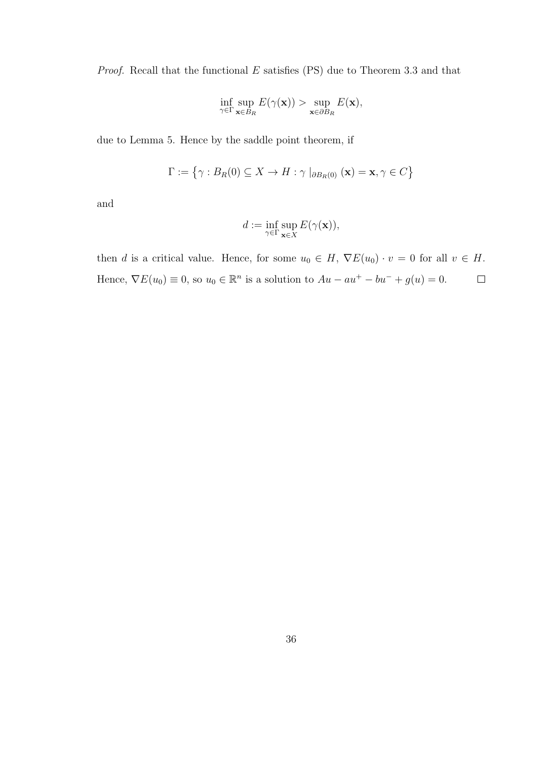*Proof.* Recall that the functional $E$ satisfies (PS) due to Theorem 3.3 and that

$$\inf_{\gamma\in\Gamma}\sup_{\mathbf{x}\in B_R} E(\gamma(\mathbf{x})) > \sup_{\mathbf{x}\in\partial B_R} E(\mathbf{x}),$$

due to Lemma 5. Hence by the saddle point theorem, if

$$\Gamma := \left\{\gamma : B_R(0) \subseteq X \to H : \gamma\mid_{\partial B_R(0)}(\mathbf{x}) = \mathbf{x}, \gamma \in C\right\}$$

and

$$d := \inf_{\gamma\in\Gamma}\sup_{\mathbf{x}\in X} E(\gamma(\mathbf{x})),$$

then $d$ is a critical value. Hence, for some $u_0 \in H$, $\nabla E(u_0)\cdot v = 0$ for all $v \in H$. Hence, $\nabla E(u_0) \equiv 0$, so $u_0 \in \mathbb{R}^n$ is a solution to $Au - au^+ - bu^- + g(u) = 0$. $\square$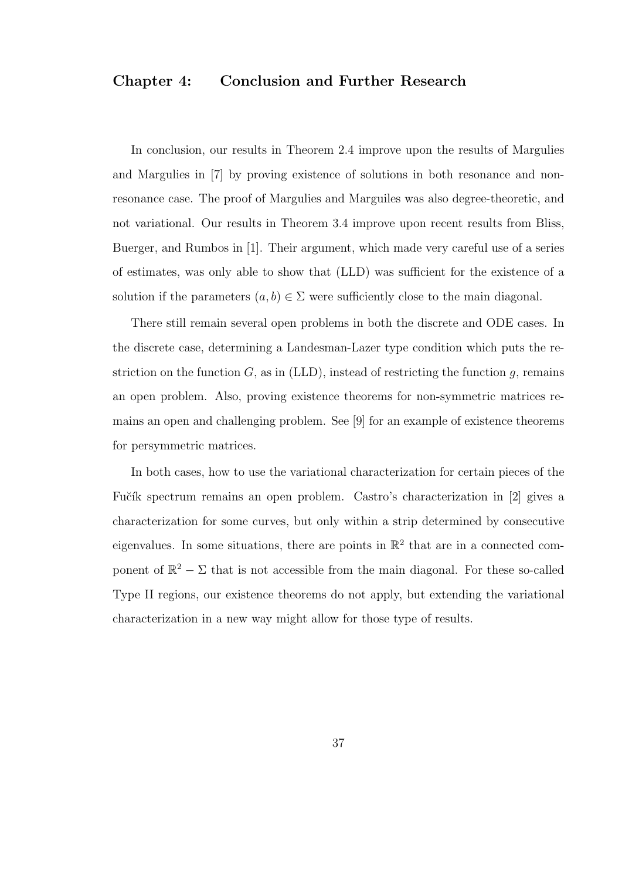## Chapter 4: Conclusion and Further Research

In conclusion, our results in Theorem 2.4 improve upon the results of Margulies and Margulies in [7] by proving existence of solutions in both resonance and non-resonance case. The proof of Margulies and Marguiles was also degree-theoretic, and not variational. Our results in Theorem 3.4 improve upon recent results from Bliss, Buerger, and Rumbos in [1]. Their argument, which made very careful use of a series of estimates, was only able to show that (LLD) was sufficient for the existence of a solution if the parameters $(a, b) \in \Sigma$ were sufficiently close to the main diagonal.

There still remain several open problems in both the discrete and ODE cases. In the discrete case, determining a Landesman-Lazer type condition which puts the restriction on the function $G$, as in (LLD), instead of restricting the function $g$, remains an open problem. Also, proving existence theorems for non-symmetric matrices remains an open and challenging problem. See [9] for an example of existence theorems for persymmetric matrices.

In both cases, how to use the variational characterization for certain pieces of the Fučík spectrum remains an open problem. Castro's characterization in [2] gives a characterization for some curves, but only within a strip determined by consecutive eigenvalues. In some situations, there are points in $\mathbb{R}^2$ that are in a connected component of $\mathbb{R}^2 - \Sigma$ that is not accessible from the main diagonal. For these so-called Type II regions, our existence theorems do not apply, but extending the variational characterization in a new way might allow for those type of results.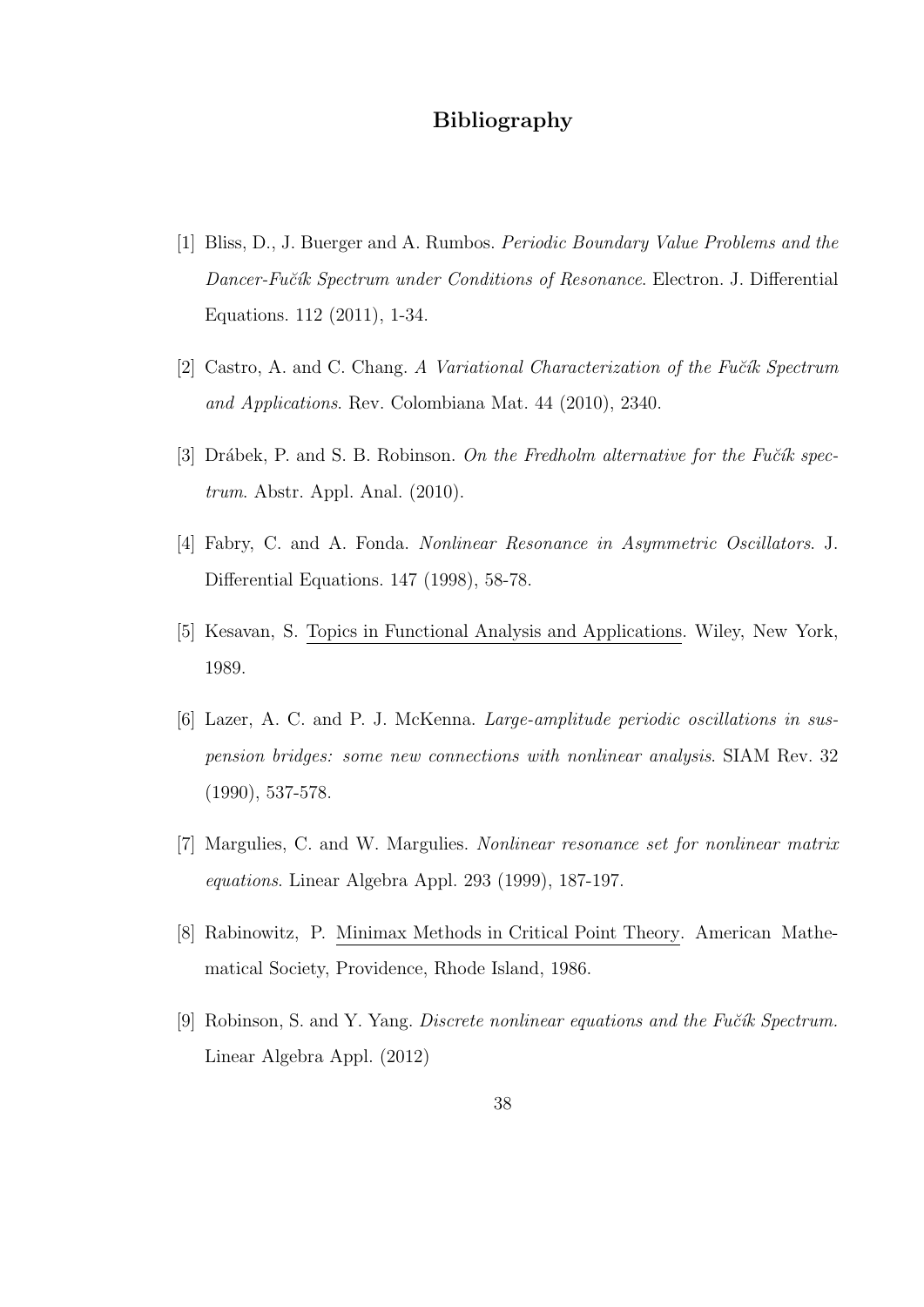# Bibliography

[1] Bliss, D., J. Buerger and A. Rumbos. *Periodic Boundary Value Problems and the Dancer-Fučík Spectrum under Conditions of Resonance*. Electron. J. Differential Equations. 112 (2011), 1-34.

[2] Castro, A. and C. Chang. *A Variational Characterization of the Fučík Spectrum and Applications*. Rev. Colombiana Mat. 44 (2010), 2340.

[3] Drábek, P. and S. B. Robinson. *On the Fredholm alternative for the Fučík spectrum*. Abstr. Appl. Anal. (2010).

[4] Fabry, C. and A. Fonda. *Nonlinear Resonance in Asymmetric Oscillators*. J. Differential Equations. 147 (1998), 58-78.

[5] Kesavan, S. <u>Topics in Functional Analysis and Applications</u>. Wiley, New York, 1989.

[6] Lazer, A. C. and P. J. McKenna. *Large-amplitude periodic oscillations in suspension bridges: some new connections with nonlinear analysis*. SIAM Rev. 32 (1990), 537-578.

[7] Margulies, C. and W. Margulies. *Nonlinear resonance set for nonlinear matrix equations*. Linear Algebra Appl. 293 (1999), 187-197.

[8] Rabinowitz, P. <u>Minimax Methods in Critical Point Theory</u>. American Mathematical Society, Providence, Rhode Island, 1986.

[9] Robinson, S. and Y. Yang. *Discrete nonlinear equations and the Fučík Spectrum.* Linear Algebra Appl. (2012)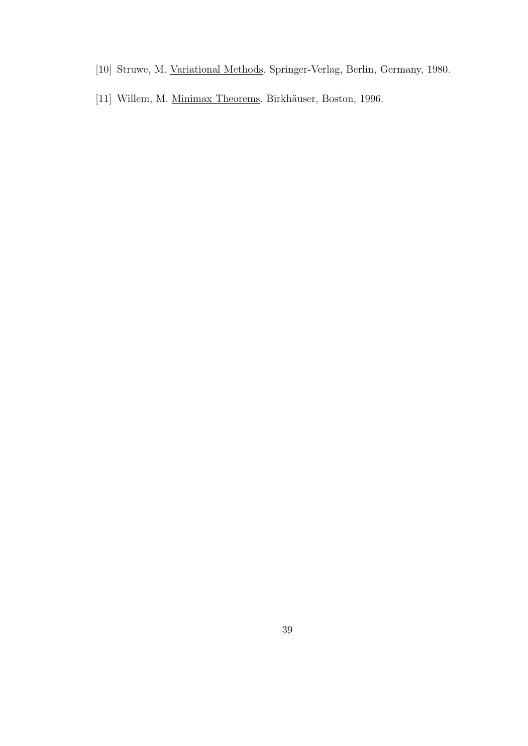[10] Struwe, M. Variational Methods. Springer-Verlag, Berlin, Germany, 1980.

[11] Willem, M. Minimax Theorems. Birkhäuser, Boston, 1996.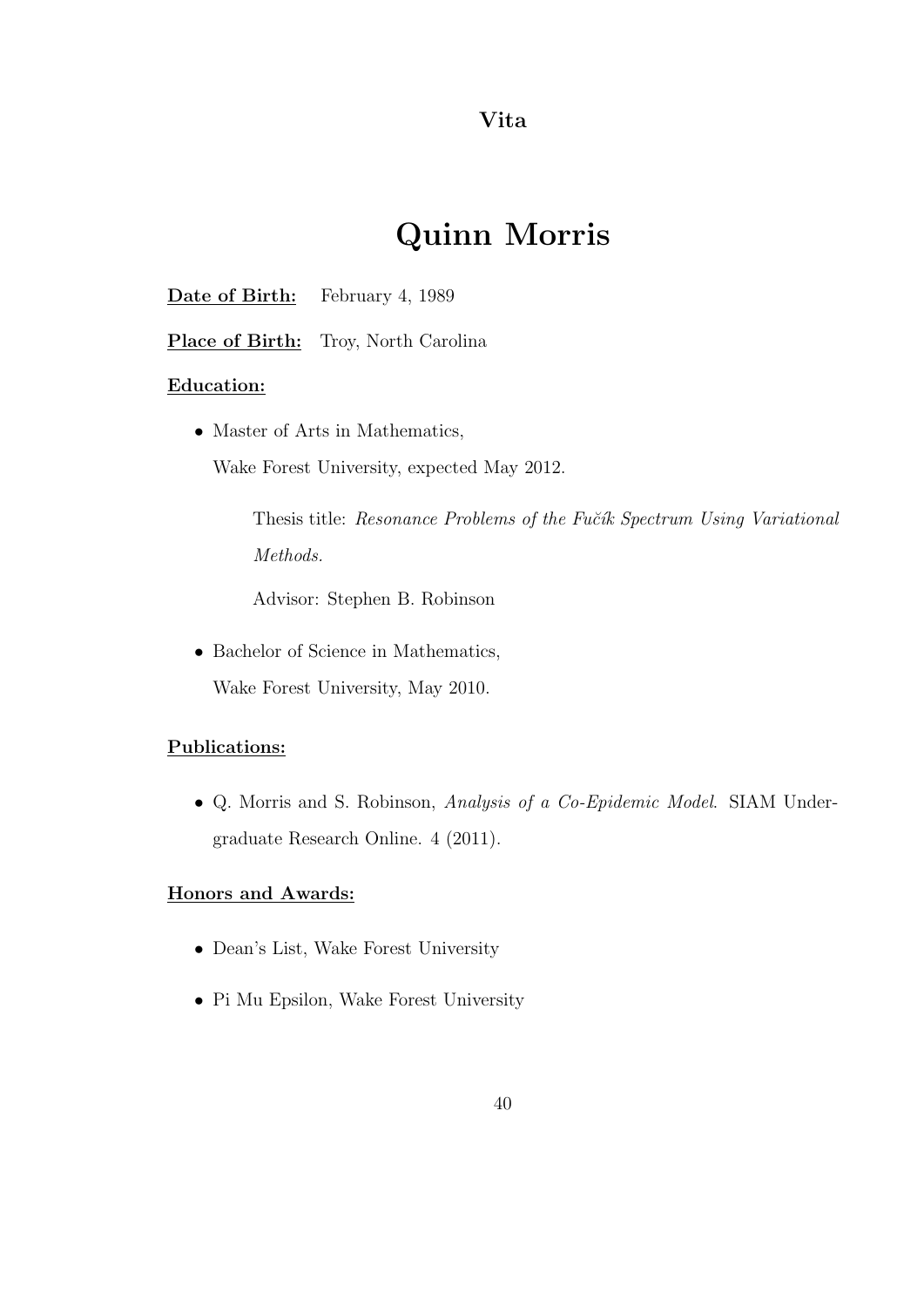## Vita

# Quinn Morris

**Date of Birth:** February 4, 1989

**Place of Birth:** Troy, North Carolina

**Education:**

- Master of Arts in Mathematics,
  Wake Forest University, expected May 2012.

  Thesis title: *Resonance Problems of the Fučík Spectrum Using Variational Methods.*

  Advisor: Stephen B. Robinson

- Bachelor of Science in Mathematics,
  Wake Forest University, May 2010.

**Publications:**

- Q. Morris and S. Robinson, *Analysis of a Co-Epidemic Model*. SIAM Undergraduate Research Online. 4 (2011).

**Honors and Awards:**

- Dean's List, Wake Forest University
- Pi Mu Epsilon, Wake Forest University